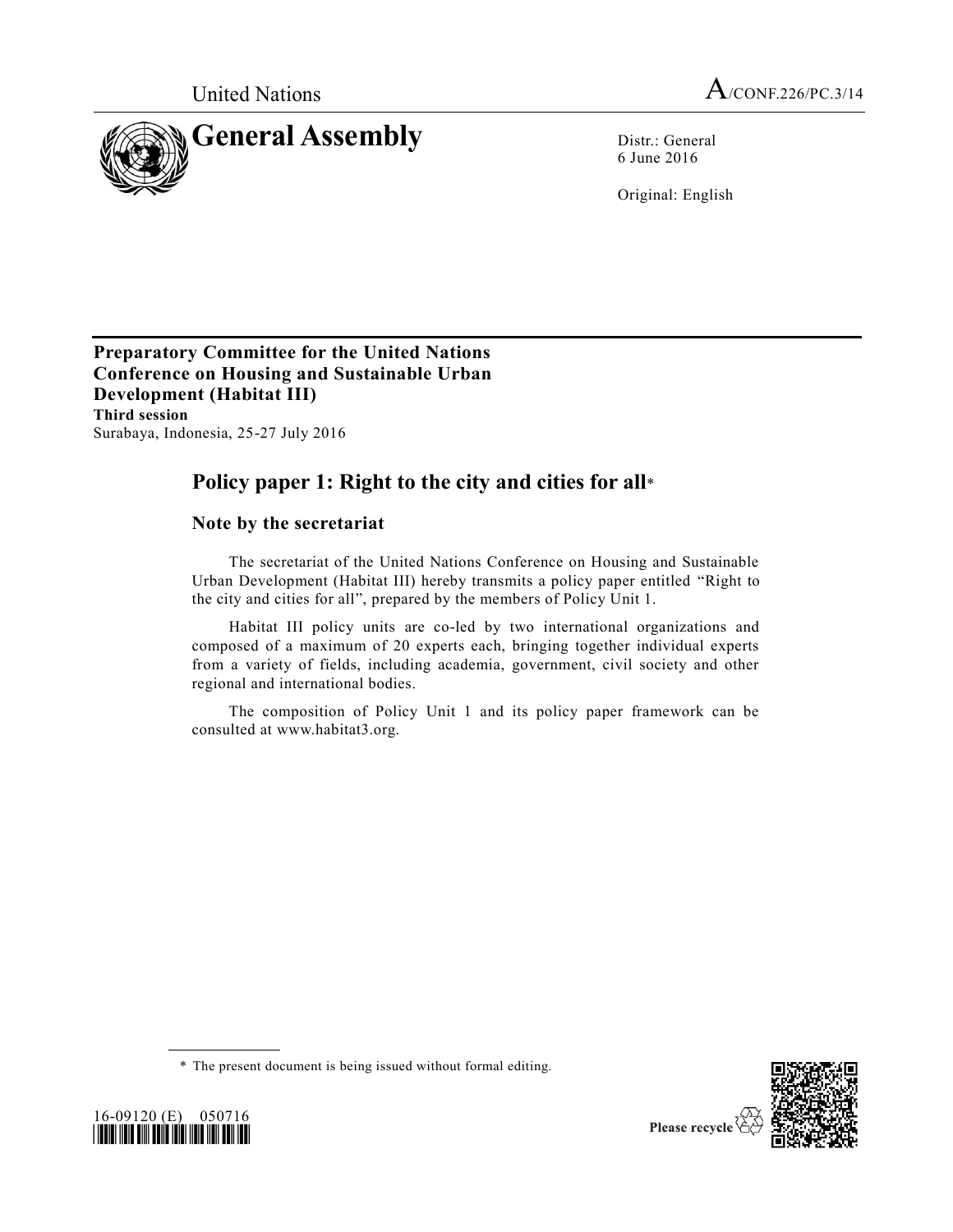United Nations A/CONF.226/PC.3/14

# General Assembly

Distr.: General
6 June 2016

Original: English

**Preparatory Committee for the United Nations Conference on Housing and Sustainable Urban Development (Habitat III)**
**Third session**
Surabaya, Indonesia, 25-27 July 2016

## Policy paper 1: Right to the city and cities for all*

### Note by the secretariat

The secretariat of the United Nations Conference on Housing and Sustainable Urban Development (Habitat III) hereby transmits a policy paper entitled "Right to the city and cities for all", prepared by the members of Policy Unit 1.

Habitat III policy units are co-led by two international organizations and composed of a maximum of 20 experts each, bringing together individual experts from a variety of fields, including academia, government, civil society and other regional and international bodies.

The composition of Policy Unit 1 and its policy paper framework can be consulted at www.habitat3.org.

\* The present document is being issued without formal editing.

16-09120 (E) 050716

Please recycle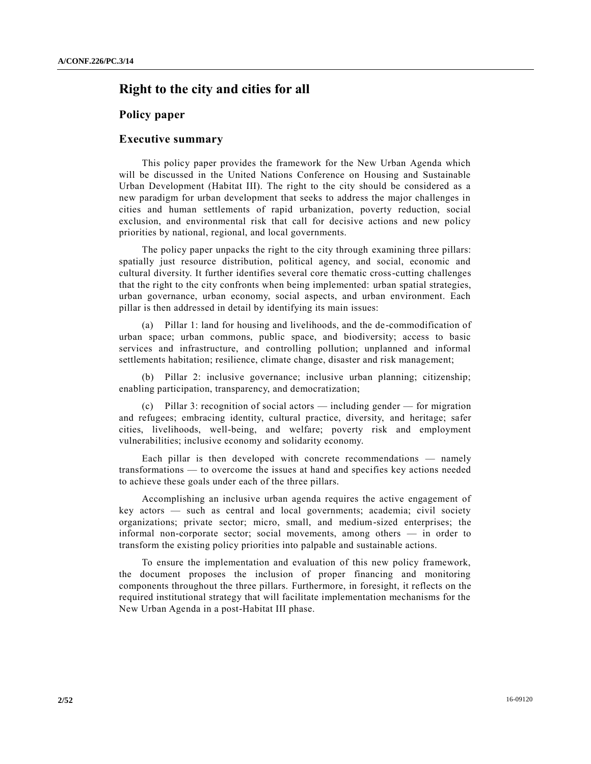# Right to the city and cities for all

## Policy paper

### Executive summary

This policy paper provides the framework for the New Urban Agenda which will be discussed in the United Nations Conference on Housing and Sustainable Urban Development (Habitat III). The right to the city should be considered as a new paradigm for urban development that seeks to address the major challenges in cities and human settlements of rapid urbanization, poverty reduction, social exclusion, and environmental risk that call for decisive actions and new policy priorities by national, regional, and local governments.

The policy paper unpacks the right to the city through examining three pillars: spatially just resource distribution, political agency, and social, economic and cultural diversity. It further identifies several core thematic cross-cutting challenges that the right to the city confronts when being implemented: urban spatial strategies, urban governance, urban economy, social aspects, and urban environment. Each pillar is then addressed in detail by identifying its main issues:

(a) Pillar 1: land for housing and livelihoods, and the de-commodification of urban space; urban commons, public space, and biodiversity; access to basic services and infrastructure, and controlling pollution; unplanned and informal settlements habitation; resilience, climate change, disaster and risk management;

(b) Pillar 2: inclusive governance; inclusive urban planning; citizenship; enabling participation, transparency, and democratization;

(c) Pillar 3: recognition of social actors — including gender — for migration and refugees; embracing identity, cultural practice, diversity, and heritage; safer cities, livelihoods, well-being, and welfare; poverty risk and employment vulnerabilities; inclusive economy and solidarity economy.

Each pillar is then developed with concrete recommendations — namely transformations — to overcome the issues at hand and specifies key actions needed to achieve these goals under each of the three pillars.

Accomplishing an inclusive urban agenda requires the active engagement of key actors — such as central and local governments; academia; civil society organizations; private sector; micro, small, and medium-sized enterprises; the informal non-corporate sector; social movements, among others — in order to transform the existing policy priorities into palpable and sustainable actions.

To ensure the implementation and evaluation of this new policy framework, the document proposes the inclusion of proper financing and monitoring components throughout the three pillars. Furthermore, in foresight, it reflects on the required institutional strategy that will facilitate implementation mechanisms for the New Urban Agenda in a post-Habitat III phase.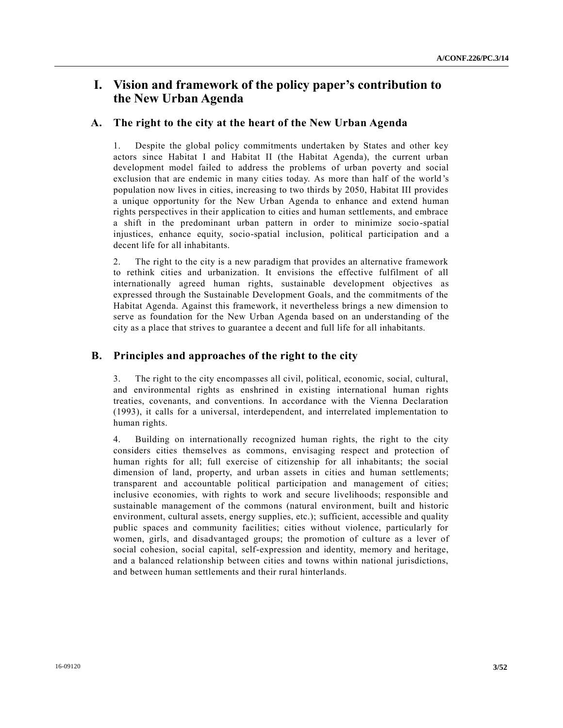# I. Vision and framework of the policy paper's contribution to the New Urban Agenda

## A. The right to the city at the heart of the New Urban Agenda

1. Despite the global policy commitments undertaken by States and other key actors since Habitat I and Habitat II (the Habitat Agenda), the current urban development model failed to address the problems of urban poverty and social exclusion that are endemic in many cities today. As more than half of the world's population now lives in cities, increasing to two thirds by 2050, Habitat III provides a unique opportunity for the New Urban Agenda to enhance and extend human rights perspectives in their application to cities and human settlements, and embrace a shift in the predominant urban pattern in order to minimize socio-spatial injustices, enhance equity, socio-spatial inclusion, political participation and a decent life for all inhabitants.

2. The right to the city is a new paradigm that provides an alternative framework to rethink cities and urbanization. It envisions the effective fulfilment of all internationally agreed human rights, sustainable development objectives as expressed through the Sustainable Development Goals, and the commitments of the Habitat Agenda. Against this framework, it nevertheless brings a new dimension to serve as foundation for the New Urban Agenda based on an understanding of the city as a place that strives to guarantee a decent and full life for all inhabitants.

## B. Principles and approaches of the right to the city

3. The right to the city encompasses all civil, political, economic, social, cultural, and environmental rights as enshrined in existing international human rights treaties, covenants, and conventions. In accordance with the Vienna Declaration (1993), it calls for a universal, interdependent, and interrelated implementation to human rights.

4. Building on internationally recognized human rights, the right to the city considers cities themselves as commons, envisaging respect and protection of human rights for all; full exercise of citizenship for all inhabitants; the social dimension of land, property, and urban assets in cities and human settlements; transparent and accountable political participation and management of cities; inclusive economies, with rights to work and secure livelihoods; responsible and sustainable management of the commons (natural environment, built and historic environment, cultural assets, energy supplies, etc.); sufficient, accessible and quality public spaces and community facilities; cities without violence, particularly for women, girls, and disadvantaged groups; the promotion of culture as a lever of social cohesion, social capital, self-expression and identity, memory and heritage, and a balanced relationship between cities and towns within national jurisdictions, and between human settlements and their rural hinterlands.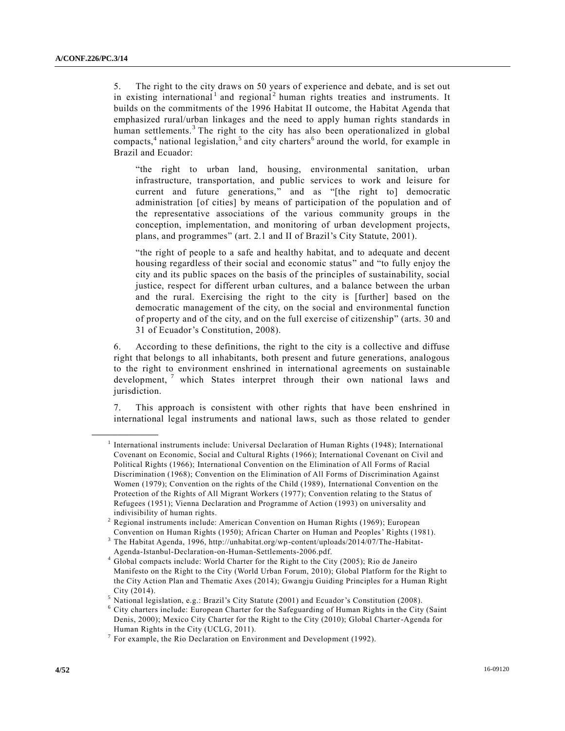5. The right to the city draws on 50 years of experience and debate, and is set out in existing international[1] and regional[2] human rights treaties and instruments. It builds on the commitments of the 1996 Habitat II outcome, the Habitat Agenda that emphasized rural/urban linkages and the need to apply human rights standards in human settlements.[3] The right to the city has also been operationalized in global compacts,[4] national legislation,[5] and city charters[6] around the world, for example in Brazil and Ecuador:

> "the right to urban land, housing, environmental sanitation, urban infrastructure, transportation, and public services to work and leisure for current and future generations," and as "[the right to] democratic administration [of cities] by means of participation of the population and of the representative associations of the various community groups in the conception, implementation, and monitoring of urban development projects, plans, and programmes" (art. 2.1 and II of Brazil's City Statute, 2001).

> "the right of people to a safe and healthy habitat, and to adequate and decent housing regardless of their social and economic status" and "to fully enjoy the city and its public spaces on the basis of the principles of sustainability, social justice, respect for different urban cultures, and a balance between the urban and the rural. Exercising the right to the city is [further] based on the democratic management of the city, on the social and environmental function of property and of the city, and on the full exercise of citizenship" (arts. 30 and 31 of Ecuador's Constitution, 2008).

6. According to these definitions, the right to the city is a collective and diffuse right that belongs to all inhabitants, both present and future generations, analogous to the right to environment enshrined in international agreements on sustainable development,[7] which States interpret through their own national laws and jurisdiction.

7. This approach is consistent with other rights that have been enshrined in international legal instruments and national laws, such as those related to gender

---

[1] International instruments include: Universal Declaration of Human Rights (1948); International Covenant on Economic, Social and Cultural Rights (1966); International Covenant on Civil and Political Rights (1966); International Convention on the Elimination of All Forms of Racial Discrimination (1968); Convention on the Elimination of All Forms of Discrimination Against Women (1979); Convention on the rights of the Child (1989), International Convention on the Protection of the Rights of All Migrant Workers (1977); Convention relating to the Status of Refugees (1951); Vienna Declaration and Programme of Action (1993) on universality and indivisibility of human rights.

[2] Regional instruments include: American Convention on Human Rights (1969); European Convention on Human Rights (1950); African Charter on Human and Peoples' Rights (1981).

[3] The Habitat Agenda, 1996, http://unhabitat.org/wp-content/uploads/2014/07/The-Habitat-Agenda-Istanbul-Declaration-on-Human-Settlements-2006.pdf.

[4] Global compacts include: World Charter for the Right to the City (2005); Rio de Janeiro Manifesto on the Right to the City (World Urban Forum, 2010); Global Platform for the Right to the City Action Plan and Thematic Axes (2014); Gwangju Guiding Principles for a Human Right City (2014).

[5] National legislation, e.g.: Brazil's City Statute (2001) and Ecuador's Constitution (2008).

[6] City charters include: European Charter for the Safeguarding of Human Rights in the City (Saint Denis, 2000); Mexico City Charter for the Right to the City (2010); Global Charter-Agenda for Human Rights in the City (UCLG, 2011).

[7] For example, the Rio Declaration on Environment and Development (1992).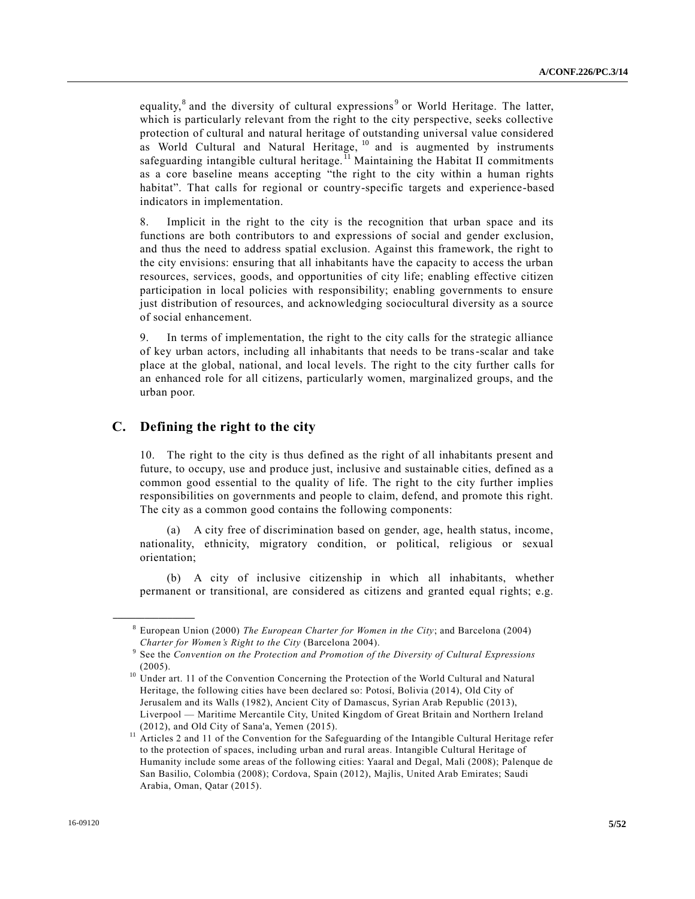equality,[8] and the diversity of cultural expressions[9] or World Heritage. The latter, which is particularly relevant from the right to the city perspective, seeks collective protection of cultural and natural heritage of outstanding universal value considered as World Cultural and Natural Heritage, [10] and is augmented by instruments safeguarding intangible cultural heritage.[11] Maintaining the Habitat II commitments as a core baseline means accepting "the right to the city within a human rights habitat". That calls for regional or country-specific targets and experience-based indicators in implementation.

8. Implicit in the right to the city is the recognition that urban space and its functions are both contributors to and expressions of social and gender exclusion, and thus the need to address spatial exclusion. Against this framework, the right to the city envisions: ensuring that all inhabitants have the capacity to access the urban resources, services, goods, and opportunities of city life; enabling effective citizen participation in local policies with responsibility; enabling governments to ensure just distribution of resources, and acknowledging sociocultural diversity as a source of social enhancement.

9. In terms of implementation, the right to the city calls for the strategic alliance of key urban actors, including all inhabitants that needs to be trans-scalar and take place at the global, national, and local levels. The right to the city further calls for an enhanced role for all citizens, particularly women, marginalized groups, and the urban poor.

## C. Defining the right to the city

10. The right to the city is thus defined as the right of all inhabitants present and future, to occupy, use and produce just, inclusive and sustainable cities, defined as a common good essential to the quality of life. The right to the city further implies responsibilities on governments and people to claim, defend, and promote this right. The city as a common good contains the following components:

(a) A city free of discrimination based on gender, age, health status, income, nationality, ethnicity, migratory condition, or political, religious or sexual orientation;

(b) A city of inclusive citizenship in which all inhabitants, whether permanent or transitional, are considered as citizens and granted equal rights; e.g.

---

[8] European Union (2000) *The European Charter for Women in the City*; and Barcelona (2004) *Charter for Women's Right to the City* (Barcelona 2004).

[9] See the *Convention on the Protection and Promotion of the Diversity of Cultural Expressions* (2005).

[10] Under art. 11 of the Convention Concerning the Protection of the World Cultural and Natural Heritage, the following cities have been declared so: Potosí, Bolivia (2014), Old City of Jerusalem and its Walls (1982), Ancient City of Damascus, Syrian Arab Republic (2013), Liverpool — Maritime Mercantile City, United Kingdom of Great Britain and Northern Ireland (2012), and Old City of Sana'a, Yemen (2015).

[11] Articles 2 and 11 of the Convention for the Safeguarding of the Intangible Cultural Heritage refer to the protection of spaces, including urban and rural areas. Intangible Cultural Heritage of Humanity include some areas of the following cities: Yaaral and Degal, Mali (2008); Palenque de San Basilio, Colombia (2008); Cordova, Spain (2012), Majlis, United Arab Emirates; Saudi Arabia, Oman, Qatar (2015).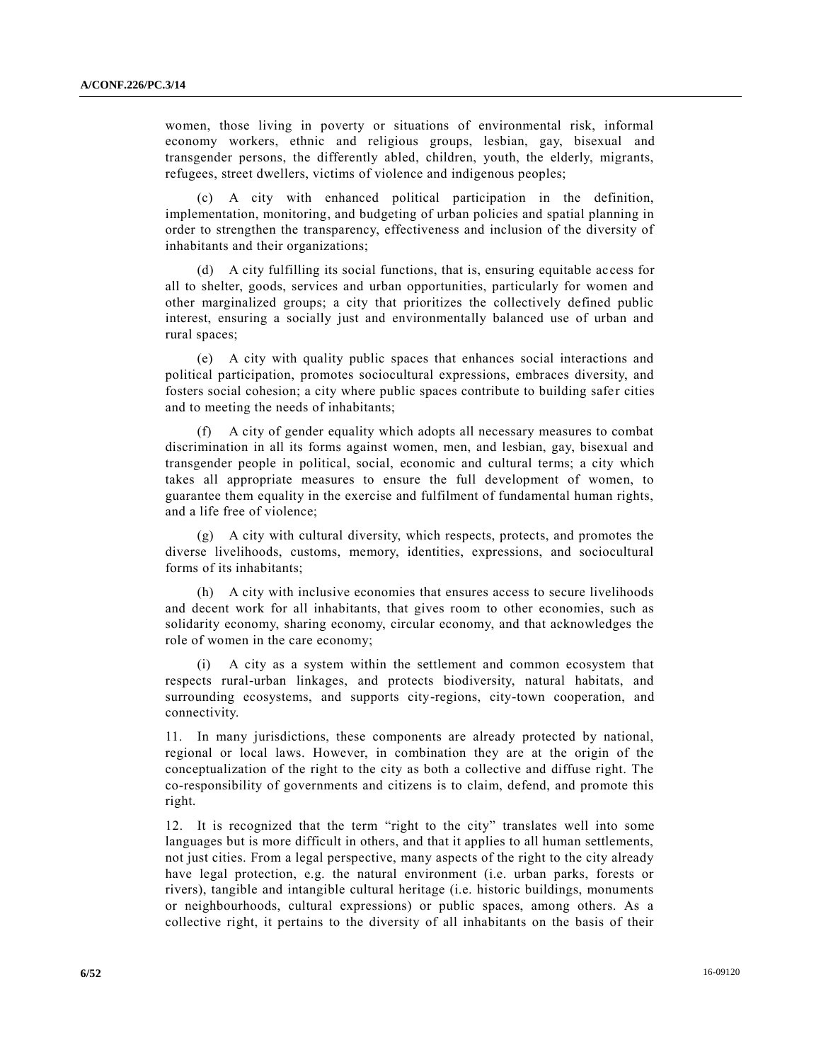women, those living in poverty or situations of environmental risk, informal economy workers, ethnic and religious groups, lesbian, gay, bisexual and transgender persons, the differently abled, children, youth, the elderly, migrants, refugees, street dwellers, victims of violence and indigenous peoples;

(c) A city with enhanced political participation in the definition, implementation, monitoring, and budgeting of urban policies and spatial planning in order to strengthen the transparency, effectiveness and inclusion of the diversity of inhabitants and their organizations;

(d) A city fulfilling its social functions, that is, ensuring equitable access for all to shelter, goods, services and urban opportunities, particularly for women and other marginalized groups; a city that prioritizes the collectively defined public interest, ensuring a socially just and environmentally balanced use of urban and rural spaces;

(e) A city with quality public spaces that enhances social interactions and political participation, promotes sociocultural expressions, embraces diversity, and fosters social cohesion; a city where public spaces contribute to building safer cities and to meeting the needs of inhabitants;

(f) A city of gender equality which adopts all necessary measures to combat discrimination in all its forms against women, men, and lesbian, gay, bisexual and transgender people in political, social, economic and cultural terms; a city which takes all appropriate measures to ensure the full development of women, to guarantee them equality in the exercise and fulfilment of fundamental human rights, and a life free of violence;

(g) A city with cultural diversity, which respects, protects, and promotes the diverse livelihoods, customs, memory, identities, expressions, and sociocultural forms of its inhabitants;

(h) A city with inclusive economies that ensures access to secure livelihoods and decent work for all inhabitants, that gives room to other economies, such as solidarity economy, sharing economy, circular economy, and that acknowledges the role of women in the care economy;

(i) A city as a system within the settlement and common ecosystem that respects rural-urban linkages, and protects biodiversity, natural habitats, and surrounding ecosystems, and supports city-regions, city-town cooperation, and connectivity.

11. In many jurisdictions, these components are already protected by national, regional or local laws. However, in combination they are at the origin of the conceptualization of the right to the city as both a collective and diffuse right. The co-responsibility of governments and citizens is to claim, defend, and promote this right.

12. It is recognized that the term "right to the city" translates well into some languages but is more difficult in others, and that it applies to all human settlements, not just cities. From a legal perspective, many aspects of the right to the city already have legal protection, e.g. the natural environment (i.e. urban parks, forests or rivers), tangible and intangible cultural heritage (i.e. historic buildings, monuments or neighbourhoods, cultural expressions) or public spaces, among others. As a collective right, it pertains to the diversity of all inhabitants on the basis of their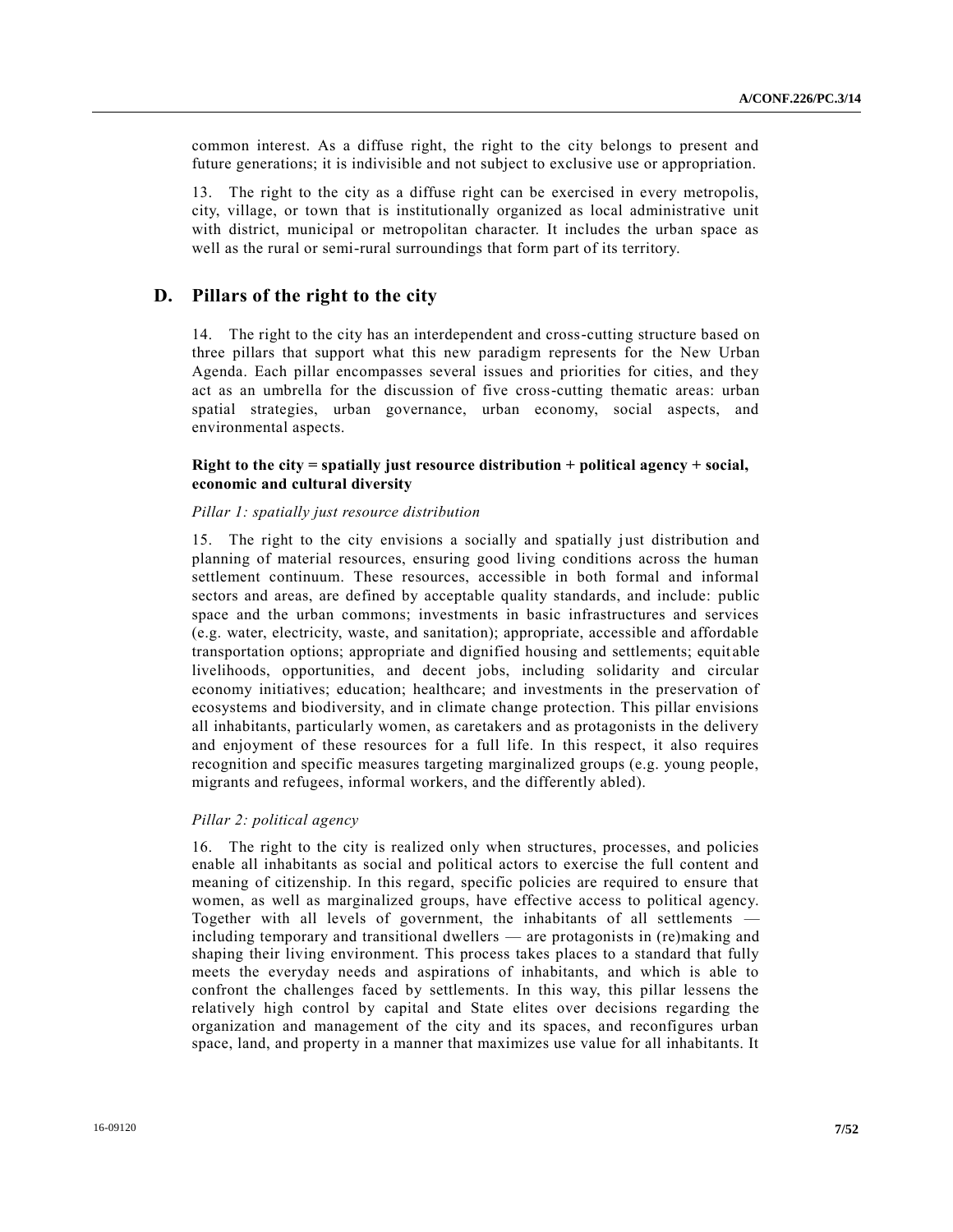common interest. As a diffuse right, the right to the city belongs to present and future generations; it is indivisible and not subject to exclusive use or appropriation.

13. The right to the city as a diffuse right can be exercised in every metropolis, city, village, or town that is institutionally organized as local administrative unit with district, municipal or metropolitan character. It includes the urban space as well as the rural or semi-rural surroundings that form part of its territory.

## D. Pillars of the right to the city

14. The right to the city has an interdependent and cross-cutting structure based on three pillars that support what this new paradigm represents for the New Urban Agenda. Each pillar encompasses several issues and priorities for cities, and they act as an umbrella for the discussion of five cross-cutting thematic areas: urban spatial strategies, urban governance, urban economy, social aspects, and environmental aspects.

**Right to the city = spatially just resource distribution + political agency + social, economic and cultural diversity**

*Pillar 1: spatially just resource distribution*

15. The right to the city envisions a socially and spatially just distribution and planning of material resources, ensuring good living conditions across the human settlement continuum. These resources, accessible in both formal and informal sectors and areas, are defined by acceptable quality standards, and include: public space and the urban commons; investments in basic infrastructures and services (e.g. water, electricity, waste, and sanitation); appropriate, accessible and affordable transportation options; appropriate and dignified housing and settlements; equitable livelihoods, opportunities, and decent jobs, including solidarity and circular economy initiatives; education; healthcare; and investments in the preservation of ecosystems and biodiversity, and in climate change protection. This pillar envisions all inhabitants, particularly women, as caretakers and as protagonists in the delivery and enjoyment of these resources for a full life. In this respect, it also requires recognition and specific measures targeting marginalized groups (e.g. young people, migrants and refugees, informal workers, and the differently abled).

*Pillar 2: political agency*

16. The right to the city is realized only when structures, processes, and policies enable all inhabitants as social and political actors to exercise the full content and meaning of citizenship. In this regard, specific policies are required to ensure that women, as well as marginalized groups, have effective access to political agency. Together with all levels of government, the inhabitants of all settlements — including temporary and transitional dwellers — are protagonists in (re)making and shaping their living environment. This process takes places to a standard that fully meets the everyday needs and aspirations of inhabitants, and which is able to confront the challenges faced by settlements. In this way, this pillar lessens the relatively high control by capital and State elites over decisions regarding the organization and management of the city and its spaces, and reconfigures urban space, land, and property in a manner that maximizes use value for all inhabitants. It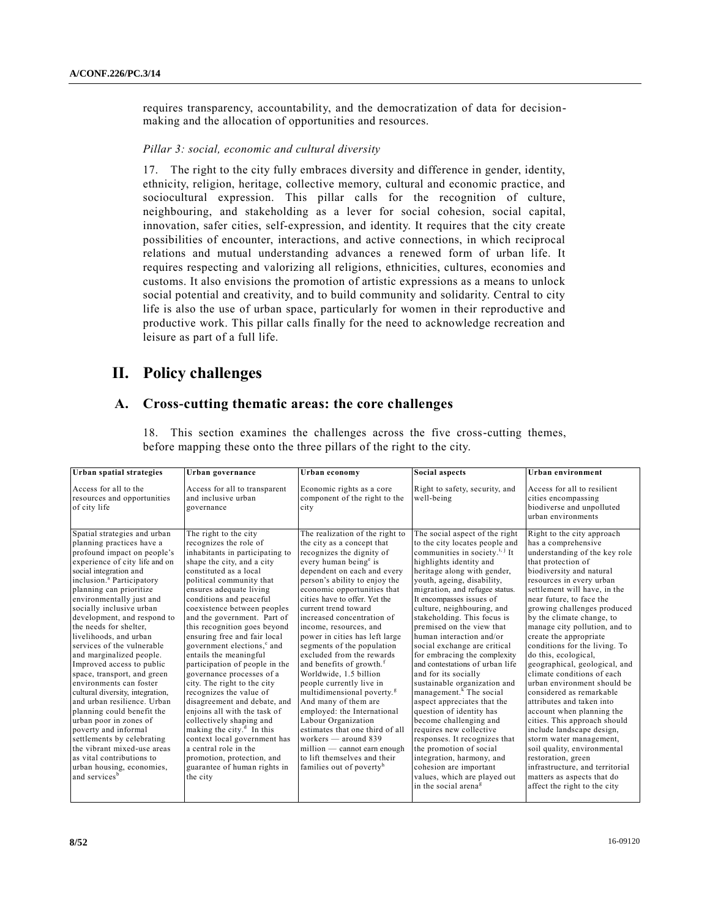requires transparency, accountability, and the democratization of data for decision-making and the allocation of opportunities and resources.

*Pillar 3: social, economic and cultural diversity*

17. The right to the city fully embraces diversity and difference in gender, identity, ethnicity, religion, heritage, collective memory, cultural and economic practice, and sociocultural expression. This pillar calls for the recognition of culture, neighbouring, and stakeholding as a lever for social cohesion, social capital, innovation, safer cities, self-expression, and identity. It requires that the city create possibilities of encounter, interactions, and active connections, in which reciprocal relations and mutual understanding advances a renewed form of urban life. It requires respecting and valorizing all religions, ethnicities, cultures, economies and customs. It also envisions the promotion of artistic expressions as a means to unlock social potential and creativity, and to build community and solidarity. Central to city life is also the use of urban space, particularly for women in their reproductive and productive work. This pillar calls finally for the need to acknowledge recreation and leisure as part of a full life.

# II. Policy challenges

## A. Cross-cutting thematic areas: the core challenges

18. This section examines the challenges across the five cross-cutting themes, before mapping these onto the three pillars of the right to the city.

| **Urban spatial strategies** | **Urban governance** | **Urban economy** | **Social aspects** | **Urban environment** |
|---|---|---|---|---|
| Access for all to the resources and opportunities of city life | Access for all to transparent and inclusive urban governance | Economic rights as a core component of the right to the city | Right to safety, security, and well-being | Access for all to resilient cities encompassing biodiverse and unpolluted urban environments |
| Spatial strategies and urban planning practices have a profound impact on people's experience of city life and on social integration and inclusion.[a] Participatory planning can prioritize environmentally just and socially inclusive urban development, and respond to the needs for shelter, livelihoods, and urban services of the vulnerable and marginalized people. Improved access to public space, transport, and green environments can foster cultural diversity, integration, and urban resilience. Urban planning could benefit the urban poor in zones of poverty and informal settlements by celebrating the vibrant mixed-use areas as vital contributions to urban housing, economies, and services[b] | The right to the city recognizes the role of inhabitants in participating to shape the city, and a city constituted as a local political community that ensures adequate living conditions and peaceful coexistence between peoples and the government. Part of this recognition goes beyond ensuring free and fair local government elections,[c] and entails the meaningful participation of people in the governance processes of a city. The right to the city recognizes the value of disagreement and debate, and enjoins all with the task of collectively shaping and making the city.[d] In this context local government has a central role in the promotion, protection, and guarantee of human rights in the city | The realization of the right to the city as a concept that recognizes the dignity of every human being[e] is dependent on each and every person's ability to enjoy the economic opportunities that cities have to offer. Yet the current trend toward increased concentration of income, resources, and power in cities has left large segments of the population excluded from the rewards and benefits of growth.[f] Worldwide, 1.5 billion people currently live in multidimensional poverty.[g] And many of them are employed: the International Labour Organization estimates that one third of all workers — around 839 million — cannot earn enough to lift themselves and their families out of poverty[h] | The social aspect of the right to the city locates people and communities in society.[i, j] It highlights identity and heritage along with gender, youth, ageing, disability, migration, and refugee status. It encompasses issues of culture, neighbouring, and stakeholding. This focus is premised on the view that human interaction and/or social exchange are critical for embracing the complexity and contestations of urban life and for its socially sustainable organization and management.[k] The social aspect appreciates that the question of identity has become challenging and requires new collective responses. It recognizes that the promotion of social integration, harmony, and cohesion are important values, which are played out in the social arena[g] | Right to the city approach has a comprehensive understanding of the key role that protection of biodiversity and natural resources in every urban settlement will have, in the near future, to face the growing challenges produced by the climate change, to manage city pollution, and to create the appropriate conditions for the living. To do this, ecological, geographical, geological, and climate conditions of each urban environment should be considered as remarkable attributes and taken into account when planning the cities. This approach should include landscape design, storm water management, soil quality, environmental restoration, green infrastructure, and territorial matters as aspects that do affect the right to the city |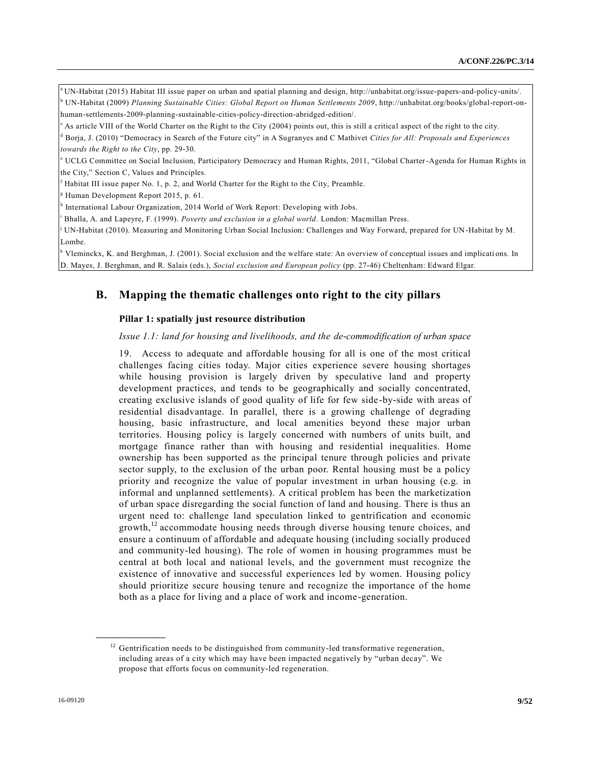[a] UN-Habitat (2015) Habitat III issue paper on urban and spatial planning and design, http://unhabitat.org/issue-papers-and-policy-units/.

[b] UN-Habitat (2009) *Planning Sustainable Cities: Global Report on Human Settlements 2009*, http://unhabitat.org/books/global-report-on-human-settlements-2009-planning-sustainable-cities-policy-direction-abridged-edition/.

[c] As article VIII of the World Charter on the Right to the City (2004) points out, this is still a critical aspect of the right to the city.

[d] Borja, J. (2010) "Democracy in Search of the Future city" in A Sugranyes and C Mathivet *Cities for All: Proposals and Experiences towards the Right to the City*, pp. 29-30.

[e] UCLG Committee on Social Inclusion, Participatory Democracy and Human Rights, 2011, "Global Charter-Agenda for Human Rights in the City," Section C, Values and Principles.

[f] Habitat III issue paper No. 1, p. 2, and World Charter for the Right to the City, Preamble.

[g] Human Development Report 2015, p. 61.

[h] International Labour Organization, 2014 World of Work Report: Developing with Jobs.

[i] Bhalla, A. and Lapeyre, F. (1999). *Poverty and exclusion in a global world*. London: Macmillan Press.

[j] UN-Habitat (2010). Measuring and Monitoring Urban Social Inclusion: Challenges and Way Forward, prepared for UN-Habitat by M. Lombe.

[k] Vleminckx, K. and Berghman, J. (2001). Social exclusion and the welfare state: An overview of conceptual issues and implications. In D. Mayes, J. Berghman, and R. Salais (eds.), *Social exclusion and European policy* (pp. 27-46) Cheltenham: Edward Elgar.

## B. Mapping the thematic challenges onto right to the city pillars

### Pillar 1: spatially just resource distribution

*Issue 1.1: land for housing and livelihoods, and the de-commodification of urban space*

19. Access to adequate and affordable housing for all is one of the most critical challenges facing cities today. Major cities experience severe housing shortages while housing provision is largely driven by speculative land and property development practices, and tends to be geographically and socially concentrated, creating exclusive islands of good quality of life for few side-by-side with areas of residential disadvantage. In parallel, there is a growing challenge of degrading housing, basic infrastructure, and local amenities beyond these major urban territories. Housing policy is largely concerned with numbers of units built, and mortgage finance rather than with housing and residential inequalities. Home ownership has been supported as the principal tenure through policies and private sector supply, to the exclusion of the urban poor. Rental housing must be a policy priority and recognize the value of popular investment in urban housing (e.g. in informal and unplanned settlements). A critical problem has been the marketization of urban space disregarding the social function of land and housing. There is thus an urgent need to: challenge land speculation linked to gentrification and economic growth,[12] accommodate housing needs through diverse housing tenure choices, and ensure a continuum of affordable and adequate housing (including socially produced and community-led housing). The role of women in housing programmes must be central at both local and national levels, and the government must recognize the existence of innovative and successful experiences led by women. Housing policy should prioritize secure housing tenure and recognize the importance of the home both as a place for living and a place of work and income-generation.

[12] Gentrification needs to be distinguished from community-led transformative regeneration, including areas of a city which may have been impacted negatively by "urban decay". We propose that efforts focus on community-led regeneration.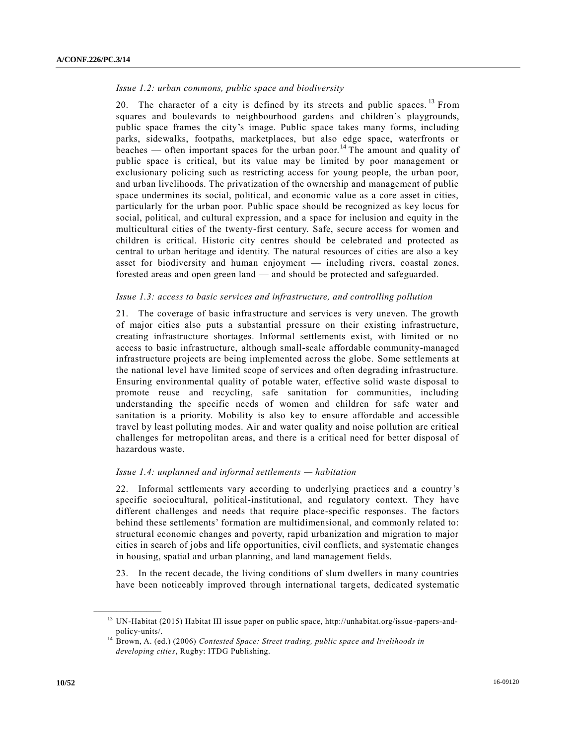*Issue 1.2: urban commons, public space and biodiversity*

20. The character of a city is defined by its streets and public spaces.[13] From squares and boulevards to neighbourhood gardens and children´s playgrounds, public space frames the city's image. Public space takes many forms, including parks, sidewalks, footpaths, marketplaces, but also edge space, waterfronts or beaches — often important spaces for the urban poor.[14] The amount and quality of public space is critical, but its value may be limited by poor management or exclusionary policing such as restricting access for young people, the urban poor, and urban livelihoods. The privatization of the ownership and management of public space undermines its social, political, and economic value as a core asset in cities, particularly for the urban poor. Public space should be recognized as key locus for social, political, and cultural expression, and a space for inclusion and equity in the multicultural cities of the twenty-first century. Safe, secure access for women and children is critical. Historic city centres should be celebrated and protected as central to urban heritage and identity. The natural resources of cities are also a key asset for biodiversity and human enjoyment — including rivers, coastal zones, forested areas and open green land — and should be protected and safeguarded.

*Issue 1.3: access to basic services and infrastructure, and controlling pollution*

21. The coverage of basic infrastructure and services is very uneven. The growth of major cities also puts a substantial pressure on their existing infrastructure, creating infrastructure shortages. Informal settlements exist, with limited or no access to basic infrastructure, although small-scale affordable community-managed infrastructure projects are being implemented across the globe. Some settlements at the national level have limited scope of services and often degrading infrastructure. Ensuring environmental quality of potable water, effective solid waste disposal to promote reuse and recycling, safe sanitation for communities, including understanding the specific needs of women and children for safe water and sanitation is a priority. Mobility is also key to ensure affordable and accessible travel by least polluting modes. Air and water quality and noise pollution are critical challenges for metropolitan areas, and there is a critical need for better disposal of hazardous waste.

*Issue 1.4: unplanned and informal settlements — habitation*

22. Informal settlements vary according to underlying practices and a country's specific sociocultural, political-institutional, and regulatory context. They have different challenges and needs that require place-specific responses. The factors behind these settlements' formation are multidimensional, and commonly related to: structural economic changes and poverty, rapid urbanization and migration to major cities in search of jobs and life opportunities, civil conflicts, and systematic changes in housing, spatial and urban planning, and land management fields.

23. In the recent decade, the living conditions of slum dwellers in many countries have been noticeably improved through international targets, dedicated systematic

[13] UN-Habitat (2015) Habitat III issue paper on public space, http://unhabitat.org/issue-papers-and-policy-units/.

[14] Brown, A. (ed.) (2006) *Contested Space: Street trading, public space and livelihoods in developing cities*, Rugby: ITDG Publishing.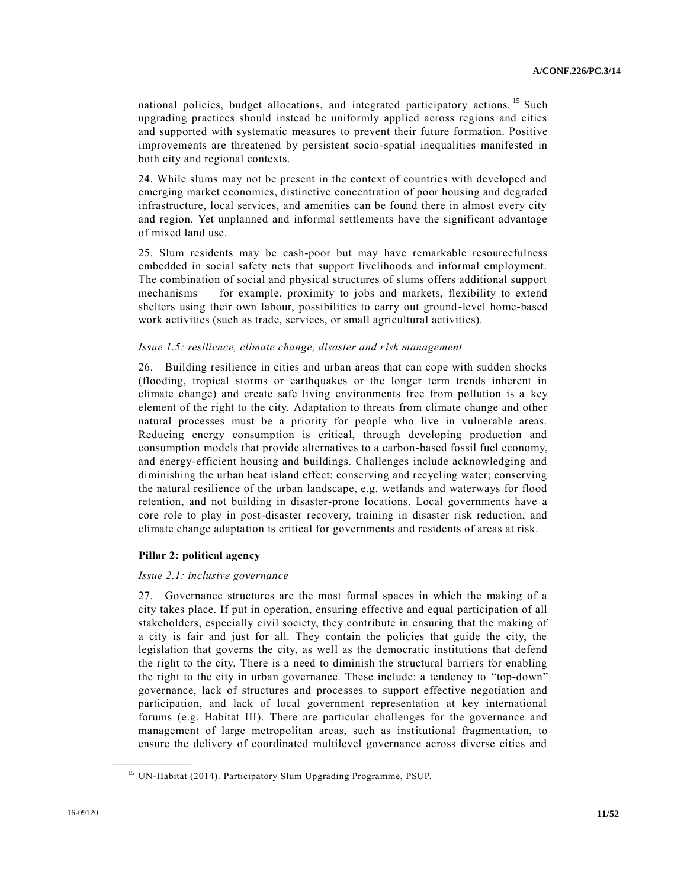national policies, budget allocations, and integrated participatory actions.[15] Such upgrading practices should instead be uniformly applied across regions and cities and supported with systematic measures to prevent their future formation. Positive improvements are threatened by persistent socio-spatial inequalities manifested in both city and regional contexts.

24. While slums may not be present in the context of countries with developed and emerging market economies, distinctive concentration of poor housing and degraded infrastructure, local services, and amenities can be found there in almost every city and region. Yet unplanned and informal settlements have the significant advantage of mixed land use.

25. Slum residents may be cash-poor but may have remarkable resourcefulness embedded in social safety nets that support livelihoods and informal employment. The combination of social and physical structures of slums offers additional support mechanisms — for example, proximity to jobs and markets, flexibility to extend shelters using their own labour, possibilities to carry out ground-level home-based work activities (such as trade, services, or small agricultural activities).

*Issue 1.5: resilience, climate change, disaster and risk management*

26. Building resilience in cities and urban areas that can cope with sudden shocks (flooding, tropical storms or earthquakes or the longer term trends inherent in climate change) and create safe living environments free from pollution is a key element of the right to the city. Adaptation to threats from climate change and other natural processes must be a priority for people who live in vulnerable areas. Reducing energy consumption is critical, through developing production and consumption models that provide alternatives to a carbon-based fossil fuel economy, and energy-efficient housing and buildings. Challenges include acknowledging and diminishing the urban heat island effect; conserving and recycling water; conserving the natural resilience of the urban landscape, e.g. wetlands and waterways for flood retention, and not building in disaster-prone locations. Local governments have a core role to play in post-disaster recovery, training in disaster risk reduction, and climate change adaptation is critical for governments and residents of areas at risk.

**Pillar 2: political agency**

*Issue 2.1: inclusive governance*

27. Governance structures are the most formal spaces in which the making of a city takes place. If put in operation, ensuring effective and equal participation of all stakeholders, especially civil society, they contribute in ensuring that the making of a city is fair and just for all. They contain the policies that guide the city, the legislation that governs the city, as well as the democratic institutions that defend the right to the city. There is a need to diminish the structural barriers for enabling the right to the city in urban governance. These include: a tendency to "top-down" governance, lack of structures and processes to support effective negotiation and participation, and lack of local government representation at key international forums (e.g. Habitat III). There are particular challenges for the governance and management of large metropolitan areas, such as institutional fragmentation, to ensure the delivery of coordinated multilevel governance across diverse cities and

[15] UN-Habitat (2014). Participatory Slum Upgrading Programme, PSUP.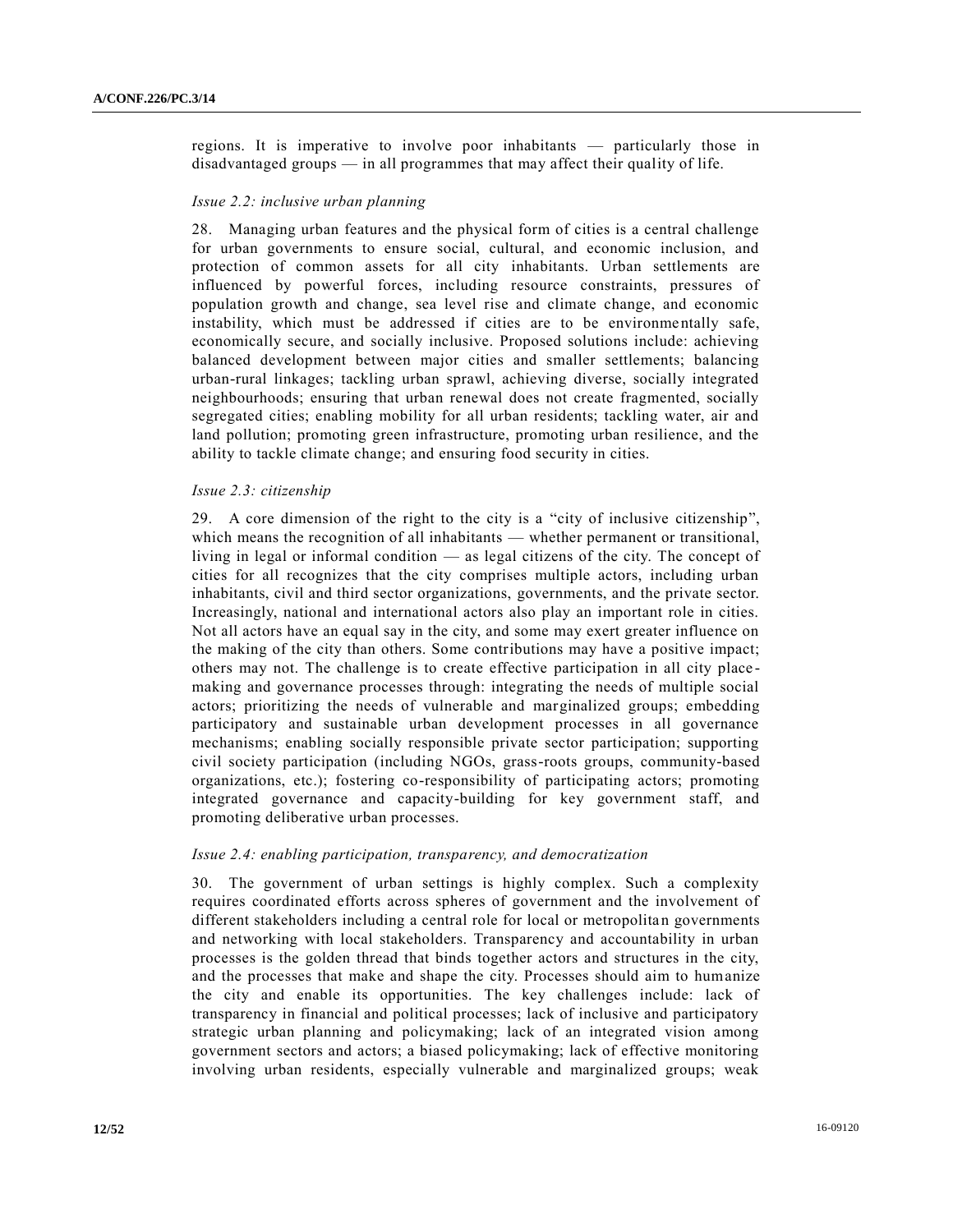regions. It is imperative to involve poor inhabitants — particularly those in disadvantaged groups — in all programmes that may affect their quality of life.

*Issue 2.2: inclusive urban planning*

28. Managing urban features and the physical form of cities is a central challenge for urban governments to ensure social, cultural, and economic inclusion, and protection of common assets for all city inhabitants. Urban settlements are influenced by powerful forces, including resource constraints, pressures of population growth and change, sea level rise and climate change, and economic instability, which must be addressed if cities are to be environmentally safe, economically secure, and socially inclusive. Proposed solutions include: achieving balanced development between major cities and smaller settlements; balancing urban-rural linkages; tackling urban sprawl, achieving diverse, socially integrated neighbourhoods; ensuring that urban renewal does not create fragmented, socially segregated cities; enabling mobility for all urban residents; tackling water, air and land pollution; promoting green infrastructure, promoting urban resilience, and the ability to tackle climate change; and ensuring food security in cities.

*Issue 2.3: citizenship*

29. A core dimension of the right to the city is a "city of inclusive citizenship", which means the recognition of all inhabitants — whether permanent or transitional, living in legal or informal condition — as legal citizens of the city. The concept of cities for all recognizes that the city comprises multiple actors, including urban inhabitants, civil and third sector organizations, governments, and the private sector. Increasingly, national and international actors also play an important role in cities. Not all actors have an equal say in the city, and some may exert greater influence on the making of the city than others. Some contributions may have a positive impact; others may not. The challenge is to create effective participation in all city place-making and governance processes through: integrating the needs of multiple social actors; prioritizing the needs of vulnerable and marginalized groups; embedding participatory and sustainable urban development processes in all governance mechanisms; enabling socially responsible private sector participation; supporting civil society participation (including NGOs, grass-roots groups, community-based organizations, etc.); fostering co-responsibility of participating actors; promoting integrated governance and capacity-building for key government staff, and promoting deliberative urban processes.

*Issue 2.4: enabling participation, transparency, and democratization*

30. The government of urban settings is highly complex. Such a complexity requires coordinated efforts across spheres of government and the involvement of different stakeholders including a central role for local or metropolitan governments and networking with local stakeholders. Transparency and accountability in urban processes is the golden thread that binds together actors and structures in the city, and the processes that make and shape the city. Processes should aim to humanize the city and enable its opportunities. The key challenges include: lack of transparency in financial and political processes; lack of inclusive and participatory strategic urban planning and policymaking; lack of an integrated vision among government sectors and actors; a biased policymaking; lack of effective monitoring involving urban residents, especially vulnerable and marginalized groups; weak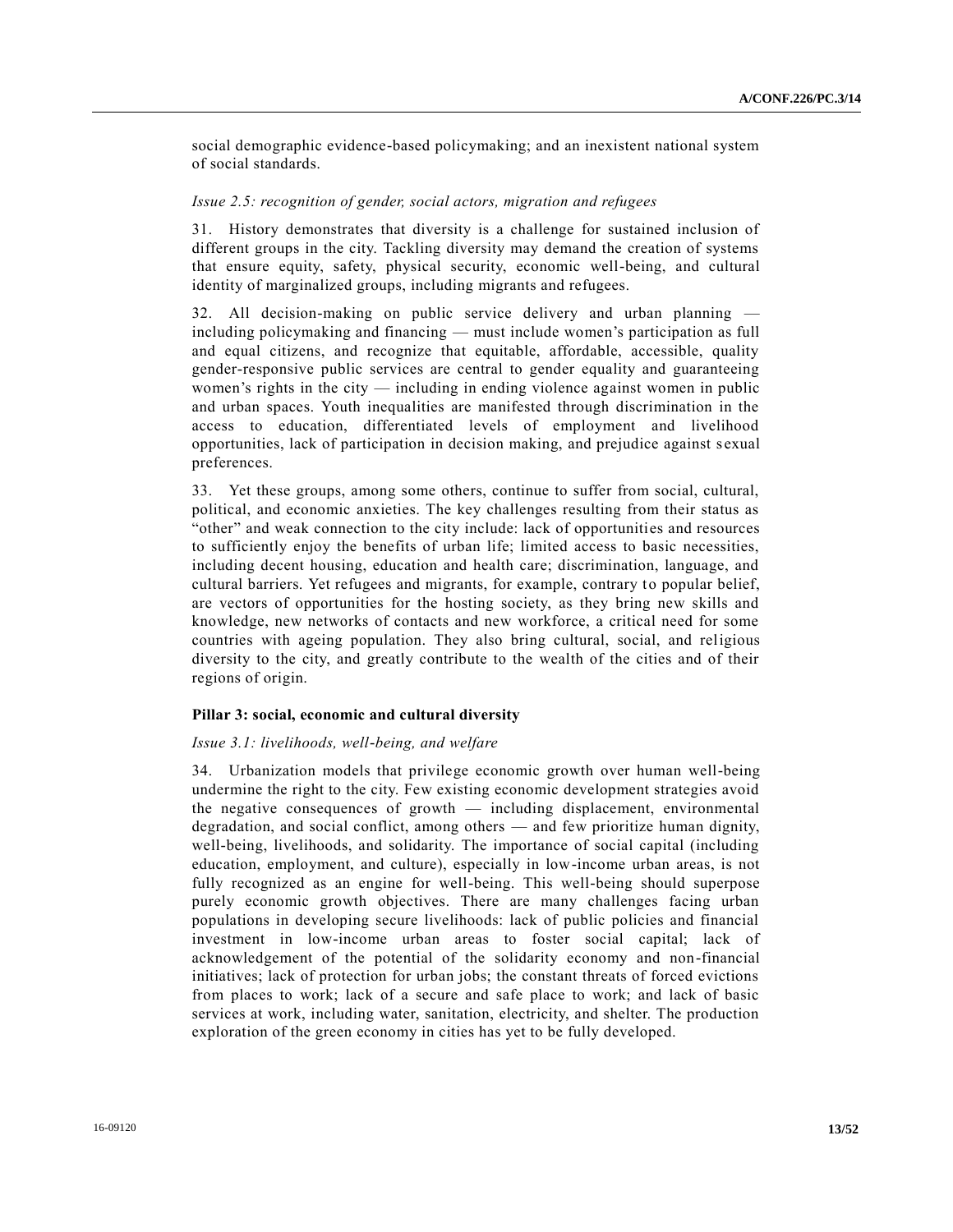social demographic evidence-based policymaking; and an inexistent national system of social standards.

*Issue 2.5: recognition of gender, social actors, migration and refugees*

31. History demonstrates that diversity is a challenge for sustained inclusion of different groups in the city. Tackling diversity may demand the creation of systems that ensure equity, safety, physical security, economic well-being, and cultural identity of marginalized groups, including migrants and refugees.

32. All decision-making on public service delivery and urban planning — including policymaking and financing — must include women's participation as full and equal citizens, and recognize that equitable, affordable, accessible, quality gender-responsive public services are central to gender equality and guaranteeing women's rights in the city — including in ending violence against women in public and urban spaces. Youth inequalities are manifested through discrimination in the access to education, differentiated levels of employment and livelihood opportunities, lack of participation in decision making, and prejudice against sexual preferences.

33. Yet these groups, among some others, continue to suffer from social, cultural, political, and economic anxieties. The key challenges resulting from their status as "other" and weak connection to the city include: lack of opportunities and resources to sufficiently enjoy the benefits of urban life; limited access to basic necessities, including decent housing, education and health care; discrimination, language, and cultural barriers. Yet refugees and migrants, for example, contrary to popular belief, are vectors of opportunities for the hosting society, as they bring new skills and knowledge, new networks of contacts and new workforce, a critical need for some countries with ageing population. They also bring cultural, social, and religious diversity to the city, and greatly contribute to the wealth of the cities and of their regions of origin.

**Pillar 3: social, economic and cultural diversity**

*Issue 3.1: livelihoods, well-being, and welfare*

34. Urbanization models that privilege economic growth over human well-being undermine the right to the city. Few existing economic development strategies avoid the negative consequences of growth — including displacement, environmental degradation, and social conflict, among others — and few prioritize human dignity, well-being, livelihoods, and solidarity. The importance of social capital (including education, employment, and culture), especially in low-income urban areas, is not fully recognized as an engine for well-being. This well-being should superpose purely economic growth objectives. There are many challenges facing urban populations in developing secure livelihoods: lack of public policies and financial investment in low-income urban areas to foster social capital; lack of acknowledgement of the potential of the solidarity economy and non-financial initiatives; lack of protection for urban jobs; the constant threats of forced evictions from places to work; lack of a secure and safe place to work; and lack of basic services at work, including water, sanitation, electricity, and shelter. The production exploration of the green economy in cities has yet to be fully developed.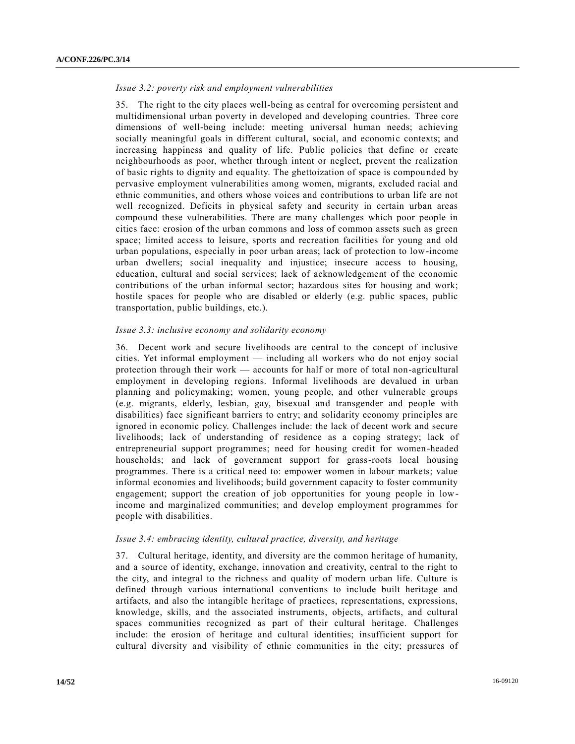*Issue 3.2: poverty risk and employment vulnerabilities*

35. The right to the city places well-being as central for overcoming persistent and multidimensional urban poverty in developed and developing countries. Three core dimensions of well-being include: meeting universal human needs; achieving socially meaningful goals in different cultural, social, and economic contexts; and increasing happiness and quality of life. Public policies that define or create neighbourhoods as poor, whether through intent or neglect, prevent the realization of basic rights to dignity and equality. The ghettoization of space is compounded by pervasive employment vulnerabilities among women, migrants, excluded racial and ethnic communities, and others whose voices and contributions to urban life are not well recognized. Deficits in physical safety and security in certain urban areas compound these vulnerabilities. There are many challenges which poor people in cities face: erosion of the urban commons and loss of common assets such as green space; limited access to leisure, sports and recreation facilities for young and old urban populations, especially in poor urban areas; lack of protection to low-income urban dwellers; social inequality and injustice; insecure access to housing, education, cultural and social services; lack of acknowledgement of the economic contributions of the urban informal sector; hazardous sites for housing and work; hostile spaces for people who are disabled or elderly (e.g. public spaces, public transportation, public buildings, etc.).

*Issue 3.3: inclusive economy and solidarity economy*

36. Decent work and secure livelihoods are central to the concept of inclusive cities. Yet informal employment — including all workers who do not enjoy social protection through their work — accounts for half or more of total non-agricultural employment in developing regions. Informal livelihoods are devalued in urban planning and policymaking; women, young people, and other vulnerable groups (e.g. migrants, elderly, lesbian, gay, bisexual and transgender and people with disabilities) face significant barriers to entry; and solidarity economy principles are ignored in economic policy. Challenges include: the lack of decent work and secure livelihoods; lack of understanding of residence as a coping strategy; lack of entrepreneurial support programmes; need for housing credit for women-headed households; and lack of government support for grass-roots local housing programmes. There is a critical need to: empower women in labour markets; value informal economies and livelihoods; build government capacity to foster community engagement; support the creation of job opportunities for young people in low-income and marginalized communities; and develop employment programmes for people with disabilities.

*Issue 3.4: embracing identity, cultural practice, diversity, and heritage*

37. Cultural heritage, identity, and diversity are the common heritage of humanity, and a source of identity, exchange, innovation and creativity, central to the right to the city, and integral to the richness and quality of modern urban life. Culture is defined through various international conventions to include built heritage and artifacts, and also the intangible heritage of practices, representations, expressions, knowledge, skills, and the associated instruments, objects, artifacts, and cultural spaces communities recognized as part of their cultural heritage. Challenges include: the erosion of heritage and cultural identities; insufficient support for cultural diversity and visibility of ethnic communities in the city; pressures of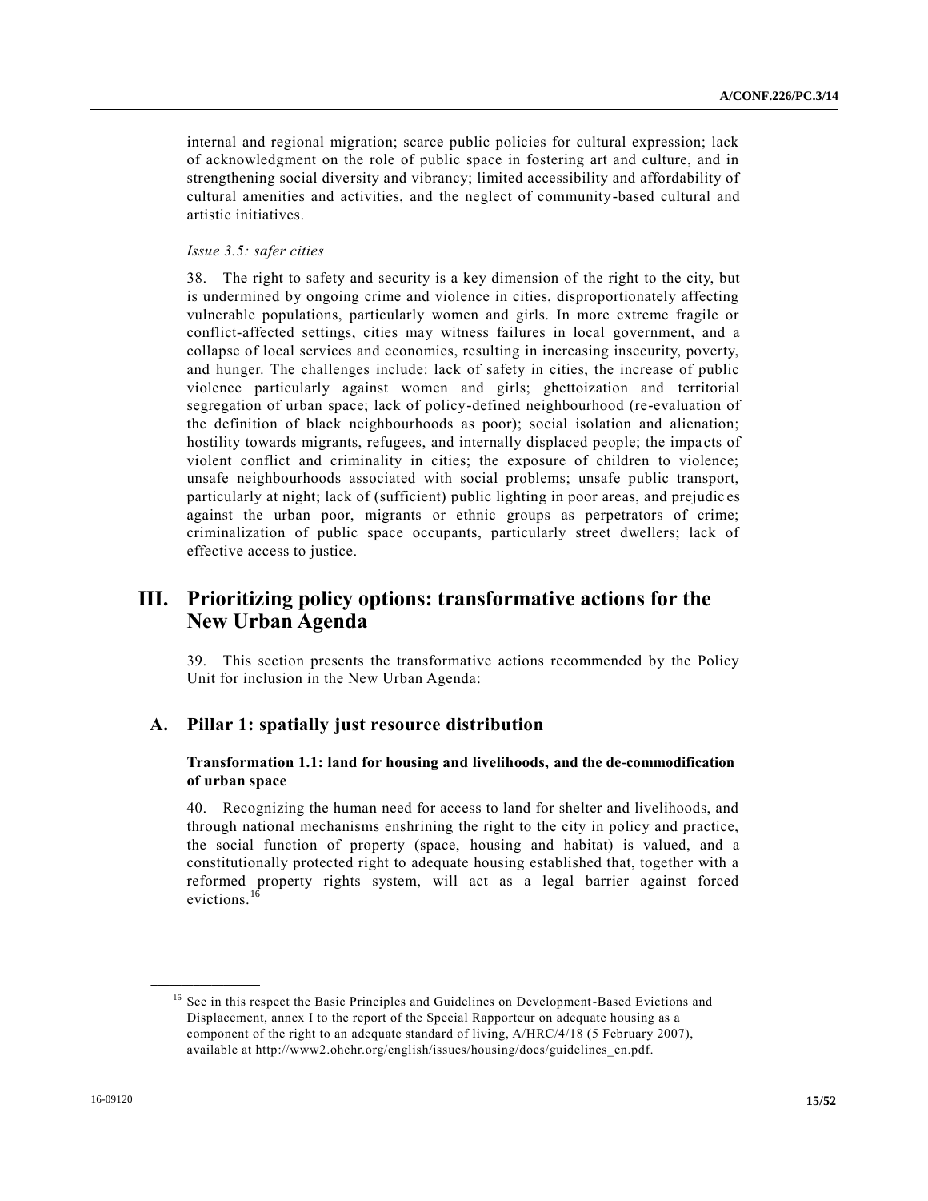internal and regional migration; scarce public policies for cultural expression; lack of acknowledgment on the role of public space in fostering art and culture, and in strengthening social diversity and vibrancy; limited accessibility and affordability of cultural amenities and activities, and the neglect of community-based cultural and artistic initiatives.

*Issue 3.5: safer cities*

38. The right to safety and security is a key dimension of the right to the city, but is undermined by ongoing crime and violence in cities, disproportionately affecting vulnerable populations, particularly women and girls. In more extreme fragile or conflict-affected settings, cities may witness failures in local government, and a collapse of local services and economies, resulting in increasing insecurity, poverty, and hunger. The challenges include: lack of safety in cities, the increase of public violence particularly against women and girls; ghettoization and territorial segregation of urban space; lack of policy-defined neighbourhood (re-evaluation of the definition of black neighbourhoods as poor); social isolation and alienation; hostility towards migrants, refugees, and internally displaced people; the impacts of violent conflict and criminality in cities; the exposure of children to violence; unsafe neighbourhoods associated with social problems; unsafe public transport, particularly at night; lack of (sufficient) public lighting in poor areas, and prejudices against the urban poor, migrants or ethnic groups as perpetrators of crime; criminalization of public space occupants, particularly street dwellers; lack of effective access to justice.

# III. Prioritizing policy options: transformative actions for the New Urban Agenda

39. This section presents the transformative actions recommended by the Policy Unit for inclusion in the New Urban Agenda:

## A. Pillar 1: spatially just resource distribution

### Transformation 1.1: land for housing and livelihoods, and the de-commodification of urban space

40. Recognizing the human need for access to land for shelter and livelihoods, and through national mechanisms enshrining the right to the city in policy and practice, the social function of property (space, housing and habitat) is valued, and a constitutionally protected right to adequate housing established that, together with a reformed property rights system, will act as a legal barrier against forced evictions.[16]

[16] See in this respect the Basic Principles and Guidelines on Development-Based Evictions and Displacement, annex I to the report of the Special Rapporteur on adequate housing as a component of the right to an adequate standard of living, A/HRC/4/18 (5 February 2007), available at http://www2.ohchr.org/english/issues/housing/docs/guidelines_en.pdf.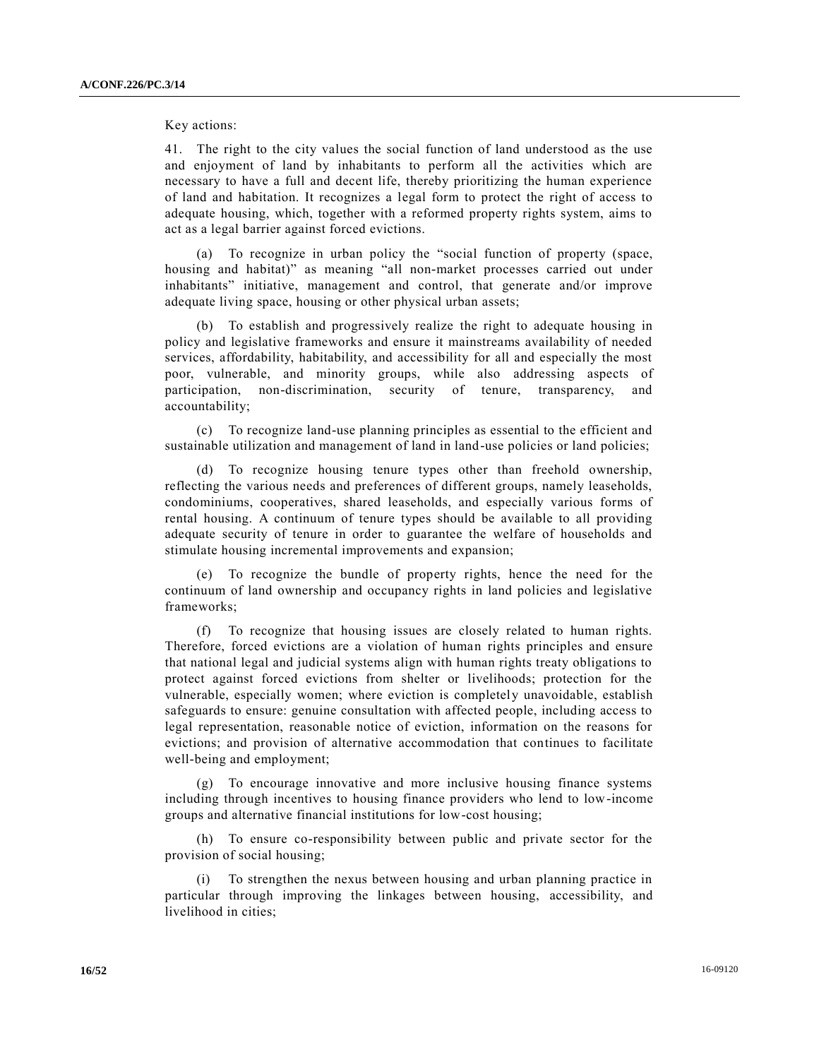Key actions:

41. The right to the city values the social function of land understood as the use and enjoyment of land by inhabitants to perform all the activities which are necessary to have a full and decent life, thereby prioritizing the human experience of land and habitation. It recognizes a legal form to protect the right of access to adequate housing, which, together with a reformed property rights system, aims to act as a legal barrier against forced evictions.

(a) To recognize in urban policy the "social function of property (space, housing and habitat)" as meaning "all non-market processes carried out under inhabitants" initiative, management and control, that generate and/or improve adequate living space, housing or other physical urban assets;

(b) To establish and progressively realize the right to adequate housing in policy and legislative frameworks and ensure it mainstreams availability of needed services, affordability, habitability, and accessibility for all and especially the most poor, vulnerable, and minority groups, while also addressing aspects of participation, non-discrimination, security of tenure, transparency, and accountability;

(c) To recognize land-use planning principles as essential to the efficient and sustainable utilization and management of land in land-use policies or land policies;

(d) To recognize housing tenure types other than freehold ownership, reflecting the various needs and preferences of different groups, namely leaseholds, condominiums, cooperatives, shared leaseholds, and especially various forms of rental housing. A continuum of tenure types should be available to all providing adequate security of tenure in order to guarantee the welfare of households and stimulate housing incremental improvements and expansion;

(e) To recognize the bundle of property rights, hence the need for the continuum of land ownership and occupancy rights in land policies and legislative frameworks;

(f) To recognize that housing issues are closely related to human rights. Therefore, forced evictions are a violation of human rights principles and ensure that national legal and judicial systems align with human rights treaty obligations to protect against forced evictions from shelter or livelihoods; protection for the vulnerable, especially women; where eviction is completely unavoidable, establish safeguards to ensure: genuine consultation with affected people, including access to legal representation, reasonable notice of eviction, information on the reasons for evictions; and provision of alternative accommodation that continues to facilitate well-being and employment;

(g) To encourage innovative and more inclusive housing finance systems including through incentives to housing finance providers who lend to low-income groups and alternative financial institutions for low-cost housing;

(h) To ensure co-responsibility between public and private sector for the provision of social housing;

(i) To strengthen the nexus between housing and urban planning practice in particular through improving the linkages between housing, accessibility, and livelihood in cities;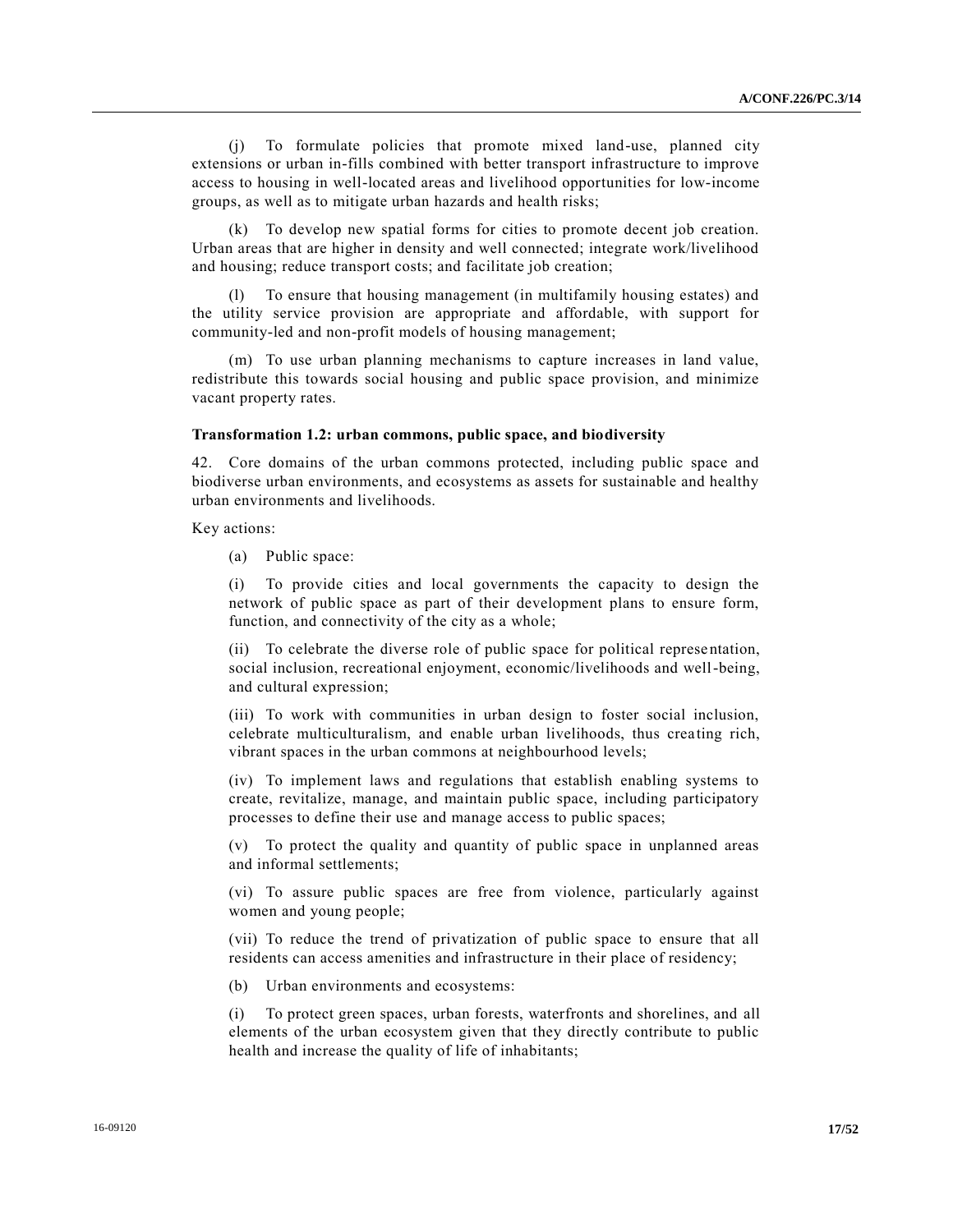(j) To formulate policies that promote mixed land-use, planned city extensions or urban in-fills combined with better transport infrastructure to improve access to housing in well-located areas and livelihood opportunities for low-income groups, as well as to mitigate urban hazards and health risks;

(k) To develop new spatial forms for cities to promote decent job creation. Urban areas that are higher in density and well connected; integrate work/livelihood and housing; reduce transport costs; and facilitate job creation;

(l) To ensure that housing management (in multifamily housing estates) and the utility service provision are appropriate and affordable, with support for community-led and non-profit models of housing management;

(m) To use urban planning mechanisms to capture increases in land value, redistribute this towards social housing and public space provision, and minimize vacant property rates.

**Transformation 1.2: urban commons, public space, and biodiversity**

42. Core domains of the urban commons protected, including public space and biodiverse urban environments, and ecosystems as assets for sustainable and healthy urban environments and livelihoods.

Key actions:

(a) Public space:

(i) To provide cities and local governments the capacity to design the network of public space as part of their development plans to ensure form, function, and connectivity of the city as a whole;

(ii) To celebrate the diverse role of public space for political representation, social inclusion, recreational enjoyment, economic/livelihoods and well-being, and cultural expression;

(iii) To work with communities in urban design to foster social inclusion, celebrate multiculturalism, and enable urban livelihoods, thus creating rich, vibrant spaces in the urban commons at neighbourhood levels;

(iv) To implement laws and regulations that establish enabling systems to create, revitalize, manage, and maintain public space, including participatory processes to define their use and manage access to public spaces;

(v) To protect the quality and quantity of public space in unplanned areas and informal settlements;

(vi) To assure public spaces are free from violence, particularly against women and young people;

(vii) To reduce the trend of privatization of public space to ensure that all residents can access amenities and infrastructure in their place of residency;

(b) Urban environments and ecosystems:

(i) To protect green spaces, urban forests, waterfronts and shorelines, and all elements of the urban ecosystem given that they directly contribute to public health and increase the quality of life of inhabitants;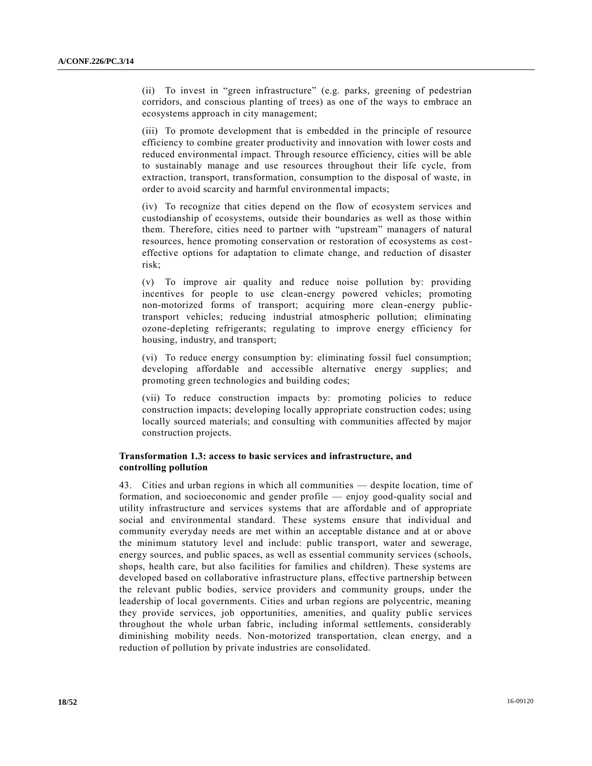(ii) To invest in "green infrastructure" (e.g. parks, greening of pedestrian corridors, and conscious planting of trees) as one of the ways to embrace an ecosystems approach in city management;

(iii) To promote development that is embedded in the principle of resource efficiency to combine greater productivity and innovation with lower costs and reduced environmental impact. Through resource efficiency, cities will be able to sustainably manage and use resources throughout their life cycle, from extraction, transport, transformation, consumption to the disposal of waste, in order to avoid scarcity and harmful environmental impacts;

(iv) To recognize that cities depend on the flow of ecosystem services and custodianship of ecosystems, outside their boundaries as well as those within them. Therefore, cities need to partner with "upstream" managers of natural resources, hence promoting conservation or restoration of ecosystems as cost-effective options for adaptation to climate change, and reduction of disaster risk;

(v) To improve air quality and reduce noise pollution by: providing incentives for people to use clean-energy powered vehicles; promoting non-motorized forms of transport; acquiring more clean-energy public-transport vehicles; reducing industrial atmospheric pollution; eliminating ozone-depleting refrigerants; regulating to improve energy efficiency for housing, industry, and transport;

(vi) To reduce energy consumption by: eliminating fossil fuel consumption; developing affordable and accessible alternative energy supplies; and promoting green technologies and building codes;

(vii) To reduce construction impacts by: promoting policies to reduce construction impacts; developing locally appropriate construction codes; using locally sourced materials; and consulting with communities affected by major construction projects.

### Transformation 1.3: access to basic services and infrastructure, and controlling pollution

43. Cities and urban regions in which all communities — despite location, time of formation, and socioeconomic and gender profile — enjoy good-quality social and utility infrastructure and services systems that are affordable and of appropriate social and environmental standard. These systems ensure that individual and community everyday needs are met within an acceptable distance and at or above the minimum statutory level and include: public transport, water and sewerage, energy sources, and public spaces, as well as essential community services (schools, shops, health care, but also facilities for families and children). These systems are developed based on collaborative infrastructure plans, effective partnership between the relevant public bodies, service providers and community groups, under the leadership of local governments. Cities and urban regions are polycentric, meaning they provide services, job opportunities, amenities, and quality public services throughout the whole urban fabric, including informal settlements, considerably diminishing mobility needs. Non-motorized transportation, clean energy, and a reduction of pollution by private industries are consolidated.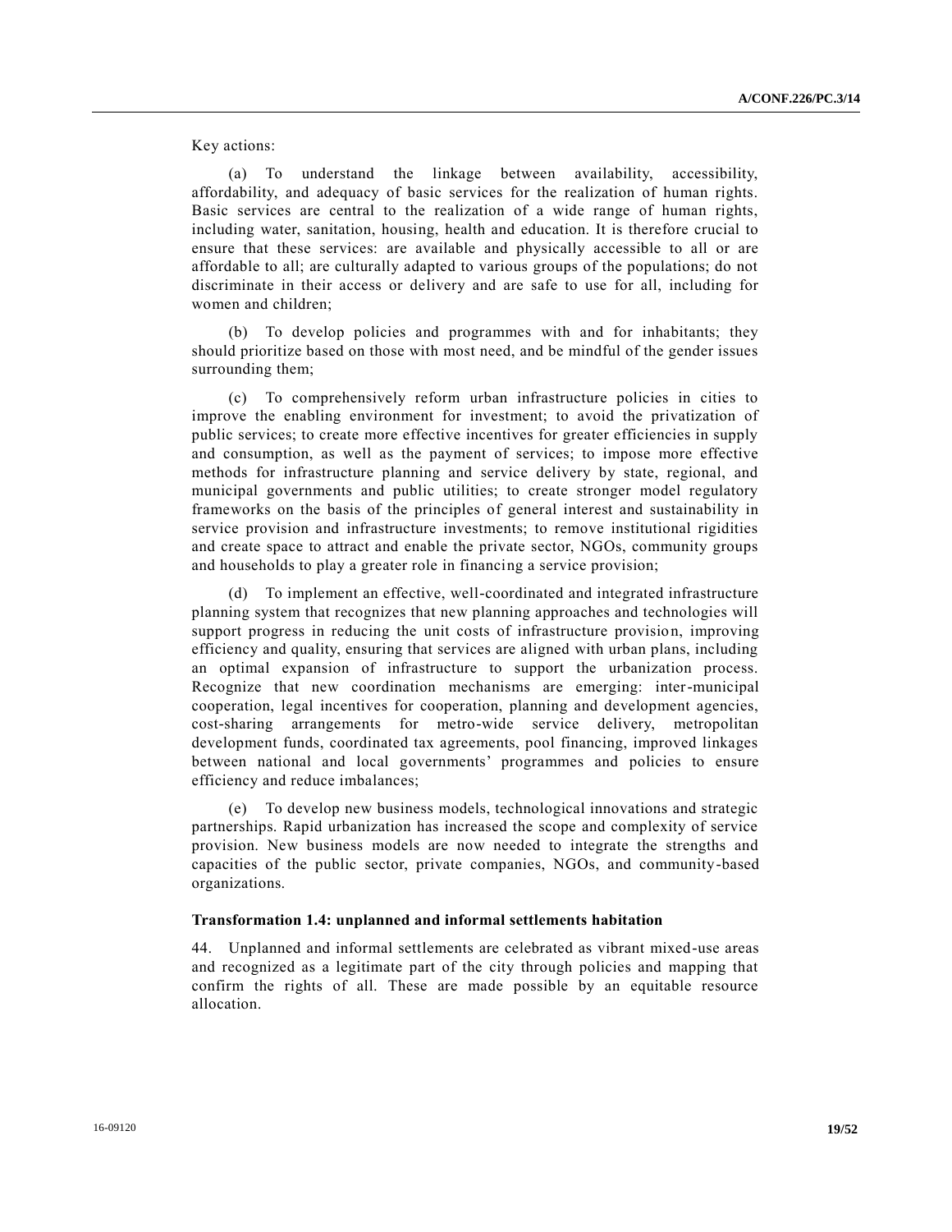Key actions:

(a) To understand the linkage between availability, accessibility, affordability, and adequacy of basic services for the realization of human rights. Basic services are central to the realization of a wide range of human rights, including water, sanitation, housing, health and education. It is therefore crucial to ensure that these services: are available and physically accessible to all or are affordable to all; are culturally adapted to various groups of the populations; do not discriminate in their access or delivery and are safe to use for all, including for women and children;

(b) To develop policies and programmes with and for inhabitants; they should prioritize based on those with most need, and be mindful of the gender issues surrounding them;

(c) To comprehensively reform urban infrastructure policies in cities to improve the enabling environment for investment; to avoid the privatization of public services; to create more effective incentives for greater efficiencies in supply and consumption, as well as the payment of services; to impose more effective methods for infrastructure planning and service delivery by state, regional, and municipal governments and public utilities; to create stronger model regulatory frameworks on the basis of the principles of general interest and sustainability in service provision and infrastructure investments; to remove institutional rigidities and create space to attract and enable the private sector, NGOs, community groups and households to play a greater role in financing a service provision;

(d) To implement an effective, well-coordinated and integrated infrastructure planning system that recognizes that new planning approaches and technologies will support progress in reducing the unit costs of infrastructure provision, improving efficiency and quality, ensuring that services are aligned with urban plans, including an optimal expansion of infrastructure to support the urbanization process. Recognize that new coordination mechanisms are emerging: inter-municipal cooperation, legal incentives for cooperation, planning and development agencies, cost-sharing arrangements for metro-wide service delivery, metropolitan development funds, coordinated tax agreements, pool financing, improved linkages between national and local governments' programmes and policies to ensure efficiency and reduce imbalances;

(e) To develop new business models, technological innovations and strategic partnerships. Rapid urbanization has increased the scope and complexity of service provision. New business models are now needed to integrate the strengths and capacities of the public sector, private companies, NGOs, and community-based organizations.

**Transformation 1.4: unplanned and informal settlements habitation**

44. Unplanned and informal settlements are celebrated as vibrant mixed-use areas and recognized as a legitimate part of the city through policies and mapping that confirm the rights of all. These are made possible by an equitable resource allocation.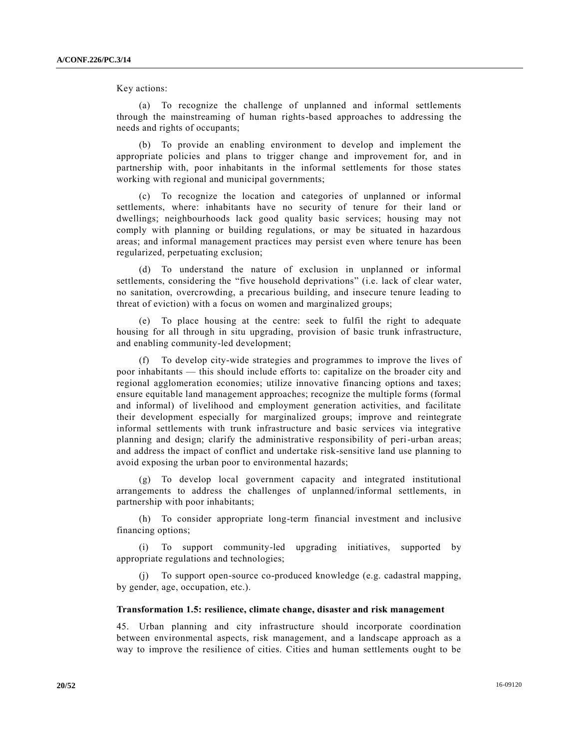Key actions:

(a) To recognize the challenge of unplanned and informal settlements through the mainstreaming of human rights-based approaches to addressing the needs and rights of occupants;

(b) To provide an enabling environment to develop and implement the appropriate policies and plans to trigger change and improvement for, and in partnership with, poor inhabitants in the informal settlements for those states working with regional and municipal governments;

(c) To recognize the location and categories of unplanned or informal settlements, where: inhabitants have no security of tenure for their land or dwellings; neighbourhoods lack good quality basic services; housing may not comply with planning or building regulations, or may be situated in hazardous areas; and informal management practices may persist even where tenure has been regularized, perpetuating exclusion;

(d) To understand the nature of exclusion in unplanned or informal settlements, considering the "five household deprivations" (i.e. lack of clear water, no sanitation, overcrowding, a precarious building, and insecure tenure leading to threat of eviction) with a focus on women and marginalized groups;

(e) To place housing at the centre: seek to fulfil the right to adequate housing for all through in situ upgrading, provision of basic trunk infrastructure, and enabling community-led development;

(f) To develop city-wide strategies and programmes to improve the lives of poor inhabitants — this should include efforts to: capitalize on the broader city and regional agglomeration economies; utilize innovative financing options and taxes; ensure equitable land management approaches; recognize the multiple forms (formal and informal) of livelihood and employment generation activities, and facilitate their development especially for marginalized groups; improve and reintegrate informal settlements with trunk infrastructure and basic services via integrative planning and design; clarify the administrative responsibility of peri-urban areas; and address the impact of conflict and undertake risk-sensitive land use planning to avoid exposing the urban poor to environmental hazards;

(g) To develop local government capacity and integrated institutional arrangements to address the challenges of unplanned/informal settlements, in partnership with poor inhabitants;

(h) To consider appropriate long-term financial investment and inclusive financing options;

(i) To support community-led upgrading initiatives, supported by appropriate regulations and technologies;

(j) To support open-source co-produced knowledge (e.g. cadastral mapping, by gender, age, occupation, etc.).

### Transformation 1.5: resilience, climate change, disaster and risk management

45. Urban planning and city infrastructure should incorporate coordination between environmental aspects, risk management, and a landscape approach as a way to improve the resilience of cities. Cities and human settlements ought to be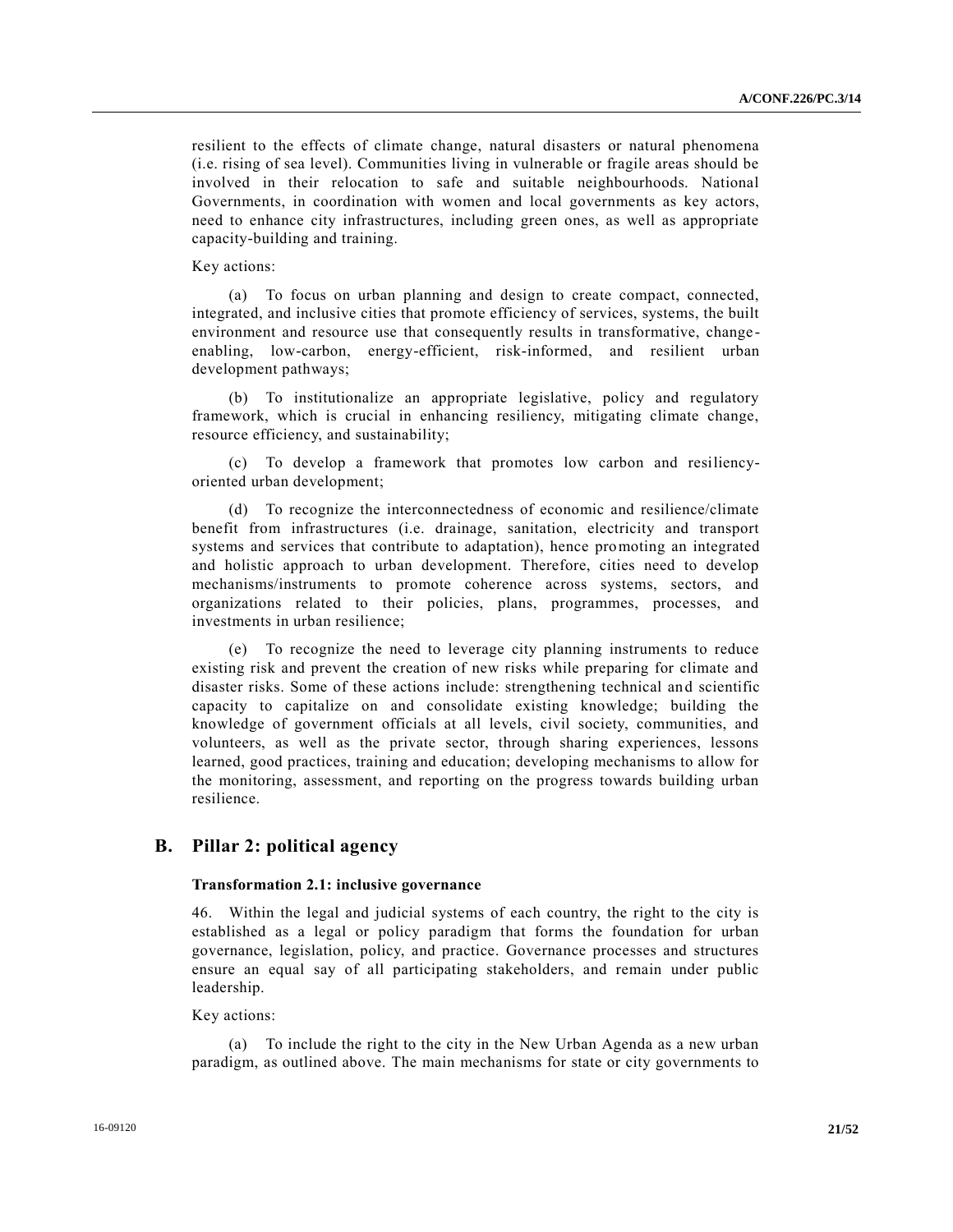resilient to the effects of climate change, natural disasters or natural phenomena (i.e. rising of sea level). Communities living in vulnerable or fragile areas should be involved in their relocation to safe and suitable neighbourhoods. National Governments, in coordination with women and local governments as key actors, need to enhance city infrastructures, including green ones, as well as appropriate capacity-building and training.

Key actions:

(a) To focus on urban planning and design to create compact, connected, integrated, and inclusive cities that promote efficiency of services, systems, the built environment and resource use that consequently results in transformative, change-enabling, low-carbon, energy-efficient, risk-informed, and resilient urban development pathways;

(b) To institutionalize an appropriate legislative, policy and regulatory framework, which is crucial in enhancing resiliency, mitigating climate change, resource efficiency, and sustainability;

(c) To develop a framework that promotes low carbon and resiliency-oriented urban development;

(d) To recognize the interconnectedness of economic and resilience/climate benefit from infrastructures (i.e. drainage, sanitation, electricity and transport systems and services that contribute to adaptation), hence promoting an integrated and holistic approach to urban development. Therefore, cities need to develop mechanisms/instruments to promote coherence across systems, sectors, and organizations related to their policies, plans, programmes, processes, and investments in urban resilience;

(e) To recognize the need to leverage city planning instruments to reduce existing risk and prevent the creation of new risks while preparing for climate and disaster risks. Some of these actions include: strengthening technical and scientific capacity to capitalize on and consolidate existing knowledge; building the knowledge of government officials at all levels, civil society, communities, and volunteers, as well as the private sector, through sharing experiences, lessons learned, good practices, training and education; developing mechanisms to allow for the monitoring, assessment, and reporting on the progress towards building urban resilience.

## B. Pillar 2: political agency

### Transformation 2.1: inclusive governance

46. Within the legal and judicial systems of each country, the right to the city is established as a legal or policy paradigm that forms the foundation for urban governance, legislation, policy, and practice. Governance processes and structures ensure an equal say of all participating stakeholders, and remain under public leadership.

Key actions:

(a) To include the right to the city in the New Urban Agenda as a new urban paradigm, as outlined above. The main mechanisms for state or city governments to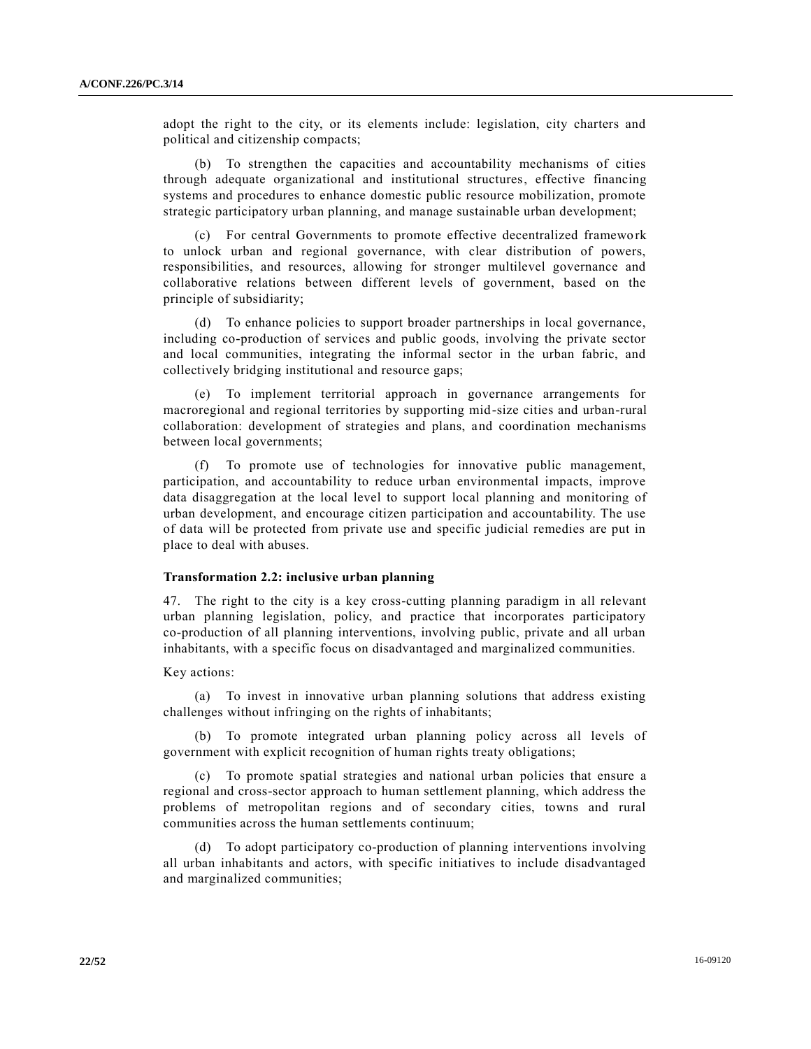adopt the right to the city, or its elements include: legislation, city charters and political and citizenship compacts;

(b) To strengthen the capacities and accountability mechanisms of cities through adequate organizational and institutional structures, effective financing systems and procedures to enhance domestic public resource mobilization, promote strategic participatory urban planning, and manage sustainable urban development;

(c) For central Governments to promote effective decentralized framework to unlock urban and regional governance, with clear distribution of powers, responsibilities, and resources, allowing for stronger multilevel governance and collaborative relations between different levels of government, based on the principle of subsidiarity;

(d) To enhance policies to support broader partnerships in local governance, including co-production of services and public goods, involving the private sector and local communities, integrating the informal sector in the urban fabric, and collectively bridging institutional and resource gaps;

(e) To implement territorial approach in governance arrangements for macroregional and regional territories by supporting mid-size cities and urban-rural collaboration: development of strategies and plans, and coordination mechanisms between local governments;

(f) To promote use of technologies for innovative public management, participation, and accountability to reduce urban environmental impacts, improve data disaggregation at the local level to support local planning and monitoring of urban development, and encourage citizen participation and accountability. The use of data will be protected from private use and specific judicial remedies are put in place to deal with abuses.

**Transformation 2.2: inclusive urban planning**

47. The right to the city is a key cross-cutting planning paradigm in all relevant urban planning legislation, policy, and practice that incorporates participatory co-production of all planning interventions, involving public, private and all urban inhabitants, with a specific focus on disadvantaged and marginalized communities.

Key actions:

(a) To invest in innovative urban planning solutions that address existing challenges without infringing on the rights of inhabitants;

(b) To promote integrated urban planning policy across all levels of government with explicit recognition of human rights treaty obligations;

(c) To promote spatial strategies and national urban policies that ensure a regional and cross-sector approach to human settlement planning, which address the problems of metropolitan regions and of secondary cities, towns and rural communities across the human settlements continuum;

(d) To adopt participatory co-production of planning interventions involving all urban inhabitants and actors, with specific initiatives to include disadvantaged and marginalized communities;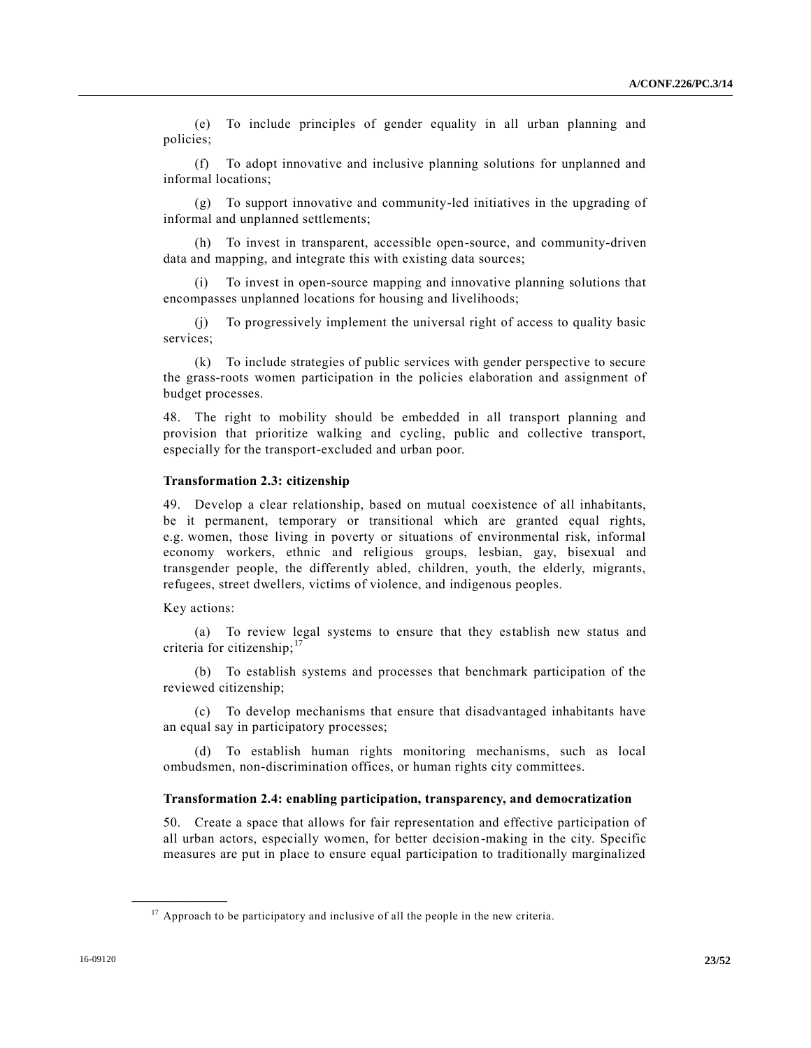(e) To include principles of gender equality in all urban planning and policies;

(f) To adopt innovative and inclusive planning solutions for unplanned and informal locations;

(g) To support innovative and community-led initiatives in the upgrading of informal and unplanned settlements;

(h) To invest in transparent, accessible open-source, and community-driven data and mapping, and integrate this with existing data sources;

(i) To invest in open-source mapping and innovative planning solutions that encompasses unplanned locations for housing and livelihoods;

(j) To progressively implement the universal right of access to quality basic services;

(k) To include strategies of public services with gender perspective to secure the grass-roots women participation in the policies elaboration and assignment of budget processes.

48. The right to mobility should be embedded in all transport planning and provision that prioritize walking and cycling, public and collective transport, especially for the transport-excluded and urban poor.

**Transformation 2.3: citizenship**

49. Develop a clear relationship, based on mutual coexistence of all inhabitants, be it permanent, temporary or transitional which are granted equal rights, e.g. women, those living in poverty or situations of environmental risk, informal economy workers, ethnic and religious groups, lesbian, gay, bisexual and transgender people, the differently abled, children, youth, the elderly, migrants, refugees, street dwellers, victims of violence, and indigenous peoples.

Key actions:

(a) To review legal systems to ensure that they establish new status and criteria for citizenship;[17]

(b) To establish systems and processes that benchmark participation of the reviewed citizenship;

(c) To develop mechanisms that ensure that disadvantaged inhabitants have an equal say in participatory processes;

(d) To establish human rights monitoring mechanisms, such as local ombudsmen, non-discrimination offices, or human rights city committees.

**Transformation 2.4: enabling participation, transparency, and democratization**

50. Create a space that allows for fair representation and effective participation of all urban actors, especially women, for better decision-making in the city. Specific measures are put in place to ensure equal participation to traditionally marginalized

[17] Approach to be participatory and inclusive of all the people in the new criteria.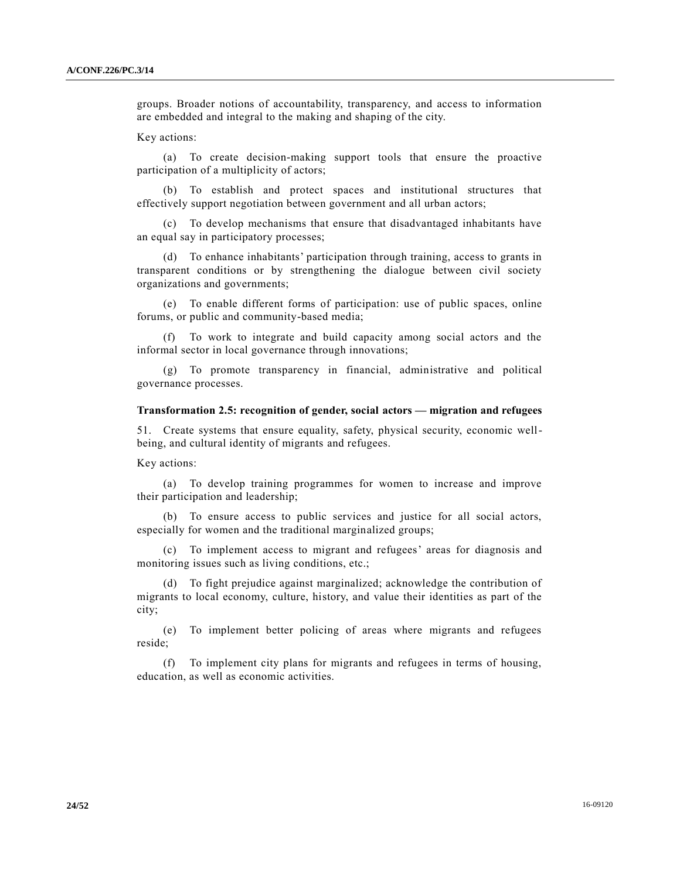groups. Broader notions of accountability, transparency, and access to information are embedded and integral to the making and shaping of the city.

Key actions:

(a) To create decision-making support tools that ensure the proactive participation of a multiplicity of actors;

(b) To establish and protect spaces and institutional structures that effectively support negotiation between government and all urban actors;

(c) To develop mechanisms that ensure that disadvantaged inhabitants have an equal say in participatory processes;

(d) To enhance inhabitants' participation through training, access to grants in transparent conditions or by strengthening the dialogue between civil society organizations and governments;

(e) To enable different forms of participation: use of public spaces, online forums, or public and community-based media;

(f) To work to integrate and build capacity among social actors and the informal sector in local governance through innovations;

(g) To promote transparency in financial, administrative and political governance processes.

### Transformation 2.5: recognition of gender, social actors — migration and refugees

51. Create systems that ensure equality, safety, physical security, economic well-being, and cultural identity of migrants and refugees.

Key actions:

(a) To develop training programmes for women to increase and improve their participation and leadership;

(b) To ensure access to public services and justice for all social actors, especially for women and the traditional marginalized groups;

(c) To implement access to migrant and refugees' areas for diagnosis and monitoring issues such as living conditions, etc.;

(d) To fight prejudice against marginalized; acknowledge the contribution of migrants to local economy, culture, history, and value their identities as part of the city;

(e) To implement better policing of areas where migrants and refugees reside;

(f) To implement city plans for migrants and refugees in terms of housing, education, as well as economic activities.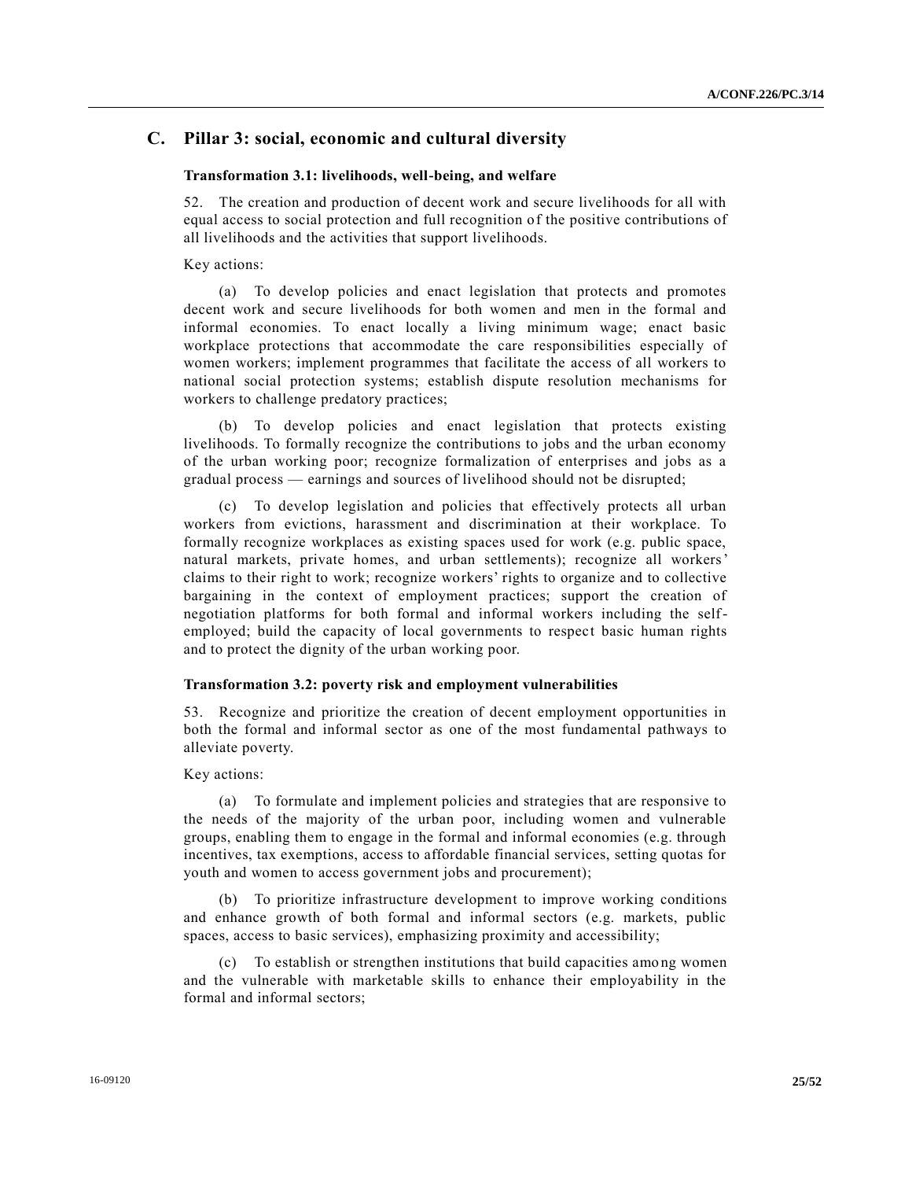## C. Pillar 3: social, economic and cultural diversity

### Transformation 3.1: livelihoods, well-being, and welfare

52. The creation and production of decent work and secure livelihoods for all with equal access to social protection and full recognition of the positive contributions of all livelihoods and the activities that support livelihoods.

Key actions:

(a) To develop policies and enact legislation that protects and promotes decent work and secure livelihoods for both women and men in the formal and informal economies. To enact locally a living minimum wage; enact basic workplace protections that accommodate the care responsibilities especially of women workers; implement programmes that facilitate the access of all workers to national social protection systems; establish dispute resolution mechanisms for workers to challenge predatory practices;

(b) To develop policies and enact legislation that protects existing livelihoods. To formally recognize the contributions to jobs and the urban economy of the urban working poor; recognize formalization of enterprises and jobs as a gradual process — earnings and sources of livelihood should not be disrupted;

(c) To develop legislation and policies that effectively protects all urban workers from evictions, harassment and discrimination at their workplace. To formally recognize workplaces as existing spaces used for work (e.g. public space, natural markets, private homes, and urban settlements); recognize all workers' claims to their right to work; recognize workers' rights to organize and to collective bargaining in the context of employment practices; support the creation of negotiation platforms for both formal and informal workers including the self-employed; build the capacity of local governments to respect basic human rights and to protect the dignity of the urban working poor.

### Transformation 3.2: poverty risk and employment vulnerabilities

53. Recognize and prioritize the creation of decent employment opportunities in both the formal and informal sector as one of the most fundamental pathways to alleviate poverty.

Key actions:

(a) To formulate and implement policies and strategies that are responsive to the needs of the majority of the urban poor, including women and vulnerable groups, enabling them to engage in the formal and informal economies (e.g. through incentives, tax exemptions, access to affordable financial services, setting quotas for youth and women to access government jobs and procurement);

(b) To prioritize infrastructure development to improve working conditions and enhance growth of both formal and informal sectors (e.g. markets, public spaces, access to basic services), emphasizing proximity and accessibility;

(c) To establish or strengthen institutions that build capacities among women and the vulnerable with marketable skills to enhance their employability in the formal and informal sectors;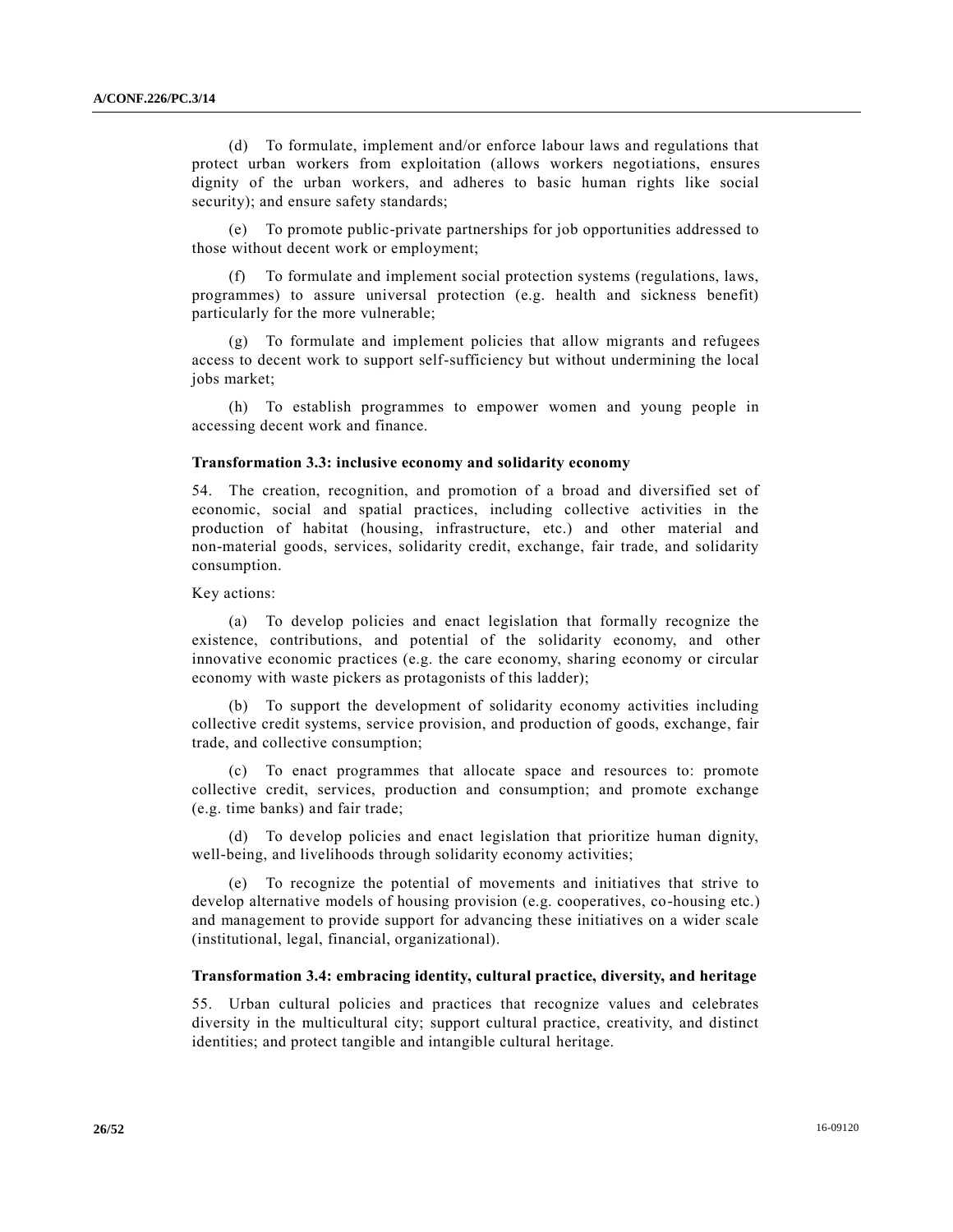(d) To formulate, implement and/or enforce labour laws and regulations that protect urban workers from exploitation (allows workers negotiations, ensures dignity of the urban workers, and adheres to basic human rights like social security); and ensure safety standards;

(e) To promote public-private partnerships for job opportunities addressed to those without decent work or employment;

(f) To formulate and implement social protection systems (regulations, laws, programmes) to assure universal protection (e.g. health and sickness benefit) particularly for the more vulnerable;

(g) To formulate and implement policies that allow migrants and refugees access to decent work to support self-sufficiency but without undermining the local jobs market;

(h) To establish programmes to empower women and young people in accessing decent work and finance.

#### Transformation 3.3: inclusive economy and solidarity economy

54. The creation, recognition, and promotion of a broad and diversified set of economic, social and spatial practices, including collective activities in the production of habitat (housing, infrastructure, etc.) and other material and non-material goods, services, solidarity credit, exchange, fair trade, and solidarity consumption.

Key actions:

(a) To develop policies and enact legislation that formally recognize the existence, contributions, and potential of the solidarity economy, and other innovative economic practices (e.g. the care economy, sharing economy or circular economy with waste pickers as protagonists of this ladder);

(b) To support the development of solidarity economy activities including collective credit systems, service provision, and production of goods, exchange, fair trade, and collective consumption;

(c) To enact programmes that allocate space and resources to: promote collective credit, services, production and consumption; and promote exchange (e.g. time banks) and fair trade;

(d) To develop policies and enact legislation that prioritize human dignity, well-being, and livelihoods through solidarity economy activities;

(e) To recognize the potential of movements and initiatives that strive to develop alternative models of housing provision (e.g. cooperatives, co-housing etc.) and management to provide support for advancing these initiatives on a wider scale (institutional, legal, financial, organizational).

#### Transformation 3.4: embracing identity, cultural practice, diversity, and heritage

55. Urban cultural policies and practices that recognize values and celebrates diversity in the multicultural city; support cultural practice, creativity, and distinct identities; and protect tangible and intangible cultural heritage.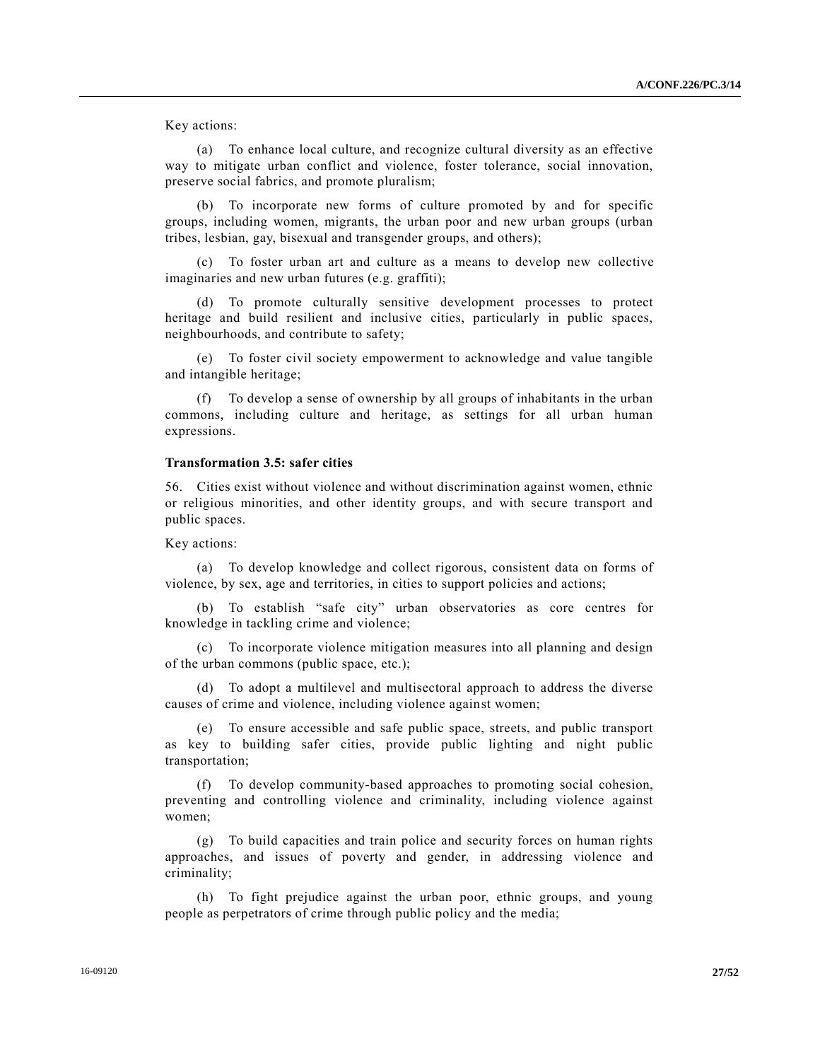Key actions:

(a) To enhance local culture, and recognize cultural diversity as an effective way to mitigate urban conflict and violence, foster tolerance, social innovation, preserve social fabrics, and promote pluralism;

(b) To incorporate new forms of culture promoted by and for specific groups, including women, migrants, the urban poor and new urban groups (urban tribes, lesbian, gay, bisexual and transgender groups, and others);

(c) To foster urban art and culture as a means to develop new collective imaginaries and new urban futures (e.g. graffiti);

(d) To promote culturally sensitive development processes to protect heritage and build resilient and inclusive cities, particularly in public spaces, neighbourhoods, and contribute to safety;

(e) To foster civil society empowerment to acknowledge and value tangible and intangible heritage;

(f) To develop a sense of ownership by all groups of inhabitants in the urban commons, including culture and heritage, as settings for all urban human expressions.

**Transformation 3.5: safer cities**

56. Cities exist without violence and without discrimination against women, ethnic or religious minorities, and other identity groups, and with secure transport and public spaces.

Key actions:

(a) To develop knowledge and collect rigorous, consistent data on forms of violence, by sex, age and territories, in cities to support policies and actions;

(b) To establish "safe city" urban observatories as core centres for knowledge in tackling crime and violence;

(c) To incorporate violence mitigation measures into all planning and design of the urban commons (public space, etc.);

(d) To adopt a multilevel and multisectoral approach to address the diverse causes of crime and violence, including violence against women;

(e) To ensure accessible and safe public space, streets, and public transport as key to building safer cities, provide public lighting and night public transportation;

(f) To develop community-based approaches to promoting social cohesion, preventing and controlling violence and criminality, including violence against women;

(g) To build capacities and train police and security forces on human rights approaches, and issues of poverty and gender, in addressing violence and criminality;

(h) To fight prejudice against the urban poor, ethnic groups, and young people as perpetrators of crime through public policy and the media;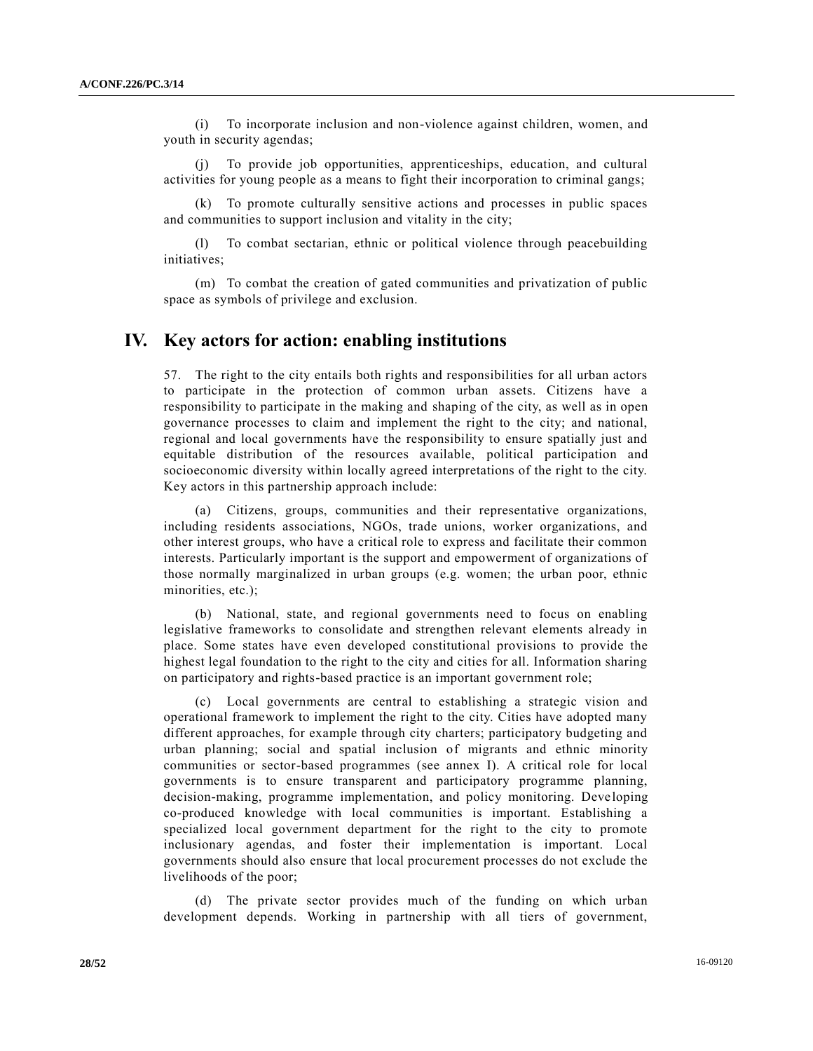(i) To incorporate inclusion and non-violence against children, women, and youth in security agendas;

(j) To provide job opportunities, apprenticeships, education, and cultural activities for young people as a means to fight their incorporation to criminal gangs;

(k) To promote culturally sensitive actions and processes in public spaces and communities to support inclusion and vitality in the city;

(l) To combat sectarian, ethnic or political violence through peacebuilding initiatives;

(m) To combat the creation of gated communities and privatization of public space as symbols of privilege and exclusion.

# IV. Key actors for action: enabling institutions

57. The right to the city entails both rights and responsibilities for all urban actors to participate in the protection of common urban assets. Citizens have a responsibility to participate in the making and shaping of the city, as well as in open governance processes to claim and implement the right to the city; and national, regional and local governments have the responsibility to ensure spatially just and equitable distribution of the resources available, political participation and socioeconomic diversity within locally agreed interpretations of the right to the city. Key actors in this partnership approach include:

(a) Citizens, groups, communities and their representative organizations, including residents associations, NGOs, trade unions, worker organizations, and other interest groups, who have a critical role to express and facilitate their common interests. Particularly important is the support and empowerment of organizations of those normally marginalized in urban groups (e.g. women; the urban poor, ethnic minorities, etc.);

(b) National, state, and regional governments need to focus on enabling legislative frameworks to consolidate and strengthen relevant elements already in place. Some states have even developed constitutional provisions to provide the highest legal foundation to the right to the city and cities for all. Information sharing on participatory and rights-based practice is an important government role;

(c) Local governments are central to establishing a strategic vision and operational framework to implement the right to the city. Cities have adopted many different approaches, for example through city charters; participatory budgeting and urban planning; social and spatial inclusion of migrants and ethnic minority communities or sector-based programmes (see annex I). A critical role for local governments is to ensure transparent and participatory programme planning, decision-making, programme implementation, and policy monitoring. Developing co-produced knowledge with local communities is important. Establishing a specialized local government department for the right to the city to promote inclusionary agendas, and foster their implementation is important. Local governments should also ensure that local procurement processes do not exclude the livelihoods of the poor;

(d) The private sector provides much of the funding on which urban development depends. Working in partnership with all tiers of government,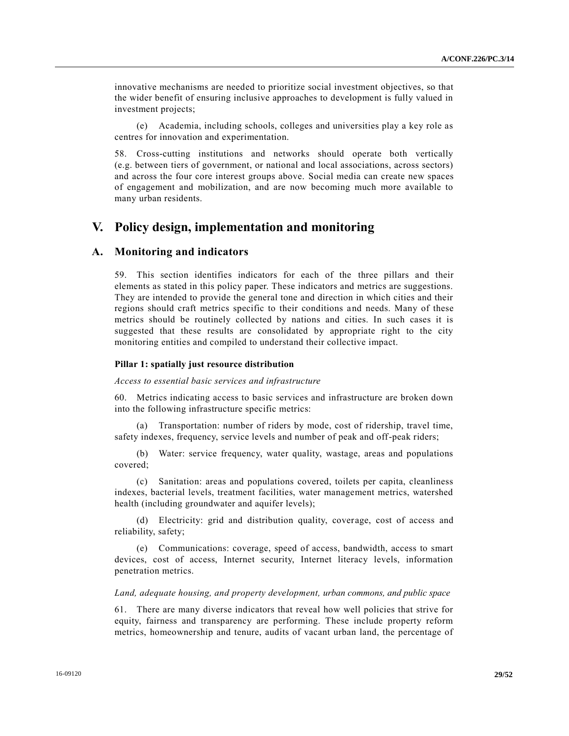innovative mechanisms are needed to prioritize social investment objectives, so that the wider benefit of ensuring inclusive approaches to development is fully valued in investment projects;

(e) Academia, including schools, colleges and universities play a key role as centres for innovation and experimentation.

58. Cross-cutting institutions and networks should operate both vertically (e.g. between tiers of government, or national and local associations, across sectors) and across the four core interest groups above. Social media can create new spaces of engagement and mobilization, and are now becoming much more available to many urban residents.

# V. Policy design, implementation and monitoring

## A. Monitoring and indicators

59. This section identifies indicators for each of the three pillars and their elements as stated in this policy paper. These indicators and metrics are suggestions. They are intended to provide the general tone and direction in which cities and their regions should craft metrics specific to their conditions and needs. Many of these metrics should be routinely collected by nations and cities. In such cases it is suggested that these results are consolidated by appropriate right to the city monitoring entities and compiled to understand their collective impact.

**Pillar 1: spatially just resource distribution**

*Access to essential basic services and infrastructure*

60. Metrics indicating access to basic services and infrastructure are broken down into the following infrastructure specific metrics:

(a) Transportation: number of riders by mode, cost of ridership, travel time, safety indexes, frequency, service levels and number of peak and off-peak riders;

(b) Water: service frequency, water quality, wastage, areas and populations covered;

(c) Sanitation: areas and populations covered, toilets per capita, cleanliness indexes, bacterial levels, treatment facilities, water management metrics, watershed health (including groundwater and aquifer levels);

(d) Electricity: grid and distribution quality, coverage, cost of access and reliability, safety;

(e) Communications: coverage, speed of access, bandwidth, access to smart devices, cost of access, Internet security, Internet literacy levels, information penetration metrics.

*Land, adequate housing, and property development, urban commons, and public space*

61. There are many diverse indicators that reveal how well policies that strive for equity, fairness and transparency are performing. These include property reform metrics, homeownership and tenure, audits of vacant urban land, the percentage of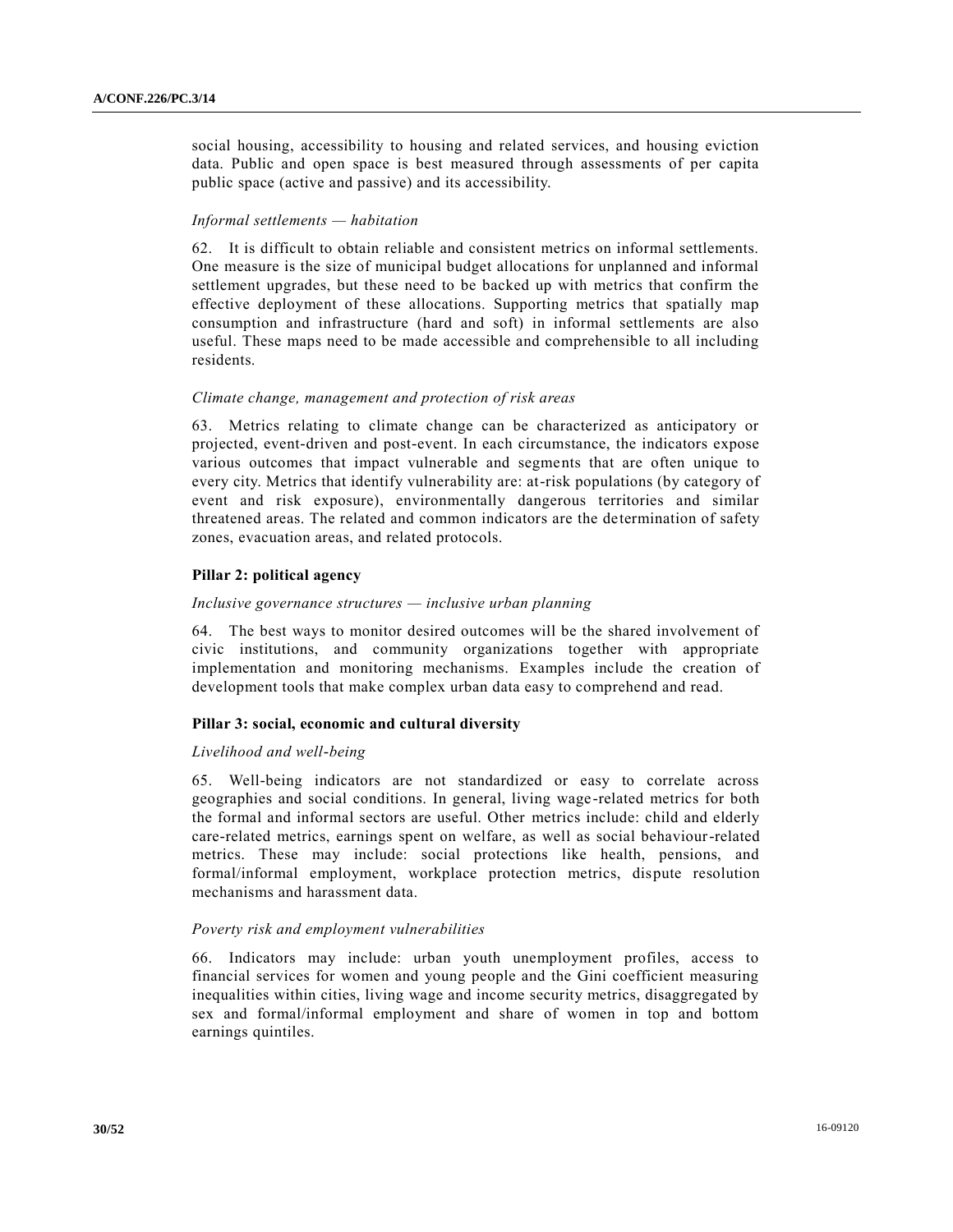social housing, accessibility to housing and related services, and housing eviction data. Public and open space is best measured through assessments of per capita public space (active and passive) and its accessibility.

*Informal settlements — habitation*

62. It is difficult to obtain reliable and consistent metrics on informal settlements. One measure is the size of municipal budget allocations for unplanned and informal settlement upgrades, but these need to be backed up with metrics that confirm the effective deployment of these allocations. Supporting metrics that spatially map consumption and infrastructure (hard and soft) in informal settlements are also useful. These maps need to be made accessible and comprehensible to all including residents.

*Climate change, management and protection of risk areas*

63. Metrics relating to climate change can be characterized as anticipatory or projected, event-driven and post-event. In each circumstance, the indicators expose various outcomes that impact vulnerable and segments that are often unique to every city. Metrics that identify vulnerability are: at-risk populations (by category of event and risk exposure), environmentally dangerous territories and similar threatened areas. The related and common indicators are the determination of safety zones, evacuation areas, and related protocols.

**Pillar 2: political agency**

*Inclusive governance structures — inclusive urban planning*

64. The best ways to monitor desired outcomes will be the shared involvement of civic institutions, and community organizations together with appropriate implementation and monitoring mechanisms. Examples include the creation of development tools that make complex urban data easy to comprehend and read.

**Pillar 3: social, economic and cultural diversity**

*Livelihood and well-being*

65. Well-being indicators are not standardized or easy to correlate across geographies and social conditions. In general, living wage-related metrics for both the formal and informal sectors are useful. Other metrics include: child and elderly care-related metrics, earnings spent on welfare, as well as social behaviour-related metrics. These may include: social protections like health, pensions, and formal/informal employment, workplace protection metrics, dispute resolution mechanisms and harassment data.

*Poverty risk and employment vulnerabilities*

66. Indicators may include: urban youth unemployment profiles, access to financial services for women and young people and the Gini coefficient measuring inequalities within cities, living wage and income security metrics, disaggregated by sex and formal/informal employment and share of women in top and bottom earnings quintiles.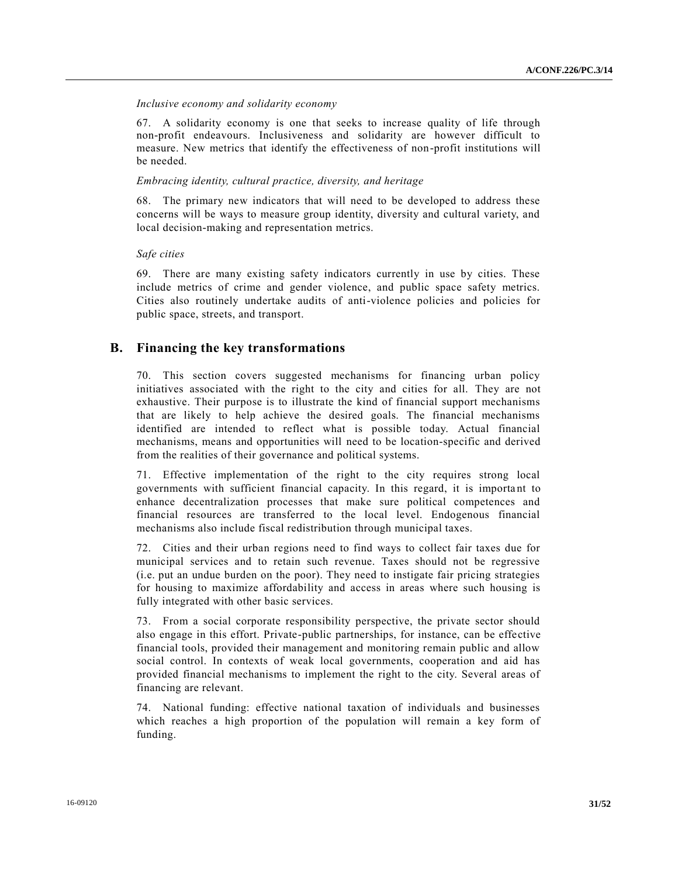*Inclusive economy and solidarity economy*

67. A solidarity economy is one that seeks to increase quality of life through non-profit endeavours. Inclusiveness and solidarity are however difficult to measure. New metrics that identify the effectiveness of non-profit institutions will be needed.

*Embracing identity, cultural practice, diversity, and heritage*

68. The primary new indicators that will need to be developed to address these concerns will be ways to measure group identity, diversity and cultural variety, and local decision-making and representation metrics.

*Safe cities*

69. There are many existing safety indicators currently in use by cities. These include metrics of crime and gender violence, and public space safety metrics. Cities also routinely undertake audits of anti-violence policies and policies for public space, streets, and transport.

## B. Financing the key transformations

70. This section covers suggested mechanisms for financing urban policy initiatives associated with the right to the city and cities for all. They are not exhaustive. Their purpose is to illustrate the kind of financial support mechanisms that are likely to help achieve the desired goals. The financial mechanisms identified are intended to reflect what is possible today. Actual financial mechanisms, means and opportunities will need to be location-specific and derived from the realities of their governance and political systems.

71. Effective implementation of the right to the city requires strong local governments with sufficient financial capacity. In this regard, it is important to enhance decentralization processes that make sure political competences and financial resources are transferred to the local level. Endogenous financial mechanisms also include fiscal redistribution through municipal taxes.

72. Cities and their urban regions need to find ways to collect fair taxes due for municipal services and to retain such revenue. Taxes should not be regressive (i.e. put an undue burden on the poor). They need to instigate fair pricing strategies for housing to maximize affordability and access in areas where such housing is fully integrated with other basic services.

73. From a social corporate responsibility perspective, the private sector should also engage in this effort. Private-public partnerships, for instance, can be effective financial tools, provided their management and monitoring remain public and allow social control. In contexts of weak local governments, cooperation and aid has provided financial mechanisms to implement the right to the city. Several areas of financing are relevant.

74. National funding: effective national taxation of individuals and businesses which reaches a high proportion of the population will remain a key form of funding.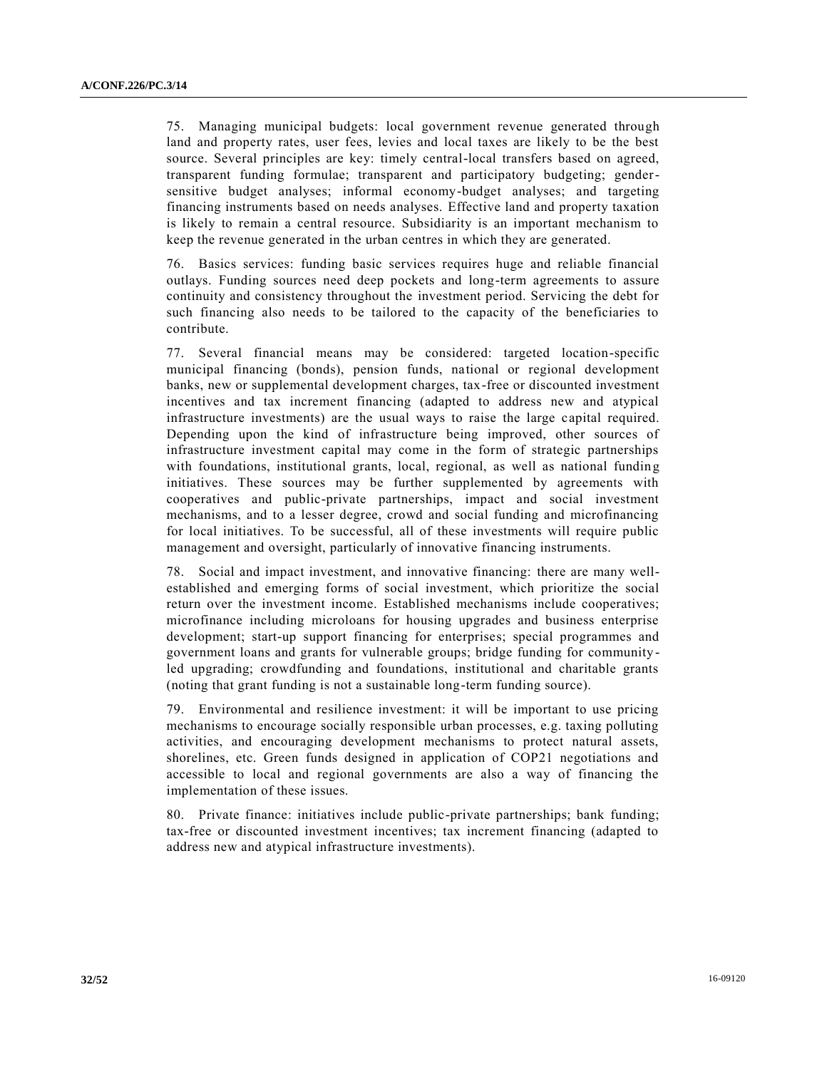75. Managing municipal budgets: local government revenue generated through land and property rates, user fees, levies and local taxes are likely to be the best source. Several principles are key: timely central-local transfers based on agreed, transparent funding formulae; transparent and participatory budgeting; gender-sensitive budget analyses; informal economy-budget analyses; and targeting financing instruments based on needs analyses. Effective land and property taxation is likely to remain a central resource. Subsidiarity is an important mechanism to keep the revenue generated in the urban centres in which they are generated.

76. Basics services: funding basic services requires huge and reliable financial outlays. Funding sources need deep pockets and long-term agreements to assure continuity and consistency throughout the investment period. Servicing the debt for such financing also needs to be tailored to the capacity of the beneficiaries to contribute.

77. Several financial means may be considered: targeted location-specific municipal financing (bonds), pension funds, national or regional development banks, new or supplemental development charges, tax-free or discounted investment incentives and tax increment financing (adapted to address new and atypical infrastructure investments) are the usual ways to raise the large capital required. Depending upon the kind of infrastructure being improved, other sources of infrastructure investment capital may come in the form of strategic partnerships with foundations, institutional grants, local, regional, as well as national funding initiatives. These sources may be further supplemented by agreements with cooperatives and public-private partnerships, impact and social investment mechanisms, and to a lesser degree, crowd and social funding and microfinancing for local initiatives. To be successful, all of these investments will require public management and oversight, particularly of innovative financing instruments.

78. Social and impact investment, and innovative financing: there are many well-established and emerging forms of social investment, which prioritize the social return over the investment income. Established mechanisms include cooperatives; microfinance including microloans for housing upgrades and business enterprise development; start-up support financing for enterprises; special programmes and government loans and grants for vulnerable groups; bridge funding for community-led upgrading; crowdfunding and foundations, institutional and charitable grants (noting that grant funding is not a sustainable long-term funding source).

79. Environmental and resilience investment: it will be important to use pricing mechanisms to encourage socially responsible urban processes, e.g. taxing polluting activities, and encouraging development mechanisms to protect natural assets, shorelines, etc. Green funds designed in application of COP21 negotiations and accessible to local and regional governments are also a way of financing the implementation of these issues.

80. Private finance: initiatives include public-private partnerships; bank funding; tax-free or discounted investment incentives; tax increment financing (adapted to address new and atypical infrastructure investments).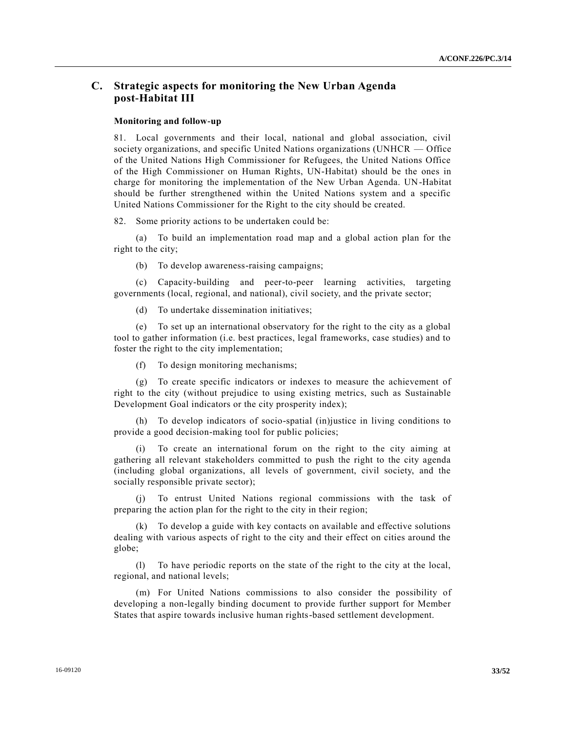## C. Strategic aspects for monitoring the New Urban Agenda post-Habitat III

### Monitoring and follow-up

81. Local governments and their local, national and global association, civil society organizations, and specific United Nations organizations (UNHCR — Office of the United Nations High Commissioner for Refugees, the United Nations Office of the High Commissioner on Human Rights, UN-Habitat) should be the ones in charge for monitoring the implementation of the New Urban Agenda. UN-Habitat should be further strengthened within the United Nations system and a specific United Nations Commissioner for the Right to the city should be created.

82. Some priority actions to be undertaken could be:

(a) To build an implementation road map and a global action plan for the right to the city;

(b) To develop awareness-raising campaigns;

(c) Capacity-building and peer-to-peer learning activities, targeting governments (local, regional, and national), civil society, and the private sector;

(d) To undertake dissemination initiatives;

(e) To set up an international observatory for the right to the city as a global tool to gather information (i.e. best practices, legal frameworks, case studies) and to foster the right to the city implementation;

(f) To design monitoring mechanisms;

(g) To create specific indicators or indexes to measure the achievement of right to the city (without prejudice to using existing metrics, such as Sustainable Development Goal indicators or the city prosperity index);

(h) To develop indicators of socio-spatial (in)justice in living conditions to provide a good decision-making tool for public policies;

(i) To create an international forum on the right to the city aiming at gathering all relevant stakeholders committed to push the right to the city agenda (including global organizations, all levels of government, civil society, and the socially responsible private sector);

(j) To entrust United Nations regional commissions with the task of preparing the action plan for the right to the city in their region;

(k) To develop a guide with key contacts on available and effective solutions dealing with various aspects of right to the city and their effect on cities around the globe;

(l) To have periodic reports on the state of the right to the city at the local, regional, and national levels;

(m) For United Nations commissions to also consider the possibility of developing a non-legally binding document to provide further support for Member States that aspire towards inclusive human rights-based settlement development.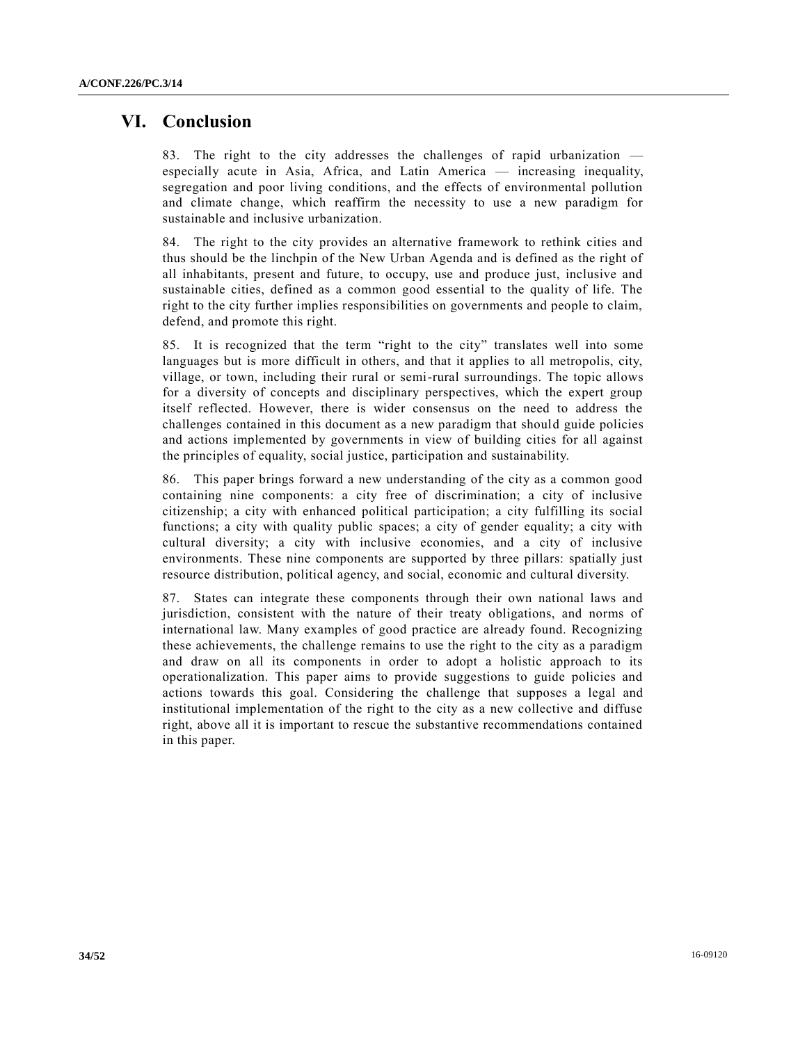# VI. Conclusion

83. The right to the city addresses the challenges of rapid urbanization — especially acute in Asia, Africa, and Latin America — increasing inequality, segregation and poor living conditions, and the effects of environmental pollution and climate change, which reaffirm the necessity to use a new paradigm for sustainable and inclusive urbanization.

84. The right to the city provides an alternative framework to rethink cities and thus should be the linchpin of the New Urban Agenda and is defined as the right of all inhabitants, present and future, to occupy, use and produce just, inclusive and sustainable cities, defined as a common good essential to the quality of life. The right to the city further implies responsibilities on governments and people to claim, defend, and promote this right.

85. It is recognized that the term "right to the city" translates well into some languages but is more difficult in others, and that it applies to all metropolis, city, village, or town, including their rural or semi-rural surroundings. The topic allows for a diversity of concepts and disciplinary perspectives, which the expert group itself reflected. However, there is wider consensus on the need to address the challenges contained in this document as a new paradigm that should guide policies and actions implemented by governments in view of building cities for all against the principles of equality, social justice, participation and sustainability.

86. This paper brings forward a new understanding of the city as a common good containing nine components: a city free of discrimination; a city of inclusive citizenship; a city with enhanced political participation; a city fulfilling its social functions; a city with quality public spaces; a city of gender equality; a city with cultural diversity; a city with inclusive economies, and a city of inclusive environments. These nine components are supported by three pillars: spatially just resource distribution, political agency, and social, economic and cultural diversity.

87. States can integrate these components through their own national laws and jurisdiction, consistent with the nature of their treaty obligations, and norms of international law. Many examples of good practice are already found. Recognizing these achievements, the challenge remains to use the right to the city as a paradigm and draw on all its components in order to adopt a holistic approach to its operationalization. This paper aims to provide suggestions to guide policies and actions towards this goal. Considering the challenge that supposes a legal and institutional implementation of the right to the city as a new collective and diffuse right, above all it is important to rescue the substantive recommendations contained in this paper.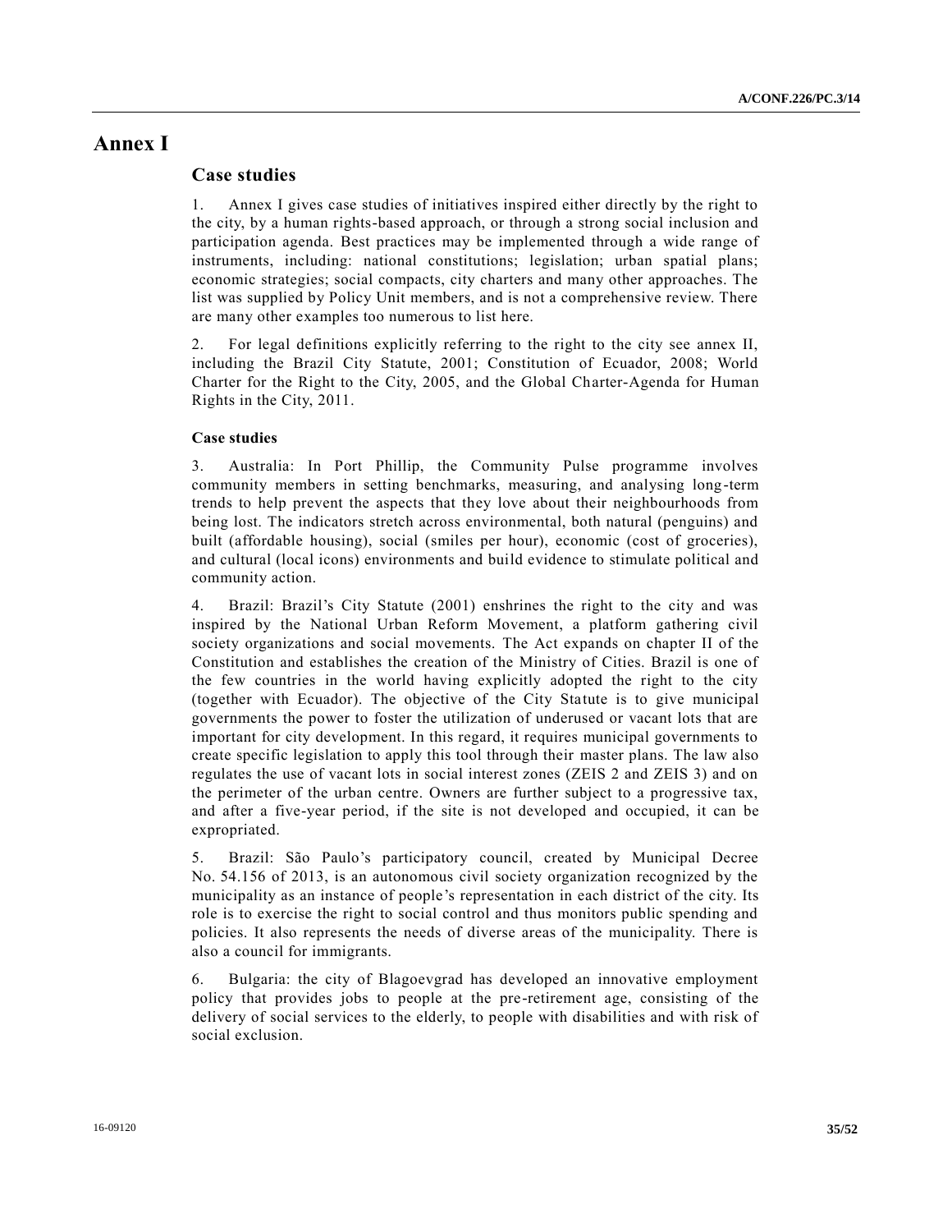# Annex I

## Case studies

1. Annex I gives case studies of initiatives inspired either directly by the right to the city, by a human rights-based approach, or through a strong social inclusion and participation agenda. Best practices may be implemented through a wide range of instruments, including: national constitutions; legislation; urban spatial plans; economic strategies; social compacts, city charters and many other approaches. The list was supplied by Policy Unit members, and is not a comprehensive review. There are many other examples too numerous to list here.

2. For legal definitions explicitly referring to the right to the city see annex II, including the Brazil City Statute, 2001; Constitution of Ecuador, 2008; World Charter for the Right to the City, 2005, and the Global Charter-Agenda for Human Rights in the City, 2011.

### Case studies

3. Australia: In Port Phillip, the Community Pulse programme involves community members in setting benchmarks, measuring, and analysing long-term trends to help prevent the aspects that they love about their neighbourhoods from being lost. The indicators stretch across environmental, both natural (penguins) and built (affordable housing), social (smiles per hour), economic (cost of groceries), and cultural (local icons) environments and build evidence to stimulate political and community action.

4. Brazil: Brazil's City Statute (2001) enshrines the right to the city and was inspired by the National Urban Reform Movement, a platform gathering civil society organizations and social movements. The Act expands on chapter II of the Constitution and establishes the creation of the Ministry of Cities. Brazil is one of the few countries in the world having explicitly adopted the right to the city (together with Ecuador). The objective of the City Statute is to give municipal governments the power to foster the utilization of underused or vacant lots that are important for city development. In this regard, it requires municipal governments to create specific legislation to apply this tool through their master plans. The law also regulates the use of vacant lots in social interest zones (ZEIS 2 and ZEIS 3) and on the perimeter of the urban centre. Owners are further subject to a progressive tax, and after a five-year period, if the site is not developed and occupied, it can be expropriated.

5. Brazil: São Paulo's participatory council, created by Municipal Decree No. 54.156 of 2013, is an autonomous civil society organization recognized by the municipality as an instance of people's representation in each district of the city. Its role is to exercise the right to social control and thus monitors public spending and policies. It also represents the needs of diverse areas of the municipality. There is also a council for immigrants.

6. Bulgaria: the city of Blagoevgrad has developed an innovative employment policy that provides jobs to people at the pre-retirement age, consisting of the delivery of social services to the elderly, to people with disabilities and with risk of social exclusion.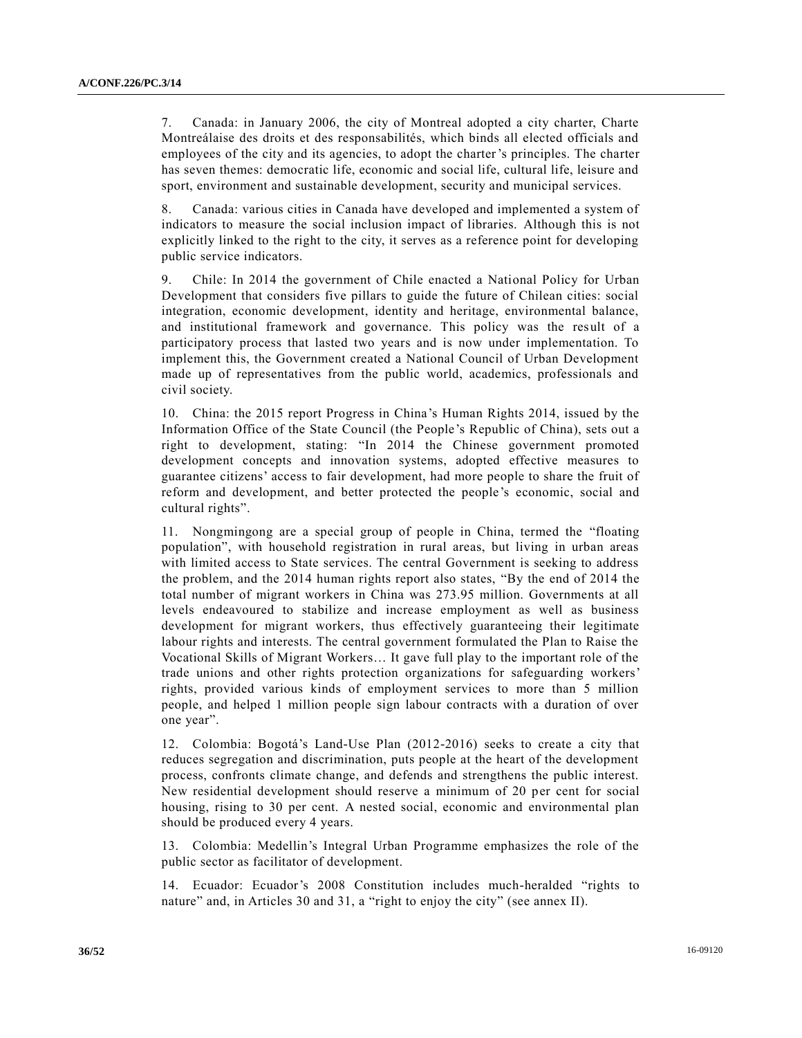7. Canada: in January 2006, the city of Montreal adopted a city charter, Charte Montreálaise des droits et des responsabilités, which binds all elected officials and employees of the city and its agencies, to adopt the charter's principles. The charter has seven themes: democratic life, economic and social life, cultural life, leisure and sport, environment and sustainable development, security and municipal services.

8. Canada: various cities in Canada have developed and implemented a system of indicators to measure the social inclusion impact of libraries. Although this is not explicitly linked to the right to the city, it serves as a reference point for developing public service indicators.

9. Chile: In 2014 the government of Chile enacted a National Policy for Urban Development that considers five pillars to guide the future of Chilean cities: social integration, economic development, identity and heritage, environmental balance, and institutional framework and governance. This policy was the result of a participatory process that lasted two years and is now under implementation. To implement this, the Government created a National Council of Urban Development made up of representatives from the public world, academics, professionals and civil society.

10. China: the 2015 report Progress in China's Human Rights 2014, issued by the Information Office of the State Council (the People's Republic of China), sets out a right to development, stating: "In 2014 the Chinese government promoted development concepts and innovation systems, adopted effective measures to guarantee citizens' access to fair development, had more people to share the fruit of reform and development, and better protected the people's economic, social and cultural rights".

11. Nongmingong are a special group of people in China, termed the "floating population", with household registration in rural areas, but living in urban areas with limited access to State services. The central Government is seeking to address the problem, and the 2014 human rights report also states, "By the end of 2014 the total number of migrant workers in China was 273.95 million. Governments at all levels endeavoured to stabilize and increase employment as well as business development for migrant workers, thus effectively guaranteeing their legitimate labour rights and interests. The central government formulated the Plan to Raise the Vocational Skills of Migrant Workers… It gave full play to the important role of the trade unions and other rights protection organizations for safeguarding workers' rights, provided various kinds of employment services to more than 5 million people, and helped 1 million people sign labour contracts with a duration of over one year".

12. Colombia: Bogotá's Land-Use Plan (2012-2016) seeks to create a city that reduces segregation and discrimination, puts people at the heart of the development process, confronts climate change, and defends and strengthens the public interest. New residential development should reserve a minimum of 20 per cent for social housing, rising to 30 per cent. A nested social, economic and environmental plan should be produced every 4 years.

13. Colombia: Medellin's Integral Urban Programme emphasizes the role of the public sector as facilitator of development.

14. Ecuador: Ecuador's 2008 Constitution includes much-heralded "rights to nature" and, in Articles 30 and 31, a "right to enjoy the city" (see annex II).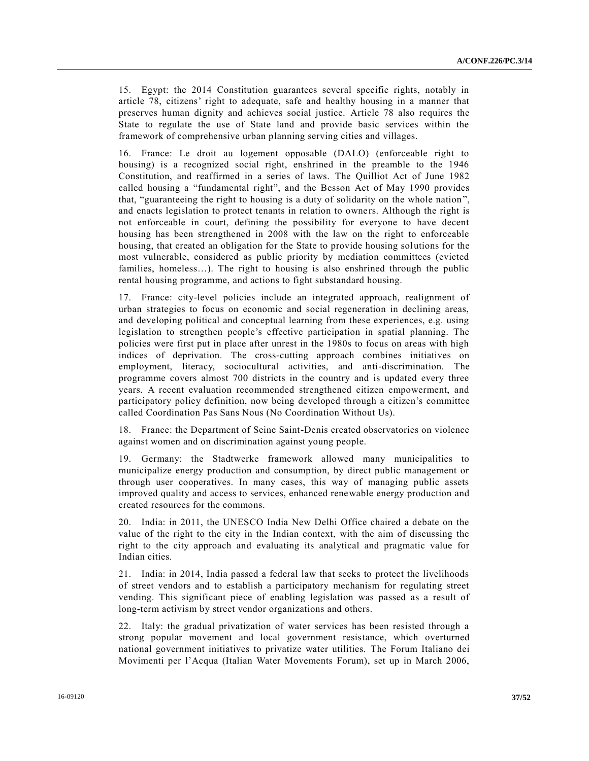15. Egypt: the 2014 Constitution guarantees several specific rights, notably in article 78, citizens' right to adequate, safe and healthy housing in a manner that preserves human dignity and achieves social justice. Article 78 also requires the State to regulate the use of State land and provide basic services within the framework of comprehensive urban planning serving cities and villages.

16. France: Le droit au logement opposable (DALO) (enforceable right to housing) is a recognized social right, enshrined in the preamble to the 1946 Constitution, and reaffirmed in a series of laws. The Quilliot Act of June 1982 called housing a "fundamental right", and the Besson Act of May 1990 provides that, "guaranteeing the right to housing is a duty of solidarity on the whole nation", and enacts legislation to protect tenants in relation to owners. Although the right is not enforceable in court, defining the possibility for everyone to have decent housing has been strengthened in 2008 with the law on the right to enforceable housing, that created an obligation for the State to provide housing solutions for the most vulnerable, considered as public priority by mediation committees (evicted families, homeless…). The right to housing is also enshrined through the public rental housing programme, and actions to fight substandard housing.

17. France: city-level policies include an integrated approach, realignment of urban strategies to focus on economic and social regeneration in declining areas, and developing political and conceptual learning from these experiences, e.g. using legislation to strengthen people's effective participation in spatial planning. The policies were first put in place after unrest in the 1980s to focus on areas with high indices of deprivation. The cross-cutting approach combines initiatives on employment, literacy, sociocultural activities, and anti-discrimination. The programme covers almost 700 districts in the country and is updated every three years. A recent evaluation recommended strengthened citizen empowerment, and participatory policy definition, now being developed through a citizen's committee called Coordination Pas Sans Nous (No Coordination Without Us).

18. France: the Department of Seine Saint-Denis created observatories on violence against women and on discrimination against young people.

19. Germany: the Stadtwerke framework allowed many municipalities to municipalize energy production and consumption, by direct public management or through user cooperatives. In many cases, this way of managing public assets improved quality and access to services, enhanced renewable energy production and created resources for the commons.

20. India: in 2011, the UNESCO India New Delhi Office chaired a debate on the value of the right to the city in the Indian context, with the aim of discussing the right to the city approach and evaluating its analytical and pragmatic value for Indian cities.

21. India: in 2014, India passed a federal law that seeks to protect the livelihoods of street vendors and to establish a participatory mechanism for regulating street vending. This significant piece of enabling legislation was passed as a result of long-term activism by street vendor organizations and others.

22. Italy: the gradual privatization of water services has been resisted through a strong popular movement and local government resistance, which overturned national government initiatives to privatize water utilities. The Forum Italiano dei Movimenti per l'Acqua (Italian Water Movements Forum), set up in March 2006,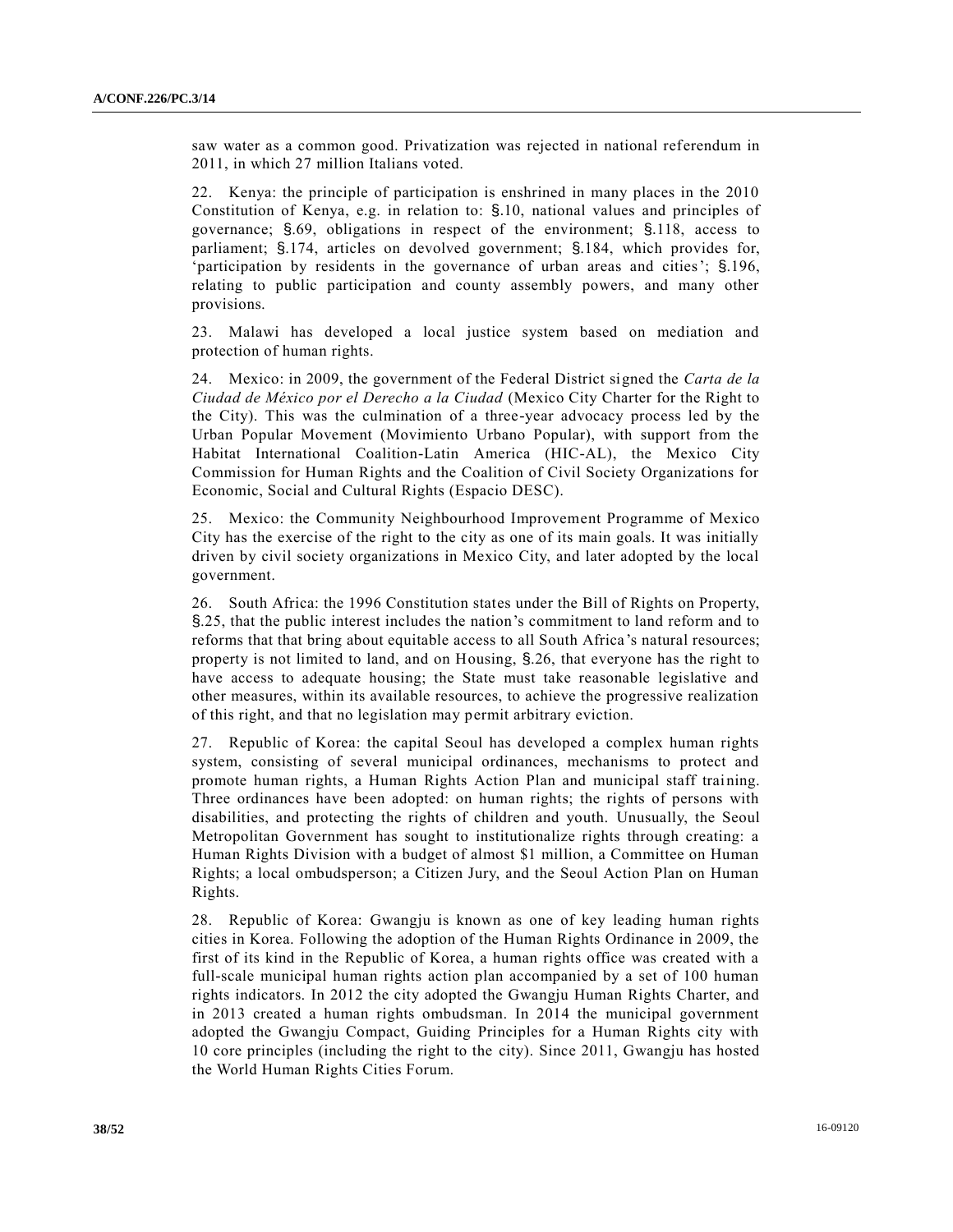saw water as a common good. Privatization was rejected in national referendum in 2011, in which 27 million Italians voted.

22. Kenya: the principle of participation is enshrined in many places in the 2010 Constitution of Kenya, e.g. in relation to: §.10, national values and principles of governance; §.69, obligations in respect of the environment; §.118, access to parliament; §.174, articles on devolved government; §.184, which provides for, 'participation by residents in the governance of urban areas and cities'; §.196, relating to public participation and county assembly powers, and many other provisions.

23. Malawi has developed a local justice system based on mediation and protection of human rights.

24. Mexico: in 2009, the government of the Federal District signed the *Carta de la Ciudad de México por el Derecho a la Ciudad* (Mexico City Charter for the Right to the City). This was the culmination of a three-year advocacy process led by the Urban Popular Movement (Movimiento Urbano Popular), with support from the Habitat International Coalition-Latin America (HIC-AL), the Mexico City Commission for Human Rights and the Coalition of Civil Society Organizations for Economic, Social and Cultural Rights (Espacio DESC).

25. Mexico: the Community Neighbourhood Improvement Programme of Mexico City has the exercise of the right to the city as one of its main goals. It was initially driven by civil society organizations in Mexico City, and later adopted by the local government.

26. South Africa: the 1996 Constitution states under the Bill of Rights on Property, §.25, that the public interest includes the nation's commitment to land reform and to reforms that that bring about equitable access to all South Africa's natural resources; property is not limited to land, and on Housing, §.26, that everyone has the right to have access to adequate housing; the State must take reasonable legislative and other measures, within its available resources, to achieve the progressive realization of this right, and that no legislation may permit arbitrary eviction.

27. Republic of Korea: the capital Seoul has developed a complex human rights system, consisting of several municipal ordinances, mechanisms to protect and promote human rights, a Human Rights Action Plan and municipal staff training. Three ordinances have been adopted: on human rights; the rights of persons with disabilities, and protecting the rights of children and youth. Unusually, the Seoul Metropolitan Government has sought to institutionalize rights through creating: a Human Rights Division with a budget of almost $1 million, a Committee on Human Rights; a local ombudsperson; a Citizen Jury, and the Seoul Action Plan on Human Rights.

28. Republic of Korea: Gwangju is known as one of key leading human rights cities in Korea. Following the adoption of the Human Rights Ordinance in 2009, the first of its kind in the Republic of Korea, a human rights office was created with a full-scale municipal human rights action plan accompanied by a set of 100 human rights indicators. In 2012 the city adopted the Gwangju Human Rights Charter, and in 2013 created a human rights ombudsman. In 2014 the municipal government adopted the Gwangju Compact, Guiding Principles for a Human Rights city with 10 core principles (including the right to the city). Since 2011, Gwangju has hosted the World Human Rights Cities Forum.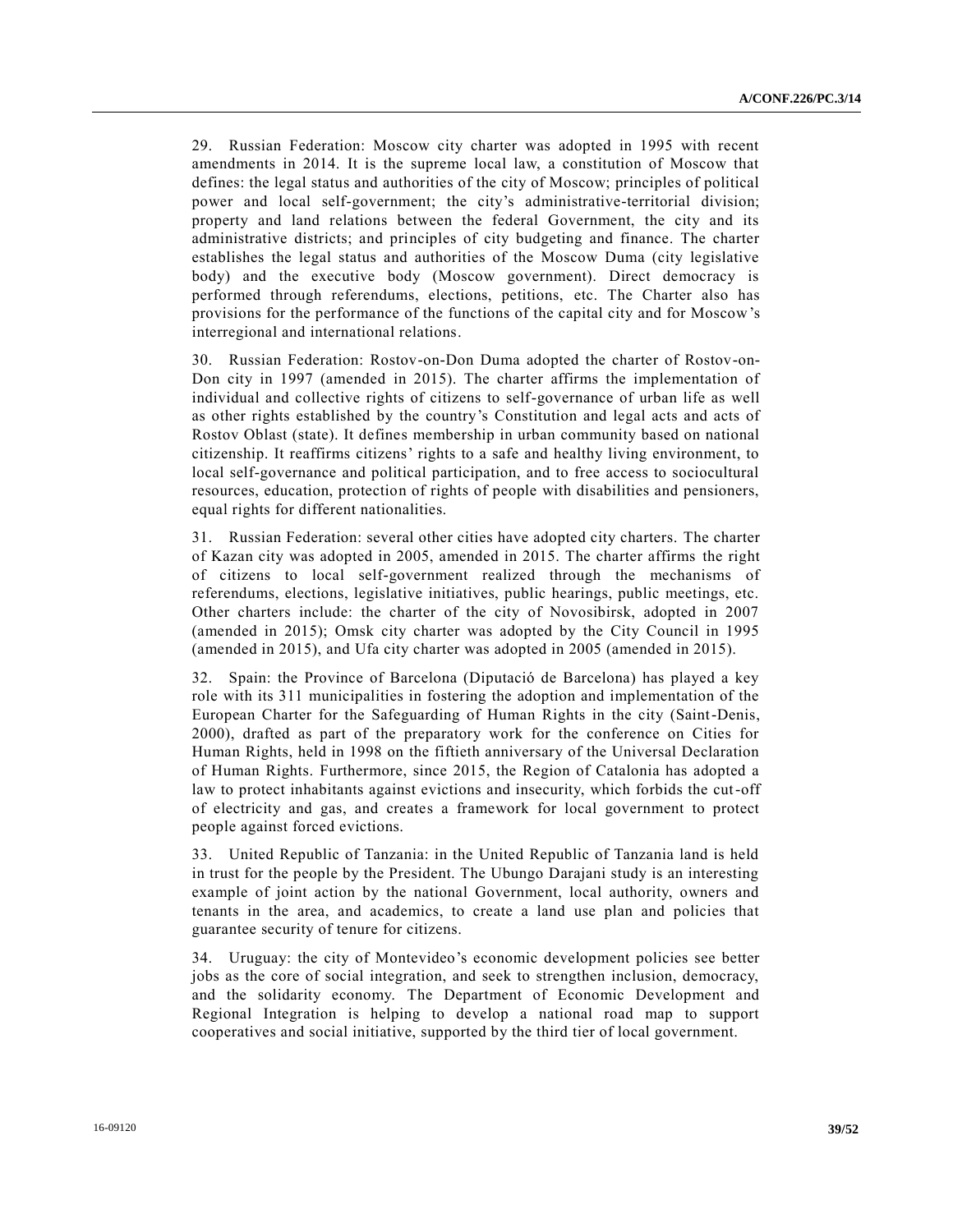29. Russian Federation: Moscow city charter was adopted in 1995 with recent amendments in 2014. It is the supreme local law, a constitution of Moscow that defines: the legal status and authorities of the city of Moscow; principles of political power and local self-government; the city's administrative-territorial division; property and land relations between the federal Government, the city and its administrative districts; and principles of city budgeting and finance. The charter establishes the legal status and authorities of the Moscow Duma (city legislative body) and the executive body (Moscow government). Direct democracy is performed through referendums, elections, petitions, etc. The Charter also has provisions for the performance of the functions of the capital city and for Moscow's interregional and international relations.

30. Russian Federation: Rostov-on-Don Duma adopted the charter of Rostov-on-Don city in 1997 (amended in 2015). The charter affirms the implementation of individual and collective rights of citizens to self-governance of urban life as well as other rights established by the country's Constitution and legal acts and acts of Rostov Oblast (state). It defines membership in urban community based on national citizenship. It reaffirms citizens' rights to a safe and healthy living environment, to local self-governance and political participation, and to free access to sociocultural resources, education, protection of rights of people with disabilities and pensioners, equal rights for different nationalities.

31. Russian Federation: several other cities have adopted city charters. The charter of Kazan city was adopted in 2005, amended in 2015. The charter affirms the right of citizens to local self-government realized through the mechanisms of referendums, elections, legislative initiatives, public hearings, public meetings, etc. Other charters include: the charter of the city of Novosibirsk, adopted in 2007 (amended in 2015); Omsk city charter was adopted by the City Council in 1995 (amended in 2015), and Ufa city charter was adopted in 2005 (amended in 2015).

32. Spain: the Province of Barcelona (Diputació de Barcelona) has played a key role with its 311 municipalities in fostering the adoption and implementation of the European Charter for the Safeguarding of Human Rights in the city (Saint-Denis, 2000), drafted as part of the preparatory work for the conference on Cities for Human Rights, held in 1998 on the fiftieth anniversary of the Universal Declaration of Human Rights. Furthermore, since 2015, the Region of Catalonia has adopted a law to protect inhabitants against evictions and insecurity, which forbids the cut-off of electricity and gas, and creates a framework for local government to protect people against forced evictions.

33. United Republic of Tanzania: in the United Republic of Tanzania land is held in trust for the people by the President. The Ubungo Darajani study is an interesting example of joint action by the national Government, local authority, owners and tenants in the area, and academics, to create a land use plan and policies that guarantee security of tenure for citizens.

34. Uruguay: the city of Montevideo's economic development policies see better jobs as the core of social integration, and seek to strengthen inclusion, democracy, and the solidarity economy. The Department of Economic Development and Regional Integration is helping to develop a national road map to support cooperatives and social initiative, supported by the third tier of local government.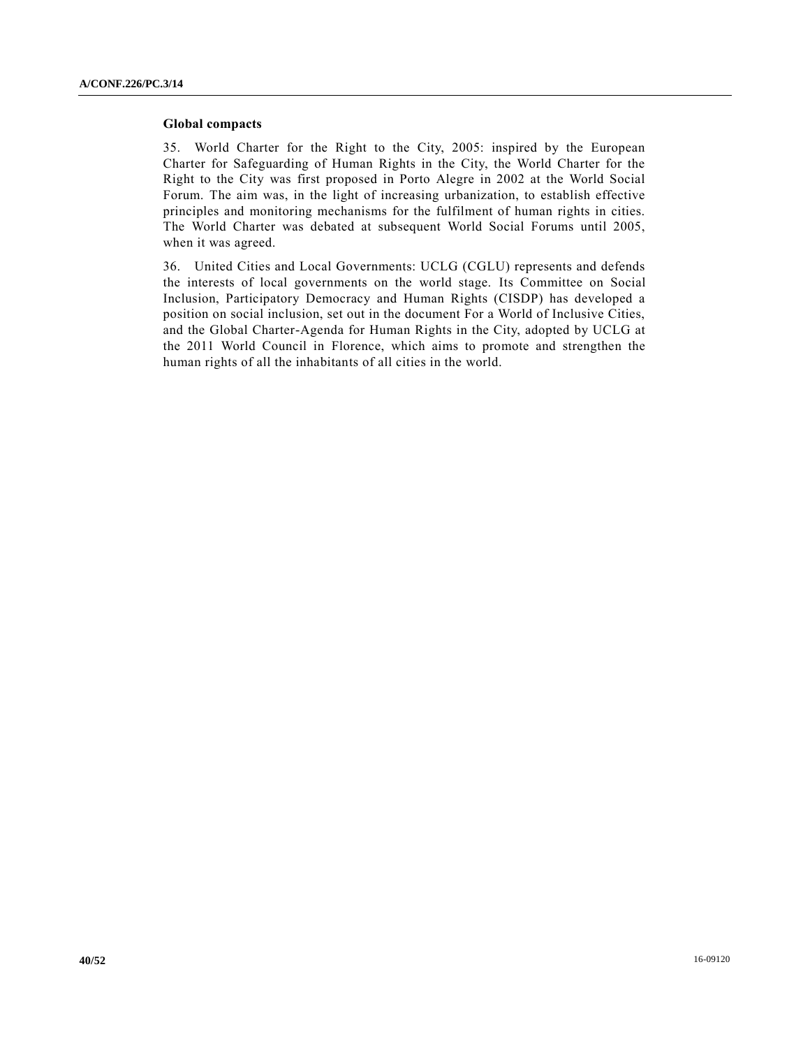**Global compacts**

35. World Charter for the Right to the City, 2005: inspired by the European Charter for Safeguarding of Human Rights in the City, the World Charter for the Right to the City was first proposed in Porto Alegre in 2002 at the World Social Forum. The aim was, in the light of increasing urbanization, to establish effective principles and monitoring mechanisms for the fulfilment of human rights in cities. The World Charter was debated at subsequent World Social Forums until 2005, when it was agreed.

36. United Cities and Local Governments: UCLG (CGLU) represents and defends the interests of local governments on the world stage. Its Committee on Social Inclusion, Participatory Democracy and Human Rights (CISDP) has developed a position on social inclusion, set out in the document For a World of Inclusive Cities, and the Global Charter-Agenda for Human Rights in the City, adopted by UCLG at the 2011 World Council in Florence, which aims to promote and strengthen the human rights of all the inhabitants of all cities in the world.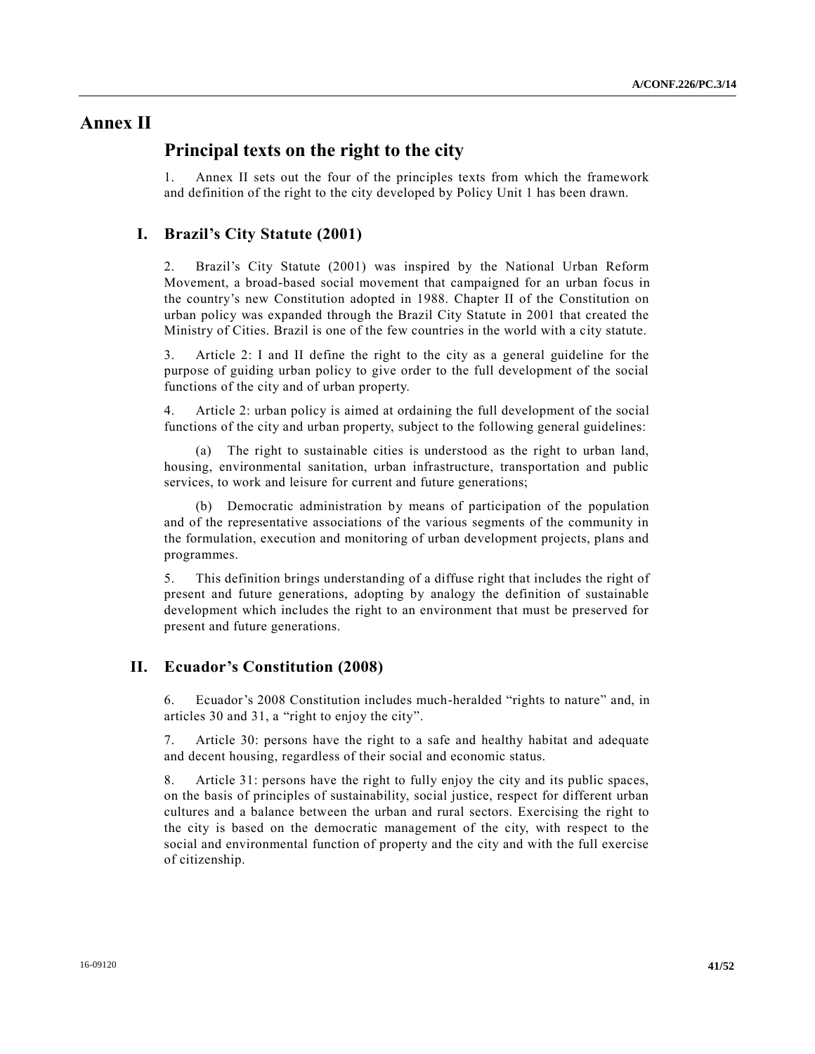# Annex II

## Principal texts on the right to the city

1. Annex II sets out the four of the principles texts from which the framework and definition of the right to the city developed by Policy Unit 1 has been drawn.

### I. Brazil's City Statute (2001)

2. Brazil's City Statute (2001) was inspired by the National Urban Reform Movement, a broad-based social movement that campaigned for an urban focus in the country's new Constitution adopted in 1988. Chapter II of the Constitution on urban policy was expanded through the Brazil City Statute in 2001 that created the Ministry of Cities. Brazil is one of the few countries in the world with a city statute.

3. Article 2: I and II define the right to the city as a general guideline for the purpose of guiding urban policy to give order to the full development of the social functions of the city and of urban property.

4. Article 2: urban policy is aimed at ordaining the full development of the social functions of the city and urban property, subject to the following general guidelines:

(a) The right to sustainable cities is understood as the right to urban land, housing, environmental sanitation, urban infrastructure, transportation and public services, to work and leisure for current and future generations;

(b) Democratic administration by means of participation of the population and of the representative associations of the various segments of the community in the formulation, execution and monitoring of urban development projects, plans and programmes.

5. This definition brings understanding of a diffuse right that includes the right of present and future generations, adopting by analogy the definition of sustainable development which includes the right to an environment that must be preserved for present and future generations.

### II. Ecuador's Constitution (2008)

6. Ecuador's 2008 Constitution includes much-heralded "rights to nature" and, in articles 30 and 31, a "right to enjoy the city".

7. Article 30: persons have the right to a safe and healthy habitat and adequate and decent housing, regardless of their social and economic status.

8. Article 31: persons have the right to fully enjoy the city and its public spaces, on the basis of principles of sustainability, social justice, respect for different urban cultures and a balance between the urban and rural sectors. Exercising the right to the city is based on the democratic management of the city, with respect to the social and environmental function of property and the city and with the full exercise of citizenship.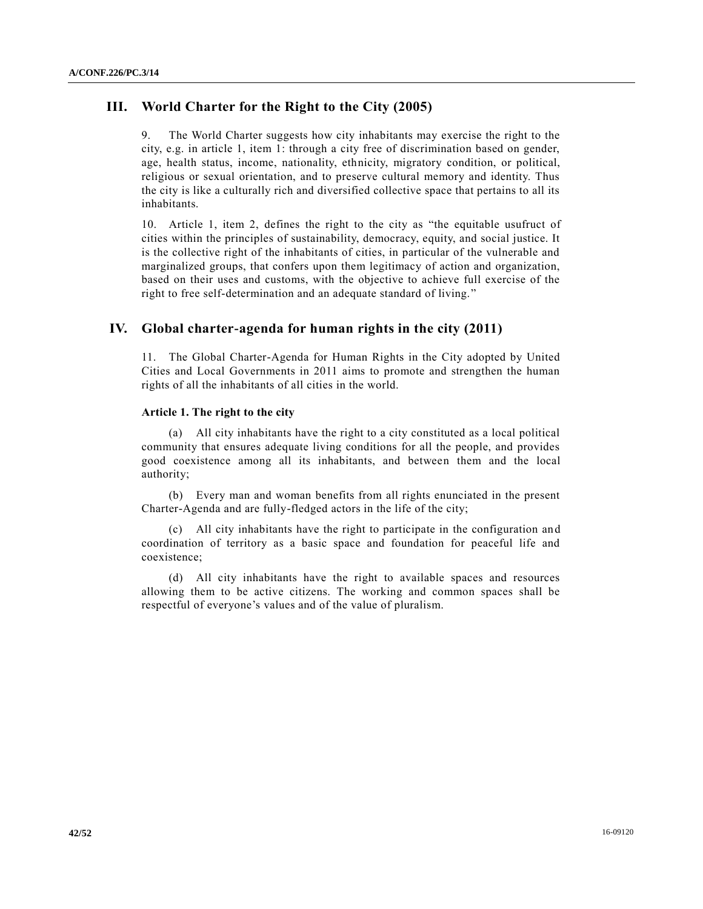## III. World Charter for the Right to the City (2005)

9. The World Charter suggests how city inhabitants may exercise the right to the city, e.g. in article 1, item 1: through a city free of discrimination based on gender, age, health status, income, nationality, ethnicity, migratory condition, or political, religious or sexual orientation, and to preserve cultural memory and identity. Thus the city is like a culturally rich and diversified collective space that pertains to all its inhabitants.

10. Article 1, item 2, defines the right to the city as "the equitable usufruct of cities within the principles of sustainability, democracy, equity, and social justice. It is the collective right of the inhabitants of cities, in particular of the vulnerable and marginalized groups, that confers upon them legitimacy of action and organization, based on their uses and customs, with the objective to achieve full exercise of the right to free self-determination and an adequate standard of living."

## IV. Global charter-agenda for human rights in the city (2011)

11. The Global Charter-Agenda for Human Rights in the City adopted by United Cities and Local Governments in 2011 aims to promote and strengthen the human rights of all the inhabitants of all cities in the world.

### Article 1. The right to the city

(a) All city inhabitants have the right to a city constituted as a local political community that ensures adequate living conditions for all the people, and provides good coexistence among all its inhabitants, and between them and the local authority;

(b) Every man and woman benefits from all rights enunciated in the present Charter-Agenda and are fully-fledged actors in the life of the city;

(c) All city inhabitants have the right to participate in the configuration and coordination of territory as a basic space and foundation for peaceful life and coexistence;

(d) All city inhabitants have the right to available spaces and resources allowing them to be active citizens. The working and common spaces shall be respectful of everyone's values and of the value of pluralism.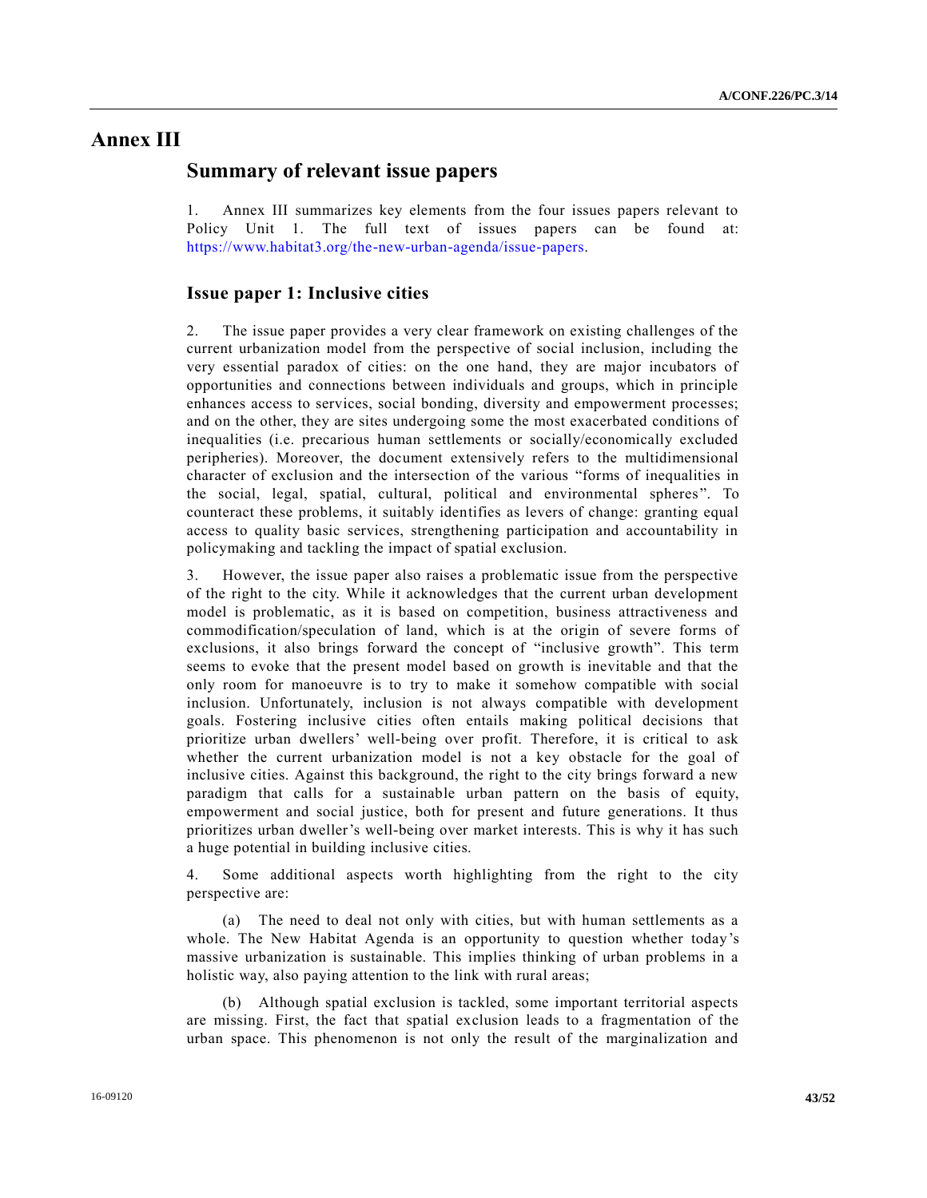# Annex III

## Summary of relevant issue papers

1. Annex III summarizes key elements from the four issues papers relevant to Policy Unit 1. The full text of issues papers can be found at: https://www.habitat3.org/the-new-urban-agenda/issue-papers.

### Issue paper 1: Inclusive cities

2. The issue paper provides a very clear framework on existing challenges of the current urbanization model from the perspective of social inclusion, including the very essential paradox of cities: on the one hand, they are major incubators of opportunities and connections between individuals and groups, which in principle enhances access to services, social bonding, diversity and empowerment processes; and on the other, they are sites undergoing some the most exacerbated conditions of inequalities (i.e. precarious human settlements or socially/economically excluded peripheries). Moreover, the document extensively refers to the multidimensional character of exclusion and the intersection of the various "forms of inequalities in the social, legal, spatial, cultural, political and environmental spheres". To counteract these problems, it suitably identifies as levers of change: granting equal access to quality basic services, strengthening participation and accountability in policymaking and tackling the impact of spatial exclusion.

3. However, the issue paper also raises a problematic issue from the perspective of the right to the city. While it acknowledges that the current urban development model is problematic, as it is based on competition, business attractiveness and commodification/speculation of land, which is at the origin of severe forms of exclusions, it also brings forward the concept of "inclusive growth". This term seems to evoke that the present model based on growth is inevitable and that the only room for manoeuvre is to try to make it somehow compatible with social inclusion. Unfortunately, inclusion is not always compatible with development goals. Fostering inclusive cities often entails making political decisions that prioritize urban dwellers' well-being over profit. Therefore, it is critical to ask whether the current urbanization model is not a key obstacle for the goal of inclusive cities. Against this background, the right to the city brings forward a new paradigm that calls for a sustainable urban pattern on the basis of equity, empowerment and social justice, both for present and future generations. It thus prioritizes urban dweller's well-being over market interests. This is why it has such a huge potential in building inclusive cities.

4. Some additional aspects worth highlighting from the right to the city perspective are:

(a) The need to deal not only with cities, but with human settlements as a whole. The New Habitat Agenda is an opportunity to question whether today's massive urbanization is sustainable. This implies thinking of urban problems in a holistic way, also paying attention to the link with rural areas;

(b) Although spatial exclusion is tackled, some important territorial aspects are missing. First, the fact that spatial exclusion leads to a fragmentation of the urban space. This phenomenon is not only the result of the marginalization and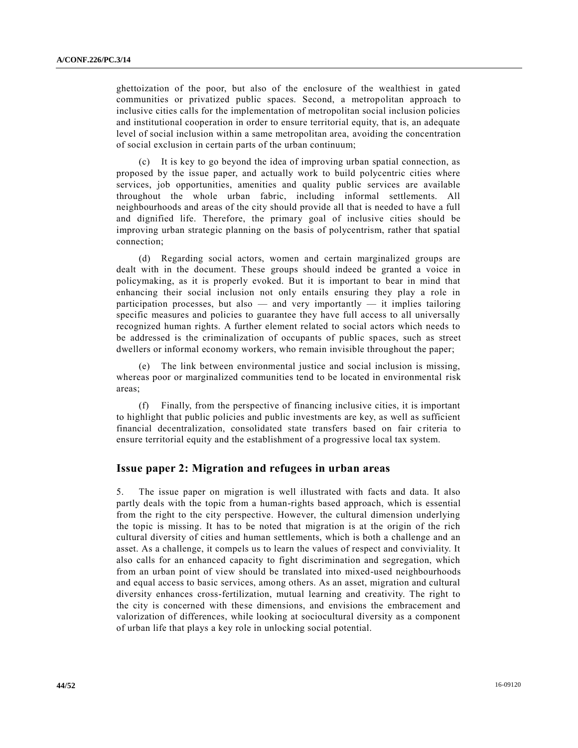ghettoization of the poor, but also of the enclosure of the wealthiest in gated communities or privatized public spaces. Second, a metropolitan approach to inclusive cities calls for the implementation of metropolitan social inclusion policies and institutional cooperation in order to ensure territorial equity, that is, an adequate level of social inclusion within a same metropolitan area, avoiding the concentration of social exclusion in certain parts of the urban continuum;

(c) It is key to go beyond the idea of improving urban spatial connection, as proposed by the issue paper, and actually work to build polycentric cities where services, job opportunities, amenities and quality public services are available throughout the whole urban fabric, including informal settlements. All neighbourhoods and areas of the city should provide all that is needed to have a full and dignified life. Therefore, the primary goal of inclusive cities should be improving urban strategic planning on the basis of polycentrism, rather that spatial connection;

(d) Regarding social actors, women and certain marginalized groups are dealt with in the document. These groups should indeed be granted a voice in policymaking, as it is properly evoked. But it is important to bear in mind that enhancing their social inclusion not only entails ensuring they play a role in participation processes, but also — and very importantly — it implies tailoring specific measures and policies to guarantee they have full access to all universally recognized human rights. A further element related to social actors which needs to be addressed is the criminalization of occupants of public spaces, such as street dwellers or informal economy workers, who remain invisible throughout the paper;

(e) The link between environmental justice and social inclusion is missing, whereas poor or marginalized communities tend to be located in environmental risk areas;

(f) Finally, from the perspective of financing inclusive cities, it is important to highlight that public policies and public investments are key, as well as sufficient financial decentralization, consolidated state transfers based on fair criteria to ensure territorial equity and the establishment of a progressive local tax system.

## Issue paper 2: Migration and refugees in urban areas

5. The issue paper on migration is well illustrated with facts and data. It also partly deals with the topic from a human-rights based approach, which is essential from the right to the city perspective. However, the cultural dimension underlying the topic is missing. It has to be noted that migration is at the origin of the rich cultural diversity of cities and human settlements, which is both a challenge and an asset. As a challenge, it compels us to learn the values of respect and conviviality. It also calls for an enhanced capacity to fight discrimination and segregation, which from an urban point of view should be translated into mixed-used neighbourhoods and equal access to basic services, among others. As an asset, migration and cultural diversity enhances cross-fertilization, mutual learning and creativity. The right to the city is concerned with these dimensions, and envisions the embracement and valorization of differences, while looking at sociocultural diversity as a component of urban life that plays a key role in unlocking social potential.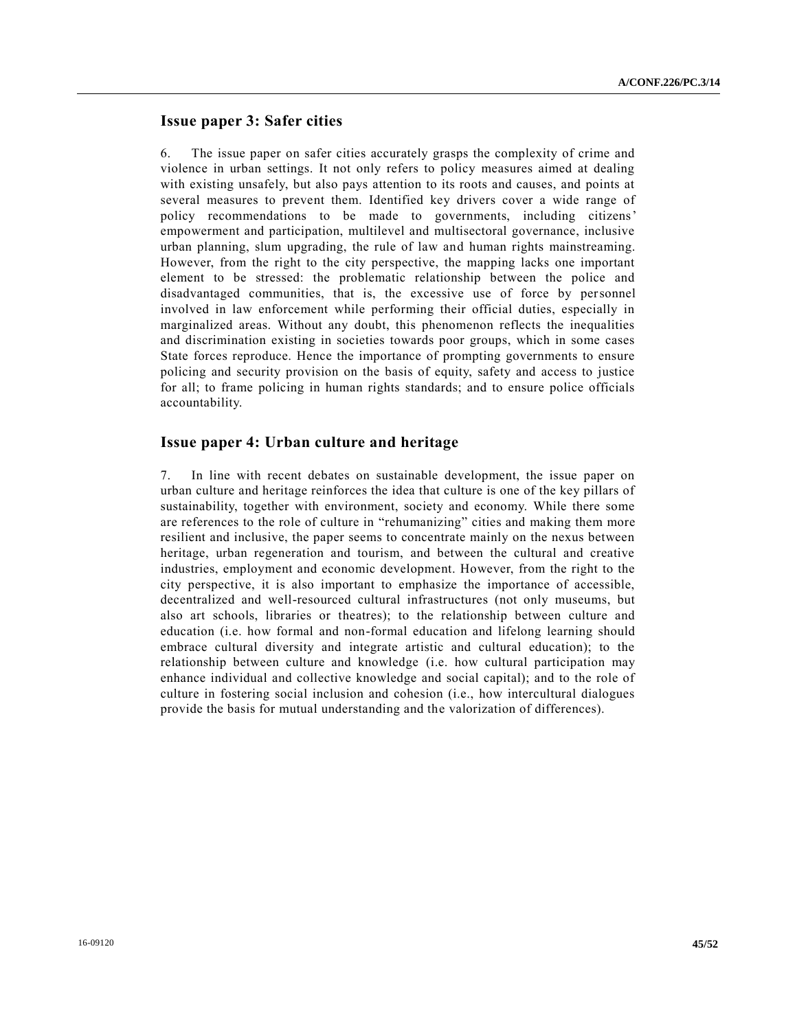## Issue paper 3: Safer cities

6. The issue paper on safer cities accurately grasps the complexity of crime and violence in urban settings. It not only refers to policy measures aimed at dealing with existing unsafely, but also pays attention to its roots and causes, and points at several measures to prevent them. Identified key drivers cover a wide range of policy recommendations to be made to governments, including citizens' empowerment and participation, multilevel and multisectoral governance, inclusive urban planning, slum upgrading, the rule of law and human rights mainstreaming. However, from the right to the city perspective, the mapping lacks one important element to be stressed: the problematic relationship between the police and disadvantaged communities, that is, the excessive use of force by personnel involved in law enforcement while performing their official duties, especially in marginalized areas. Without any doubt, this phenomenon reflects the inequalities and discrimination existing in societies towards poor groups, which in some cases State forces reproduce. Hence the importance of prompting governments to ensure policing and security provision on the basis of equity, safety and access to justice for all; to frame policing in human rights standards; and to ensure police officials accountability.

## Issue paper 4: Urban culture and heritage

7. In line with recent debates on sustainable development, the issue paper on urban culture and heritage reinforces the idea that culture is one of the key pillars of sustainability, together with environment, society and economy. While there some are references to the role of culture in "rehumanizing" cities and making them more resilient and inclusive, the paper seems to concentrate mainly on the nexus between heritage, urban regeneration and tourism, and between the cultural and creative industries, employment and economic development. However, from the right to the city perspective, it is also important to emphasize the importance of accessible, decentralized and well-resourced cultural infrastructures (not only museums, but also art schools, libraries or theatres); to the relationship between culture and education (i.e. how formal and non-formal education and lifelong learning should embrace cultural diversity and integrate artistic and cultural education); to the relationship between culture and knowledge (i.e. how cultural participation may enhance individual and collective knowledge and social capital); and to the role of culture in fostering social inclusion and cohesion (i.e., how intercultural dialogues provide the basis for mutual understanding and the valorization of differences).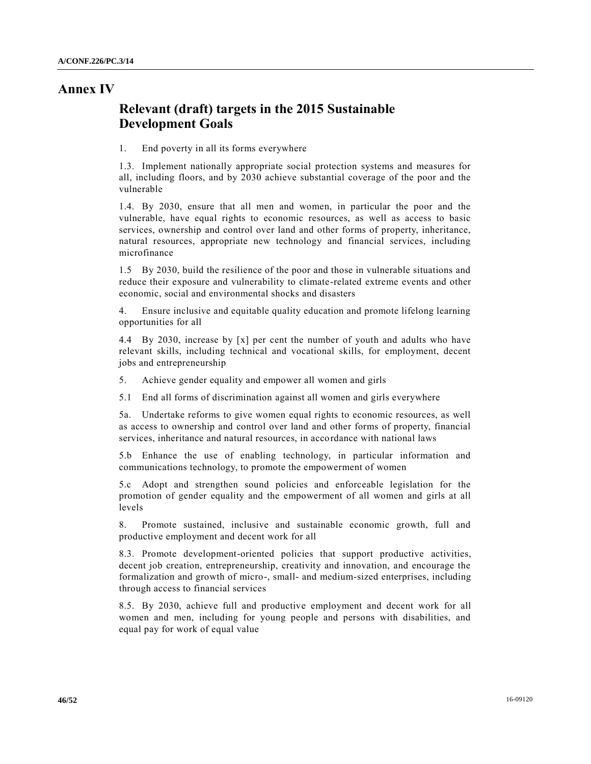# Annex IV

## Relevant (draft) targets in the 2015 Sustainable Development Goals

1. End poverty in all its forms everywhere

1.3. Implement nationally appropriate social protection systems and measures for all, including floors, and by 2030 achieve substantial coverage of the poor and the vulnerable

1.4. By 2030, ensure that all men and women, in particular the poor and the vulnerable, have equal rights to economic resources, as well as access to basic services, ownership and control over land and other forms of property, inheritance, natural resources, appropriate new technology and financial services, including microfinance

1.5 By 2030, build the resilience of the poor and those in vulnerable situations and reduce their exposure and vulnerability to climate-related extreme events and other economic, social and environmental shocks and disasters

4. Ensure inclusive and equitable quality education and promote lifelong learning opportunities for all

4.4 By 2030, increase by [x] per cent the number of youth and adults who have relevant skills, including technical and vocational skills, for employment, decent jobs and entrepreneurship

5. Achieve gender equality and empower all women and girls

5.1 End all forms of discrimination against all women and girls everywhere

5a. Undertake reforms to give women equal rights to economic resources, as well as access to ownership and control over land and other forms of property, financial services, inheritance and natural resources, in accordance with national laws

5.b Enhance the use of enabling technology, in particular information and communications technology, to promote the empowerment of women

5.c Adopt and strengthen sound policies and enforceable legislation for the promotion of gender equality and the empowerment of all women and girls at all levels

8. Promote sustained, inclusive and sustainable economic growth, full and productive employment and decent work for all

8.3. Promote development-oriented policies that support productive activities, decent job creation, entrepreneurship, creativity and innovation, and encourage the formalization and growth of micro-, small- and medium-sized enterprises, including through access to financial services

8.5. By 2030, achieve full and productive employment and decent work for all women and men, including for young people and persons with disabilities, and equal pay for work of equal value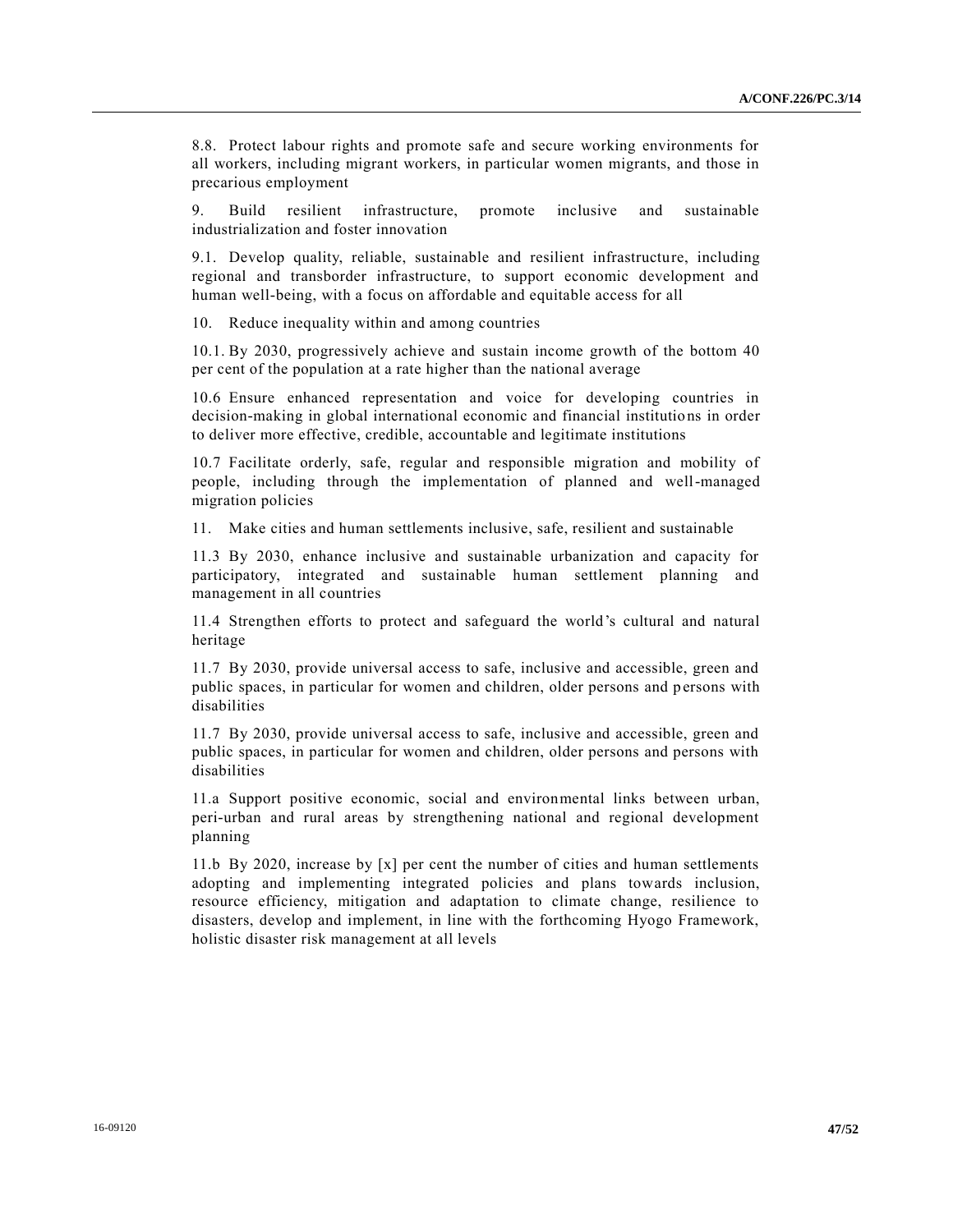8.8. Protect labour rights and promote safe and secure working environments for all workers, including migrant workers, in particular women migrants, and those in precarious employment

9. Build resilient infrastructure, promote inclusive and sustainable industrialization and foster innovation

9.1. Develop quality, reliable, sustainable and resilient infrastructure, including regional and transborder infrastructure, to support economic development and human well-being, with a focus on affordable and equitable access for all

10. Reduce inequality within and among countries

10.1. By 2030, progressively achieve and sustain income growth of the bottom 40 per cent of the population at a rate higher than the national average

10.6 Ensure enhanced representation and voice for developing countries in decision-making in global international economic and financial institutions in order to deliver more effective, credible, accountable and legitimate institutions

10.7 Facilitate orderly, safe, regular and responsible migration and mobility of people, including through the implementation of planned and well-managed migration policies

11. Make cities and human settlements inclusive, safe, resilient and sustainable

11.3 By 2030, enhance inclusive and sustainable urbanization and capacity for participatory, integrated and sustainable human settlement planning and management in all countries

11.4 Strengthen efforts to protect and safeguard the world's cultural and natural heritage

11.7 By 2030, provide universal access to safe, inclusive and accessible, green and public spaces, in particular for women and children, older persons and persons with disabilities

11.7 By 2030, provide universal access to safe, inclusive and accessible, green and public spaces, in particular for women and children, older persons and persons with disabilities

11.a Support positive economic, social and environmental links between urban, peri-urban and rural areas by strengthening national and regional development planning

11.b By 2020, increase by [x] per cent the number of cities and human settlements adopting and implementing integrated policies and plans towards inclusion, resource efficiency, mitigation and adaptation to climate change, resilience to disasters, develop and implement, in line with the forthcoming Hyogo Framework, holistic disaster risk management at all levels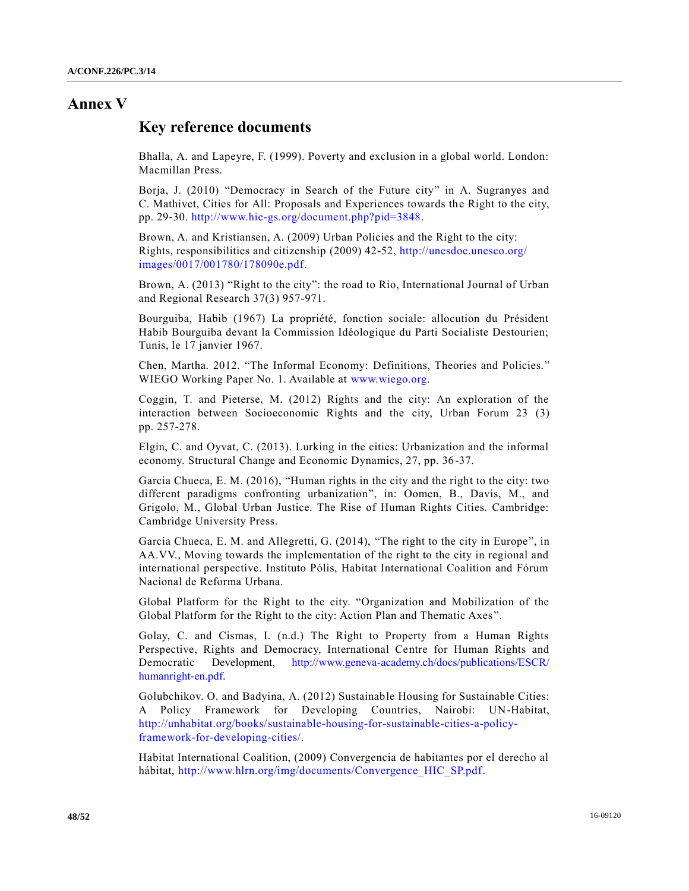# Annex V

## Key reference documents

Bhalla, A. and Lapeyre, F. (1999). Poverty and exclusion in a global world. London: Macmillan Press.

Borja, J. (2010) "Democracy in Search of the Future city" in A. Sugranyes and C. Mathivet, Cities for All: Proposals and Experiences towards the Right to the city, pp. 29-30. http://www.hic-gs.org/document.php?pid=3848.

Brown, A. and Kristiansen, A. (2009) Urban Policies and the Right to the city: Rights, responsibilities and citizenship (2009) 42-52, http://unesdoc.unesco.org/images/0017/001780/178090e.pdf.

Brown, A. (2013) "Right to the city": the road to Rio, International Journal of Urban and Regional Research 37(3) 957-971.

Bourguiba, Habib (1967) La propriété, fonction sociale: allocution du Président Habib Bourguiba devant la Commission Idéologique du Parti Socialiste Destourien; Tunis, le 17 janvier 1967.

Chen, Martha. 2012. "The Informal Economy: Definitions, Theories and Policies." WIEGO Working Paper No. 1. Available at www.wiego.org.

Coggin, T. and Pieterse, M. (2012) Rights and the city: An exploration of the interaction between Socioeconomic Rights and the city, Urban Forum 23 (3) pp. 257-278.

Elgin, C. and Oyvat, C. (2013). Lurking in the cities: Urbanization and the informal economy. Structural Change and Economic Dynamics, 27, pp. 36-37.

Garcia Chueca, E. M. (2016), "Human rights in the city and the right to the city: two different paradigms confronting urbanization", in: Oomen, B., Davis, M., and Grigolo, M., Global Urban Justice. The Rise of Human Rights Cities. Cambridge: Cambridge University Press.

Garcia Chueca, E. M. and Allegretti, G. (2014), "The right to the city in Europe", in AA.VV., Moving towards the implementation of the right to the city in regional and international perspective. Instituto Pólis, Habitat International Coalition and Fórum Nacional de Reforma Urbana.

Global Platform for the Right to the city. "Organization and Mobilization of the Global Platform for the Right to the city: Action Plan and Thematic Axes".

Golay, C. and Cismas, I. (n.d.) The Right to Property from a Human Rights Perspective, Rights and Democracy, International Centre for Human Rights and Democratic Development, http://www.geneva-academy.ch/docs/publications/ESCR/humanright-en.pdf.

Golubchikov. O. and Badyina, A. (2012) Sustainable Housing for Sustainable Cities: A Policy Framework for Developing Countries, Nairobi: UN-Habitat, http://unhabitat.org/books/sustainable-housing-for-sustainable-cities-a-policy-framework-for-developing-cities/.

Habitat International Coalition, (2009) Convergencia de habitantes por el derecho al hábitat, http://www.hlrn.org/img/documents/Convergence_HIC_SP.pdf.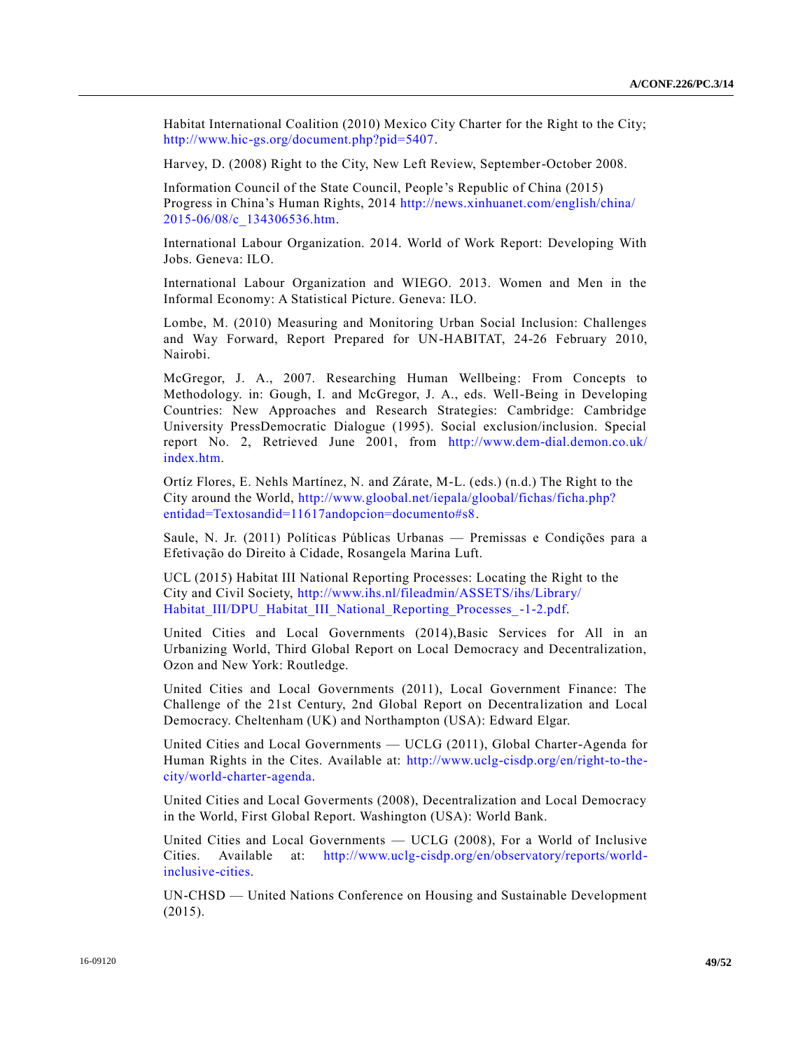Habitat International Coalition (2010) Mexico City Charter for the Right to the City; http://www.hic-gs.org/document.php?pid=5407.

Harvey, D. (2008) Right to the City, New Left Review, September-October 2008.

Information Council of the State Council, People's Republic of China (2015) Progress in China's Human Rights, 2014 http://news.xinhuanet.com/english/china/2015-06/08/c_134306536.htm.

International Labour Organization. 2014. World of Work Report: Developing With Jobs. Geneva: ILO.

International Labour Organization and WIEGO. 2013. Women and Men in the Informal Economy: A Statistical Picture. Geneva: ILO.

Lombe, M. (2010) Measuring and Monitoring Urban Social Inclusion: Challenges and Way Forward, Report Prepared for UN-HABITAT, 24-26 February 2010, Nairobi.

McGregor, J. A., 2007. Researching Human Wellbeing: From Concepts to Methodology. in: Gough, I. and McGregor, J. A., eds. Well-Being in Developing Countries: New Approaches and Research Strategies: Cambridge: Cambridge University PressDemocratic Dialogue (1995). Social exclusion/inclusion. Special report No. 2, Retrieved June 2001, from http://www.dem-dial.demon.co.uk/index.htm.

Ortíz Flores, E. Nehls Martínez, N. and Zárate, M-L. (eds.) (n.d.) The Right to the City around the World, http://www.gloobal.net/iepala/gloobal/fichas/ficha.php?entidad=Textosandid=11617andopcion=documento#s8.

Saule, N. Jr. (2011) Políticas Públicas Urbanas — Premissas e Condições para a Efetivação do Direito à Cidade, Rosangela Marina Luft.

UCL (2015) Habitat III National Reporting Processes: Locating the Right to the City and Civil Society, http://www.ihs.nl/fileadmin/ASSETS/ihs/Library/Habitat_III/DPU_Habitat_III_National_Reporting_Processes_-1-2.pdf.

United Cities and Local Governments (2014),Basic Services for All in an Urbanizing World, Third Global Report on Local Democracy and Decentralization, Ozon and New York: Routledge.

United Cities and Local Governments (2011), Local Government Finance: The Challenge of the 21st Century, 2nd Global Report on Decentralization and Local Democracy. Cheltenham (UK) and Northampton (USA): Edward Elgar.

United Cities and Local Governments — UCLG (2011), Global Charter-Agenda for Human Rights in the Cites. Available at: http://www.uclg-cisdp.org/en/right-to-the-city/world-charter-agenda.

United Cities and Local Goverments (2008), Decentralization and Local Democracy in the World, First Global Report. Washington (USA): World Bank.

United Cities and Local Governments — UCLG (2008), For a World of Inclusive Cities. Available at: http://www.uclg-cisdp.org/en/observatory/reports/world-inclusive-cities.

UN-CHSD — United Nations Conference on Housing and Sustainable Development (2015).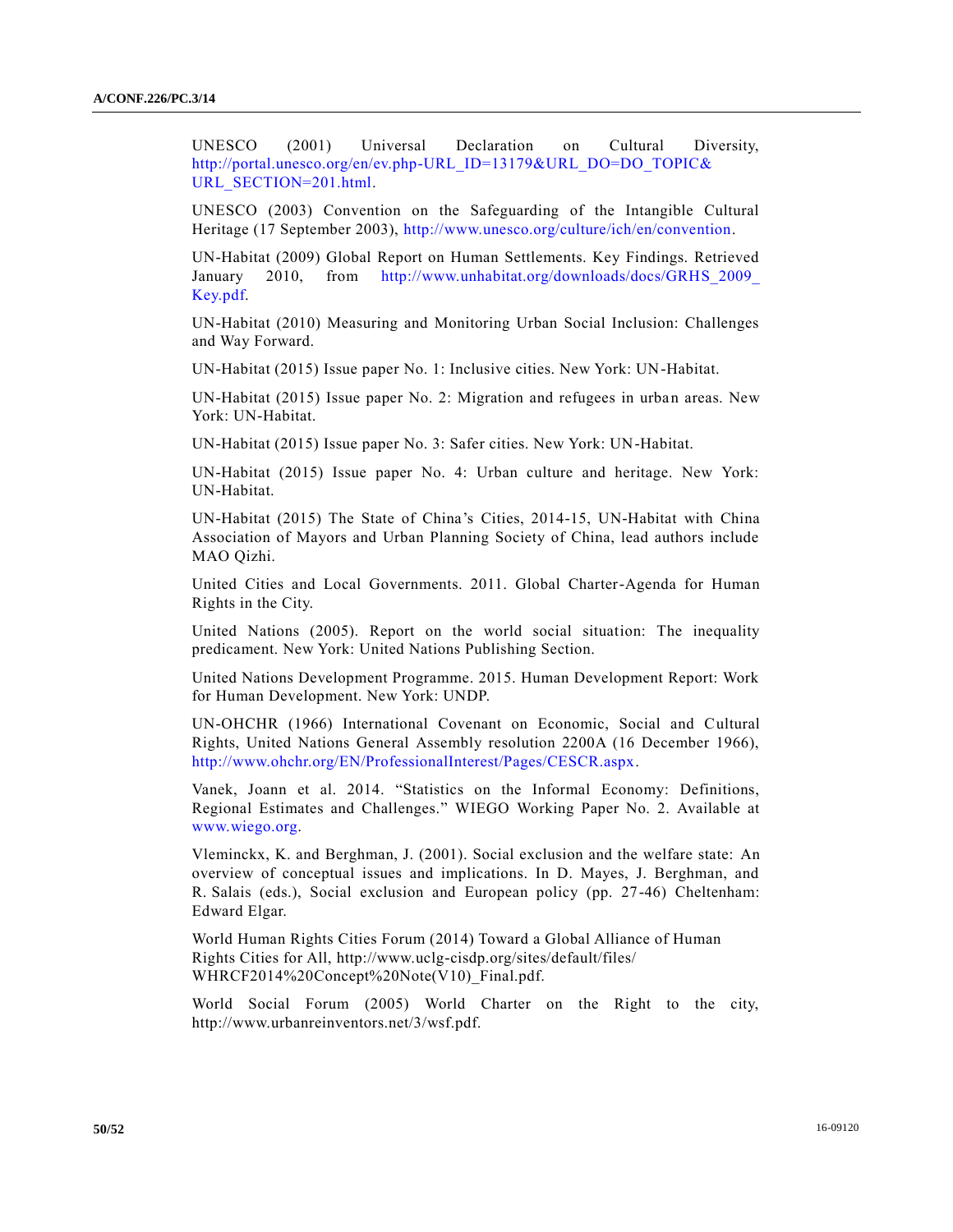UNESCO (2001) Universal Declaration on Cultural Diversity, http://portal.unesco.org/en/ev.php-URL_ID=13179&URL_DO=DO_TOPIC&URL_SECTION=201.html.

UNESCO (2003) Convention on the Safeguarding of the Intangible Cultural Heritage (17 September 2003), http://www.unesco.org/culture/ich/en/convention.

UN-Habitat (2009) Global Report on Human Settlements. Key Findings. Retrieved January 2010, from http://www.unhabitat.org/downloads/docs/GRHS_2009_Key.pdf.

UN-Habitat (2010) Measuring and Monitoring Urban Social Inclusion: Challenges and Way Forward.

UN-Habitat (2015) Issue paper No. 1: Inclusive cities. New York: UN-Habitat.

UN-Habitat (2015) Issue paper No. 2: Migration and refugees in urban areas. New York: UN-Habitat.

UN-Habitat (2015) Issue paper No. 3: Safer cities. New York: UN-Habitat.

UN-Habitat (2015) Issue paper No. 4: Urban culture and heritage. New York: UN-Habitat.

UN-Habitat (2015) The State of China's Cities, 2014-15, UN-Habitat with China Association of Mayors and Urban Planning Society of China, lead authors include MAO Qizhi.

United Cities and Local Governments. 2011. Global Charter-Agenda for Human Rights in the City.

United Nations (2005). Report on the world social situation: The inequality predicament. New York: United Nations Publishing Section.

United Nations Development Programme. 2015. Human Development Report: Work for Human Development. New York: UNDP.

UN-OHCHR (1966) International Covenant on Economic, Social and Cultural Rights, United Nations General Assembly resolution 2200A (16 December 1966), http://www.ohchr.org/EN/ProfessionalInterest/Pages/CESCR.aspx.

Vanek, Joann et al. 2014. "Statistics on the Informal Economy: Definitions, Regional Estimates and Challenges." WIEGO Working Paper No. 2. Available at www.wiego.org.

Vleminckx, K. and Berghman, J. (2001). Social exclusion and the welfare state: An overview of conceptual issues and implications. In D. Mayes, J. Berghman, and R. Salais (eds.), Social exclusion and European policy (pp. 27-46) Cheltenham: Edward Elgar.

World Human Rights Cities Forum (2014) Toward a Global Alliance of Human Rights Cities for All, http://www.uclg-cisdp.org/sites/default/files/WHRCF2014%20Concept%20Note(V10)_Final.pdf.

World Social Forum (2005) World Charter on the Right to the city, http://www.urbanreinventors.net/3/wsf.pdf.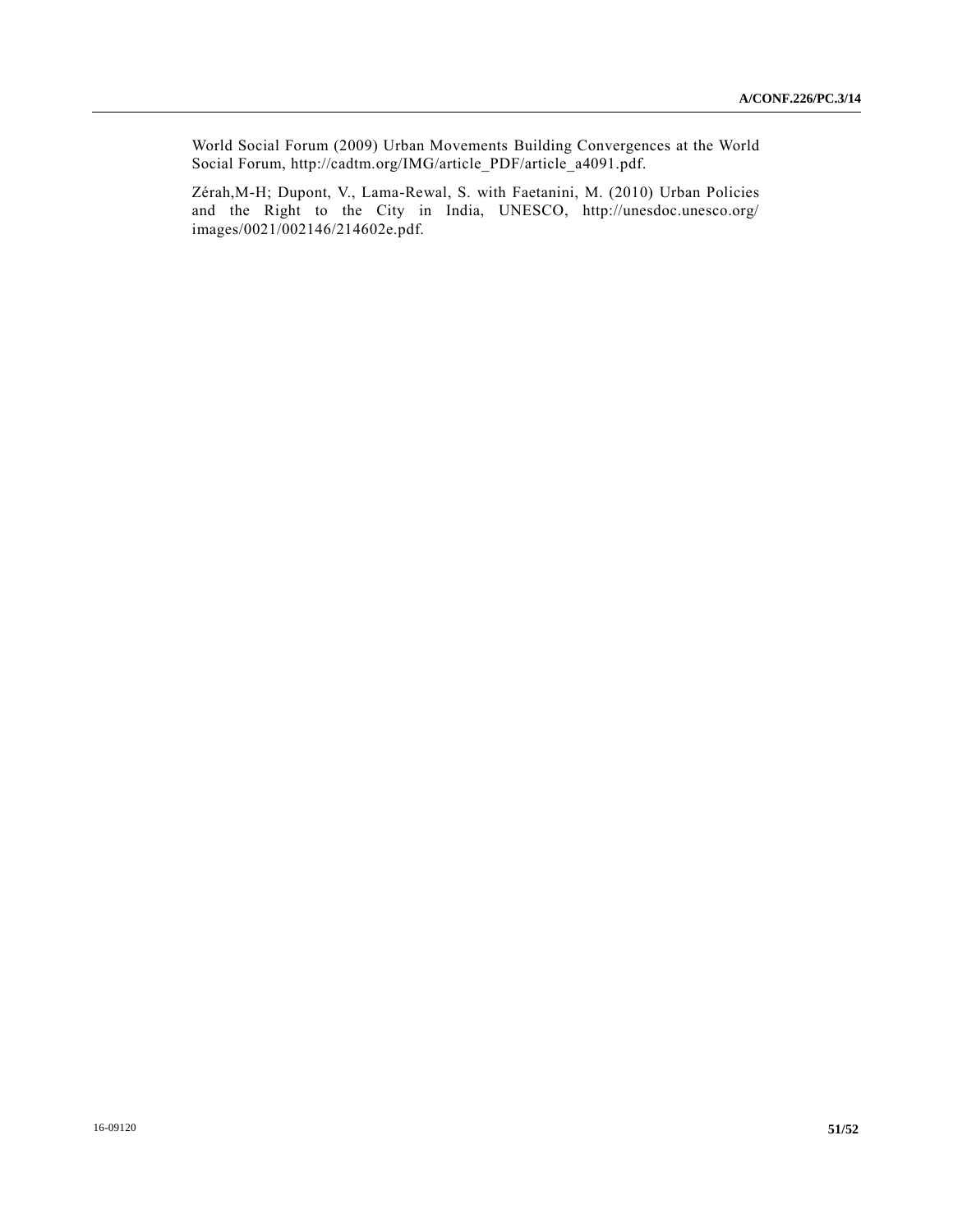World Social Forum (2009) Urban Movements Building Convergences at the World Social Forum, http://cadtm.org/IMG/article_PDF/article_a4091.pdf.

Zérah,M-H; Dupont, V., Lama-Rewal, S. with Faetanini, M. (2010) Urban Policies and the Right to the City in India, UNESCO, http://unesdoc.unesco.org/images/0021/002146/214602e.pdf.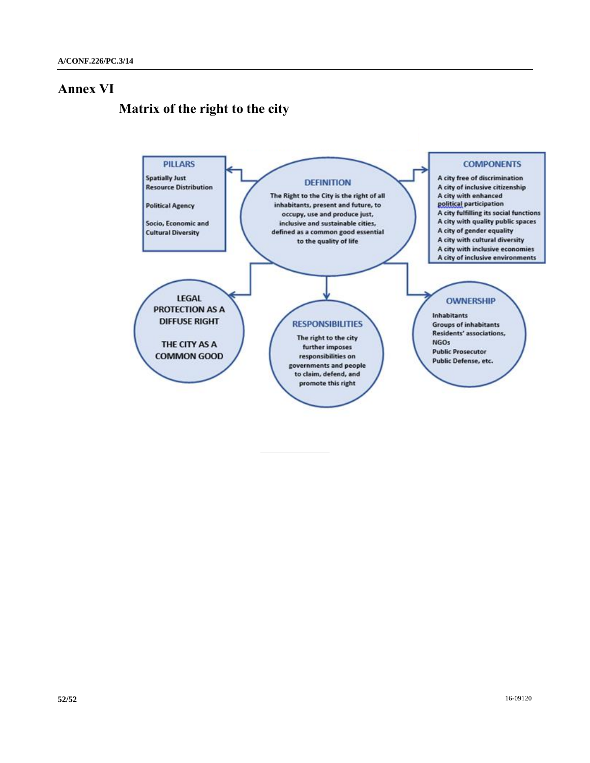# Annex VI

## Matrix of the right to the city

PILLARS

Spatially Just Resource Distribution

Political Agency

Socio, Economic and Cultural Diversity

DEFINITION

The Right to the City is the right of all inhabitants, present and future, to occupy, use and produce just, inclusive and sustainable cities, defined as a common good essential to the quality of life

COMPONENTS

A city free of discrimination
A city of inclusive citizenship
A city with enhanced political participation
A city fulfilling its social functions
A city with quality public spaces
A city of gender equality
A city with cultural diversity
A city with inclusive economies
A city of inclusive environments

LEGAL PROTECTION AS A DIFFUSE RIGHT

THE CITY AS A COMMON GOOD

RESPONSIBILITIES

The right to the city further imposes responsibilities on governments and people to claim, defend, and promote this right

OWNERSHIP

Inhabitants
Groups of inhabitants
Residents' associations, NGOs
Public Prosecutor
Public Defense, etc.